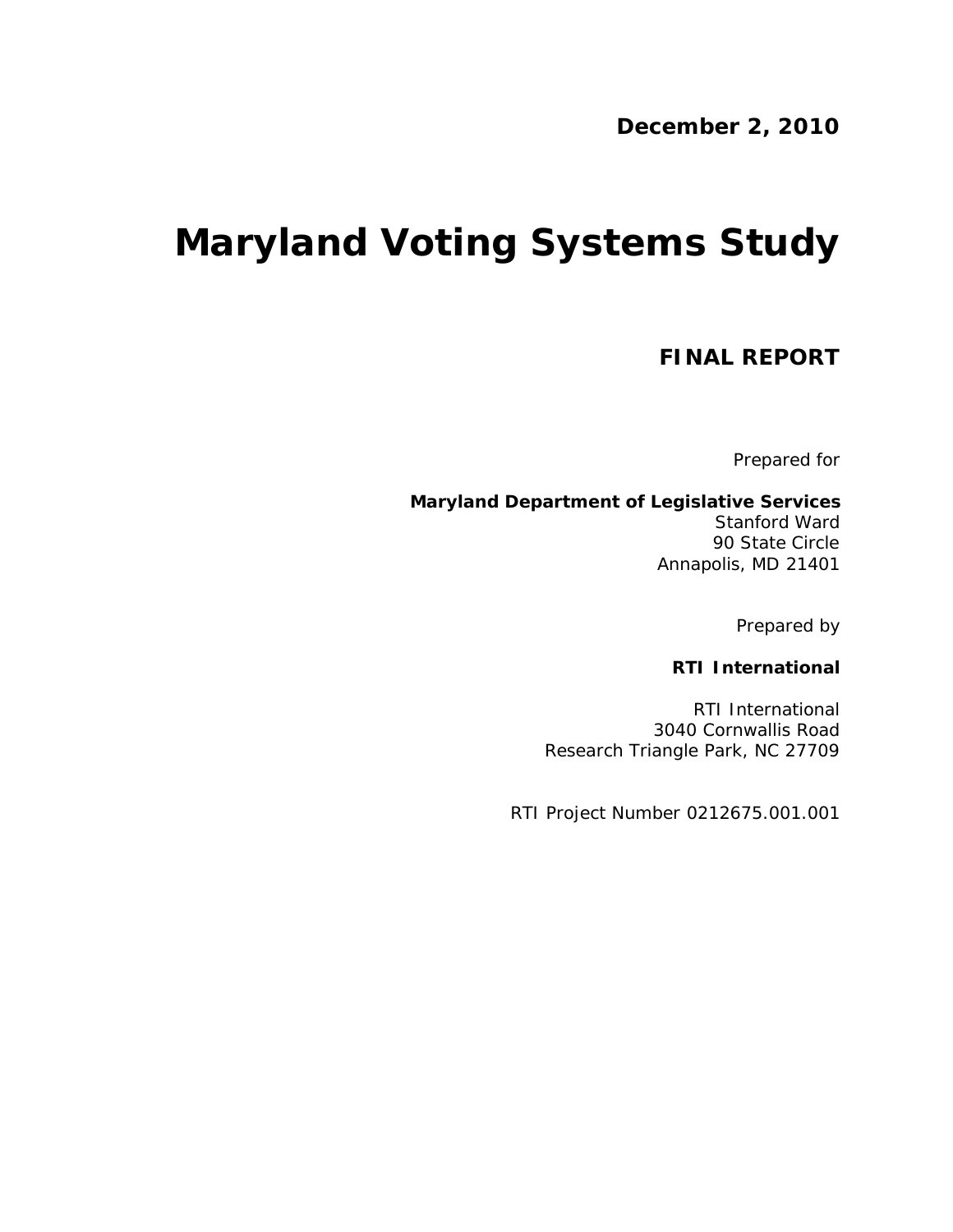**December 2, 2010**

# Maryland Voting Systems Study

## FINAL REPORT

Prepared for

**Maryland Department of Legislative Services**
Stanford Ward
90 State Circle
Annapolis, MD 21401

Prepared by

**RTI International**

RTI International
3040 Cornwallis Road
Research Triangle Park, NC 27709

RTI Project Number 0212675.001.001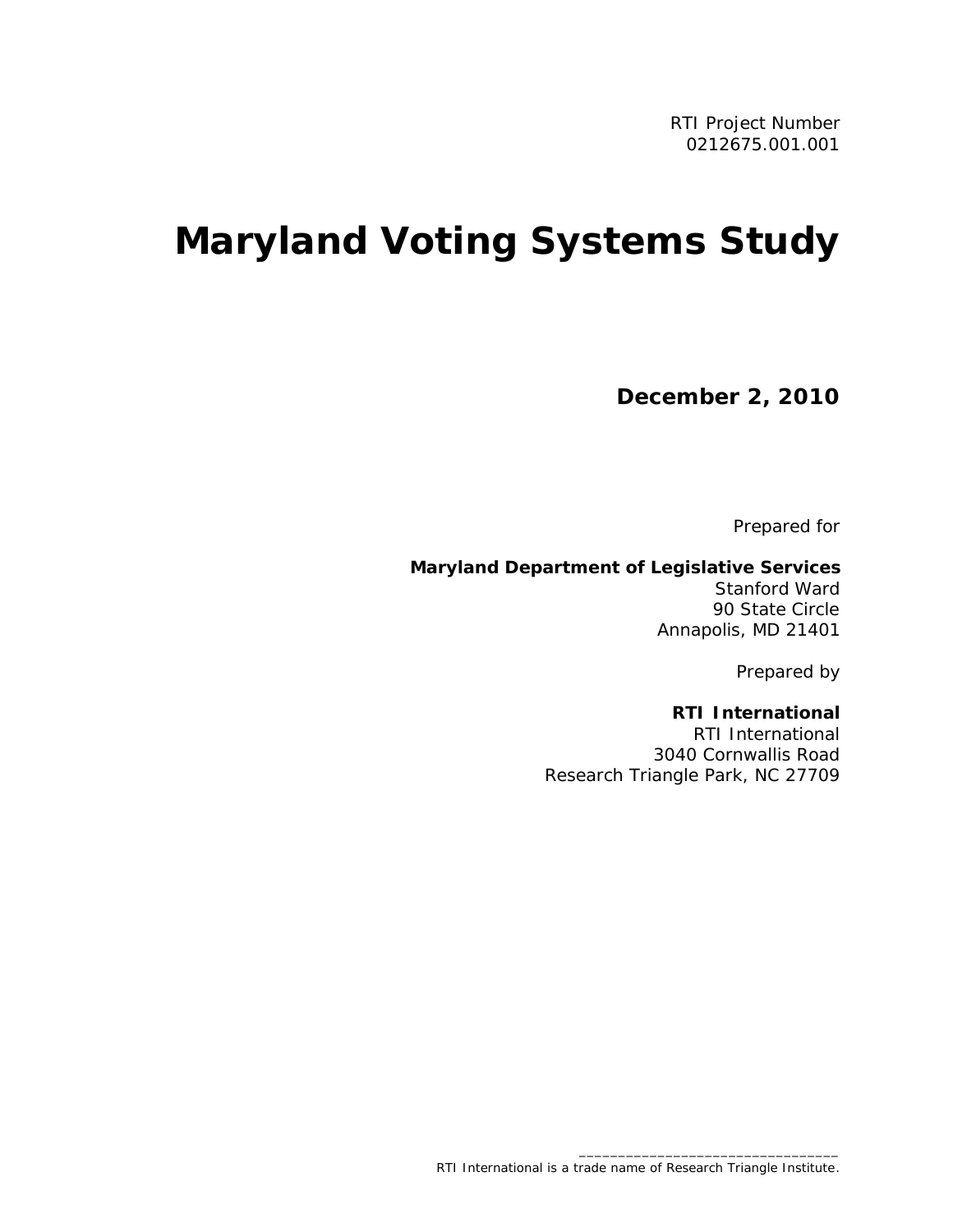RTI Project Number
0212675.001.001

# Maryland Voting Systems Study

**December 2, 2010**

Prepared for

**Maryland Department of Legislative Services**
Stanford Ward
90 State Circle
Annapolis, MD 21401

Prepared by

**RTI International**
RTI International
3040 Cornwallis Road
Research Triangle Park, NC 27709

_________________________________
RTI International is a trade name of Research Triangle Institute.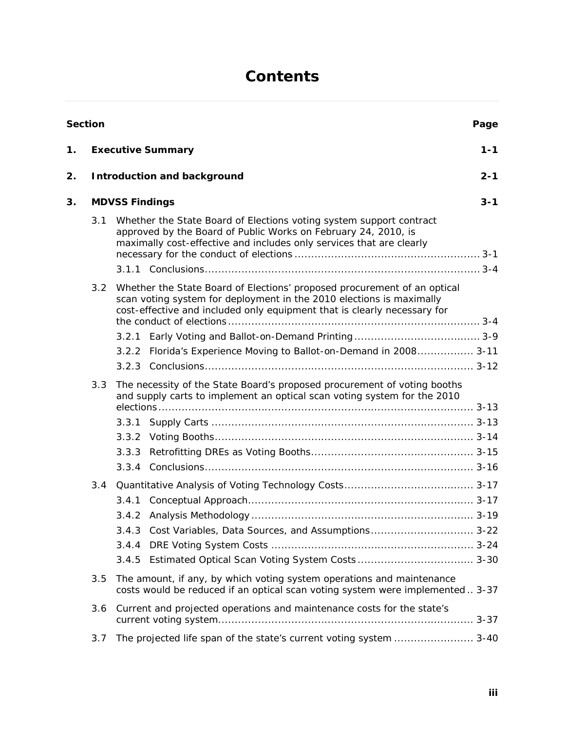# Contents

| Section | | Page |
|---|---|---|
| **1.** | **Executive Summary** | **1-1** |
| **2.** | **Introduction and background** | **2-1** |
| **3.** | **MDVSS Findings** | **3-1** |
| | 3.1 Whether the State Board of Elections voting system support contract approved by the Board of Public Works on February 24, 2010, is maximally cost-effective and includes only services that are clearly necessary for the conduct of elections | 3-1 |
| | 3.1.1 Conclusions | 3-4 |
| | 3.2 Whether the State Board of Elections' proposed procurement of an optical scan voting system for deployment in the 2010 elections is maximally cost-effective and included only equipment that is clearly necessary for the conduct of elections | 3-4 |
| | 3.2.1 Early Voting and Ballot-on-Demand Printing | 3-9 |
| | 3.2.2 Florida's Experience Moving to Ballot-on-Demand in 2008 | 3-11 |
| | 3.2.3 Conclusions | 3-12 |
| | 3.3 The necessity of the State Board's proposed procurement of voting booths and supply carts to implement an optical scan voting system for the 2010 elections | 3-13 |
| | 3.3.1 Supply Carts | 3-13 |
| | 3.3.2 Voting Booths | 3-14 |
| | 3.3.3 Retrofitting DREs as Voting Booths | 3-15 |
| | 3.3.4 Conclusions | 3-16 |
| | 3.4 Quantitative Analysis of Voting Technology Costs | 3-17 |
| | 3.4.1 Conceptual Approach | 3-17 |
| | 3.4.2 Analysis Methodology | 3-19 |
| | 3.4.3 Cost Variables, Data Sources, and Assumptions | 3-22 |
| | 3.4.4 DRE Voting System Costs | 3-24 |
| | 3.4.5 Estimated Optical Scan Voting System Costs | 3-30 |
| | 3.5 The amount, if any, by which voting system operations and maintenance costs would be reduced if an optical scan voting system were implemented | 3-37 |
| | 3.6 Current and projected operations and maintenance costs for the state's current voting system | 3-37 |
| | 3.7 The projected life span of the state's current voting system | 3-40 |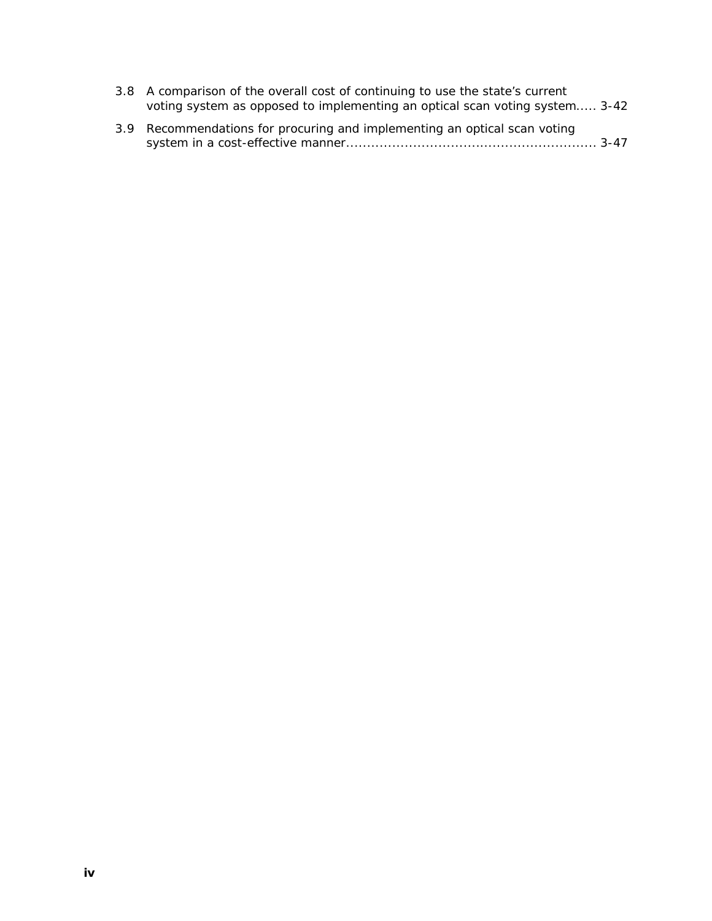3.8 A comparison of the overall cost of continuing to use the state's current voting system as opposed to implementing an optical scan voting system..... 3-42

3.9 Recommendations for procuring and implementing an optical scan voting system in a cost-effective manner............................................................ 3-47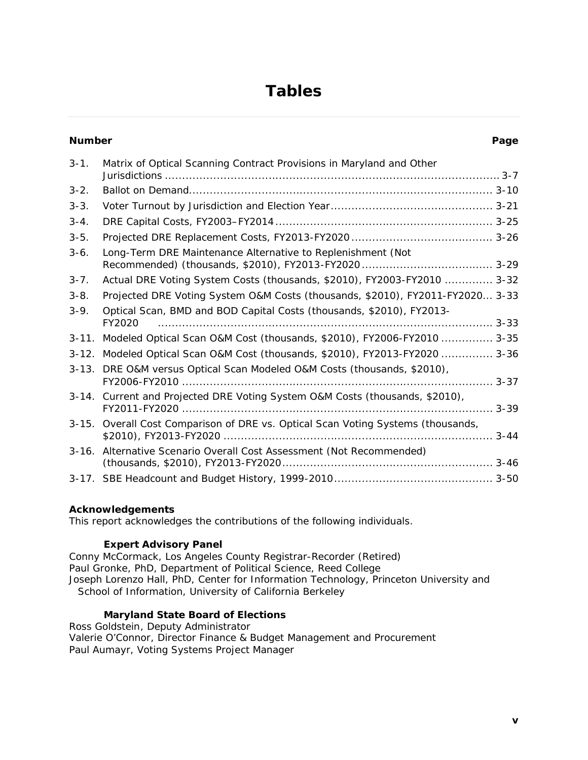# Tables

| Number | | Page |
|---|---|---|
| 3-1. | Matrix of Optical Scanning Contract Provisions in Maryland and Other Jurisdictions | 3-7 |
| 3-2. | Ballot on Demand | 3-10 |
| 3-3. | Voter Turnout by Jurisdiction and Election Year | 3-21 |
| 3-4. | DRE Capital Costs, FY2003–FY2014 | 3-25 |
| 3-5. | Projected DRE Replacement Costs, FY2013-FY2020 | 3-26 |
| 3-6. | Long-Term DRE Maintenance Alternative to Replenishment (Not Recommended) (thousands, $2010), FY2013-FY2020 | 3-29 |
| 3-7. | Actual DRE Voting System Costs (thousands, $2010), FY2003-FY2010 | 3-32 |
| 3-8. | Projected DRE Voting System O&M Costs (thousands, $2010), FY2011-FY2020 | 3-33 |
| 3-9. | Optical Scan, BMD and BOD Capital Costs (thousands, $2010), FY2013-FY2020 | 3-33 |
| 3-11. | Modeled Optical Scan O&M Cost (thousands, $2010), FY2006-FY2010 | 3-35 |
| 3-12. | Modeled Optical Scan O&M Cost (thousands, $2010), FY2013-FY2020 | 3-36 |
| 3-13. | DRE O&M versus Optical Scan Modeled O&M Costs (thousands, $2010), FY2006-FY2010 | 3-37 |
| 3-14. | Current and Projected DRE Voting System O&M Costs (thousands, $2010), FY2011-FY2020 | 3-39 |
| 3-15. | Overall Cost Comparison of DRE vs. Optical Scan Voting Systems (thousands, $2010), FY2013-FY2020 | 3-44 |
| 3-16. | Alternative Scenario Overall Cost Assessment (Not Recommended) (thousands, $2010), FY2013-FY2020 | 3-46 |
| 3-17. | SBE Headcount and Budget History, 1999-2010 | 3-50 |

**Acknowledgements**

This report acknowledges the contributions of the following individuals.

**Expert Advisory Panel**

Conny McCormack, Los Angeles County Registrar-Recorder (Retired)
Paul Gronke, PhD, Department of Political Science, Reed College
Joseph Lorenzo Hall, PhD, Center for Information Technology, Princeton University and School of Information, University of California Berkeley

**Maryland State Board of Elections**

Ross Goldstein, Deputy Administrator
Valerie O'Connor, Director Finance & Budget Management and Procurement
Paul Aumayr, Voting Systems Project Manager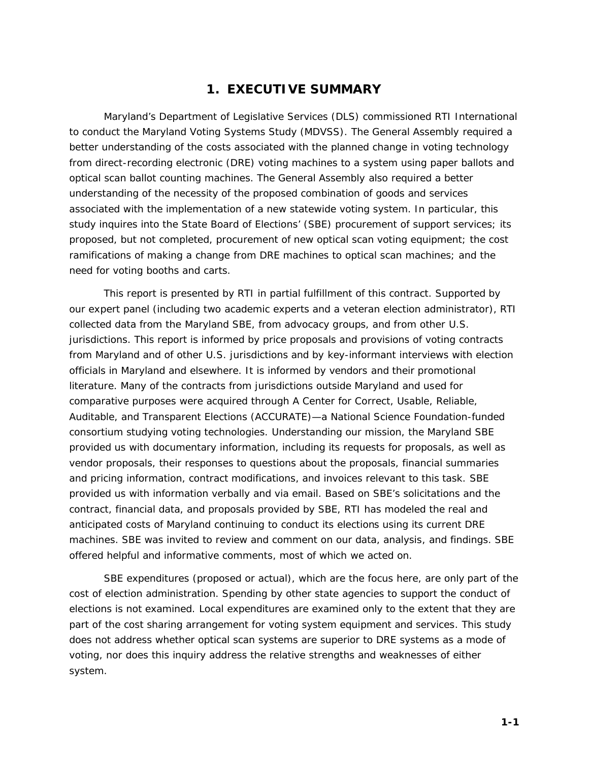# 1. EXECUTIVE SUMMARY

Maryland's Department of Legislative Services (DLS) commissioned RTI International to conduct the Maryland Voting Systems Study (MDVSS). The General Assembly required a better understanding of the costs associated with the planned change in voting technology from direct-recording electronic (DRE) voting machines to a system using paper ballots and optical scan ballot counting machines. The General Assembly also required a better understanding of the necessity of the proposed combination of goods and services associated with the implementation of a new statewide voting system. In particular, this study inquires into the State Board of Elections' (SBE) procurement of support services; its proposed, but not completed, procurement of new optical scan voting equipment; the cost ramifications of making a change from DRE machines to optical scan machines; and the need for voting booths and carts.

This report is presented by RTI in partial fulfillment of this contract. Supported by our expert panel (including two academic experts and a veteran election administrator), RTI collected data from the Maryland SBE, from advocacy groups, and from other U.S. jurisdictions. This report is informed by price proposals and provisions of voting contracts from Maryland and of other U.S. jurisdictions and by key-informant interviews with election officials in Maryland and elsewhere. It is informed by vendors and their promotional literature. Many of the contracts from jurisdictions outside Maryland and used for comparative purposes were acquired through A Center for Correct, Usable, Reliable, Auditable, and Transparent Elections (ACCURATE)—a National Science Foundation-funded consortium studying voting technologies. Understanding our mission, the Maryland SBE provided us with documentary information, including its requests for proposals, as well as vendor proposals, their responses to questions about the proposals, financial summaries and pricing information, contract modifications, and invoices relevant to this task. SBE provided us with information verbally and via email. Based on SBE's solicitations and the contract, financial data, and proposals provided by SBE, RTI has modeled the real and anticipated costs of Maryland continuing to conduct its elections using its current DRE machines. SBE was invited to review and comment on our data, analysis, and findings. SBE offered helpful and informative comments, most of which we acted on.

SBE expenditures (proposed or actual), which are the focus here, are only part of the cost of election administration. Spending by other state agencies to support the conduct of elections is not examined. Local expenditures are examined only to the extent that they are part of the cost sharing arrangement for voting system equipment and services. This study does not address whether optical scan systems are superior to DRE systems as a mode of voting, nor does this inquiry address the relative strengths and weaknesses of either system.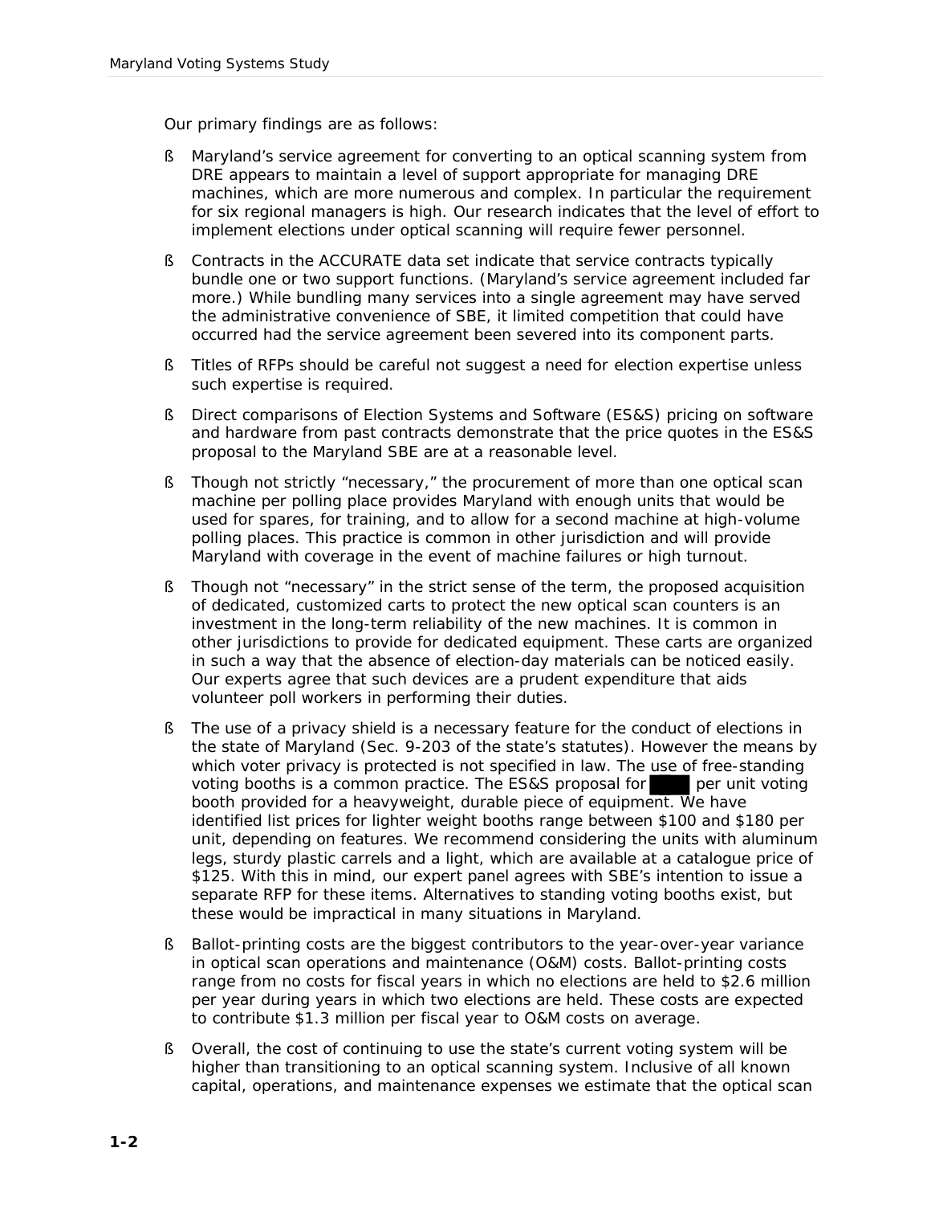Our primary findings are as follows:

- Maryland's service agreement for converting to an optical scanning system from DRE appears to maintain a level of support appropriate for managing DRE machines, which are more numerous and complex. In particular the requirement for six regional managers is high. Our research indicates that the level of effort to implement elections under optical scanning will require fewer personnel.
- Contracts in the ACCURATE data set indicate that service contracts typically bundle one or two support functions. (Maryland's service agreement included far more.) While bundling many services into a single agreement may have served the administrative convenience of SBE, it limited competition that could have occurred had the service agreement been severed into its component parts.
- Titles of RFPs should be careful not suggest a need for election expertise unless such expertise is required.
- Direct comparisons of Election Systems and Software (ES&S) pricing on software and hardware from past contracts demonstrate that the price quotes in the ES&S proposal to the Maryland SBE are at a reasonable level.
- Though not strictly "necessary," the procurement of more than one optical scan machine per polling place provides Maryland with enough units that would be used for spares, for training, and to allow for a second machine at high-volume polling places. This practice is common in other jurisdiction and will provide Maryland with coverage in the event of machine failures or high turnout.
- Though not "necessary" in the strict sense of the term, the proposed acquisition of dedicated, customized carts to protect the new optical scan counters is an investment in the long-term reliability of the new machines. It is common in other jurisdictions to provide for dedicated equipment. These carts are organized in such a way that the absence of election-day materials can be noticed easily. Our experts agree that such devices are a prudent expenditure that aids volunteer poll workers in performing their duties.
- The use of a privacy shield is a necessary feature for the conduct of elections in the state of Maryland (Sec. 9-203 of the state's statutes). However the means by which voter privacy is protected is not specified in law. The use of free-standing voting booths is a common practice. The ES&S proposal for ████ per unit voting booth provided for a heavyweight, durable piece of equipment. We have identified list prices for lighter weight booths range between $100 and $180 per unit, depending on features. We recommend considering the units with aluminum legs, sturdy plastic carrels and a light, which are available at a catalogue price of $125. With this in mind, our expert panel agrees with SBE's intention to issue a separate RFP for these items. Alternatives to standing voting booths exist, but these would be impractical in many situations in Maryland.
- Ballot-printing costs are the biggest contributors to the year-over-year variance in optical scan operations and maintenance (O&M) costs. Ballot-printing costs range from no costs for fiscal years in which no elections are held to $2.6 million per year during years in which two elections are held. These costs are expected to contribute $1.3 million per fiscal year to O&M costs on average.
- Overall, the cost of continuing to use the state's current voting system will be higher than transitioning to an optical scanning system. Inclusive of all known capital, operations, and maintenance expenses we estimate that the optical scan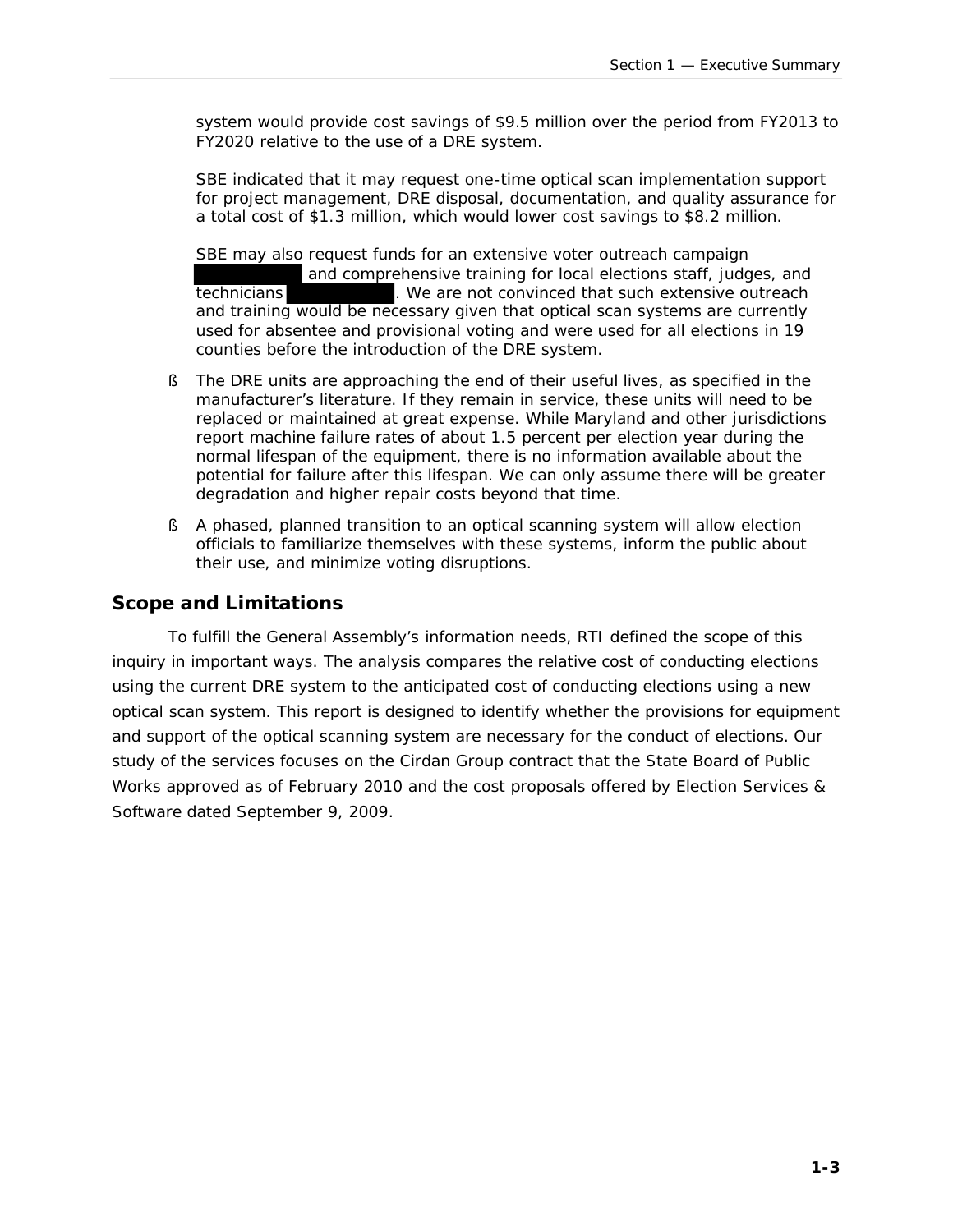system would provide cost savings of $9.5 million over the period from FY2013 to FY2020 relative to the use of a DRE system.

SBE indicated that it may request one-time optical scan implementation support for project management, DRE disposal, documentation, and quality assurance for a total cost of $1.3 million, which would lower cost savings to $8.2 million.

SBE may also request funds for an extensive voter outreach campaign [REDACTED] and comprehensive training for local elections staff, judges, and technicians [REDACTED]. We are not convinced that such extensive outreach and training would be necessary given that optical scan systems are currently used for absentee and provisional voting and were used for all elections in 19 counties before the introduction of the DRE system.

- The DRE units are approaching the end of their useful lives, as specified in the manufacturer's literature. If they remain in service, these units will need to be replaced or maintained at great expense. While Maryland and other jurisdictions report machine failure rates of about 1.5 percent per election year during the normal lifespan of the equipment, there is no information available about the potential for failure after this lifespan. We can only assume there will be greater degradation and higher repair costs beyond that time.
- A phased, planned transition to an optical scanning system will allow election officials to familiarize themselves with these systems, inform the public about their use, and minimize voting disruptions.

## Scope and Limitations

To fulfill the General Assembly's information needs, RTI defined the scope of this inquiry in important ways. The analysis compares the relative cost of conducting elections using the current DRE system to the anticipated cost of conducting elections using a new optical scan system. This report is designed to identify whether the provisions for equipment and support of the optical scanning system are necessary for the conduct of elections. Our study of the services focuses on the Cirdan Group contract that the State Board of Public Works approved as of February 2010 and the cost proposals offered by Election Services & Software dated September 9, 2009.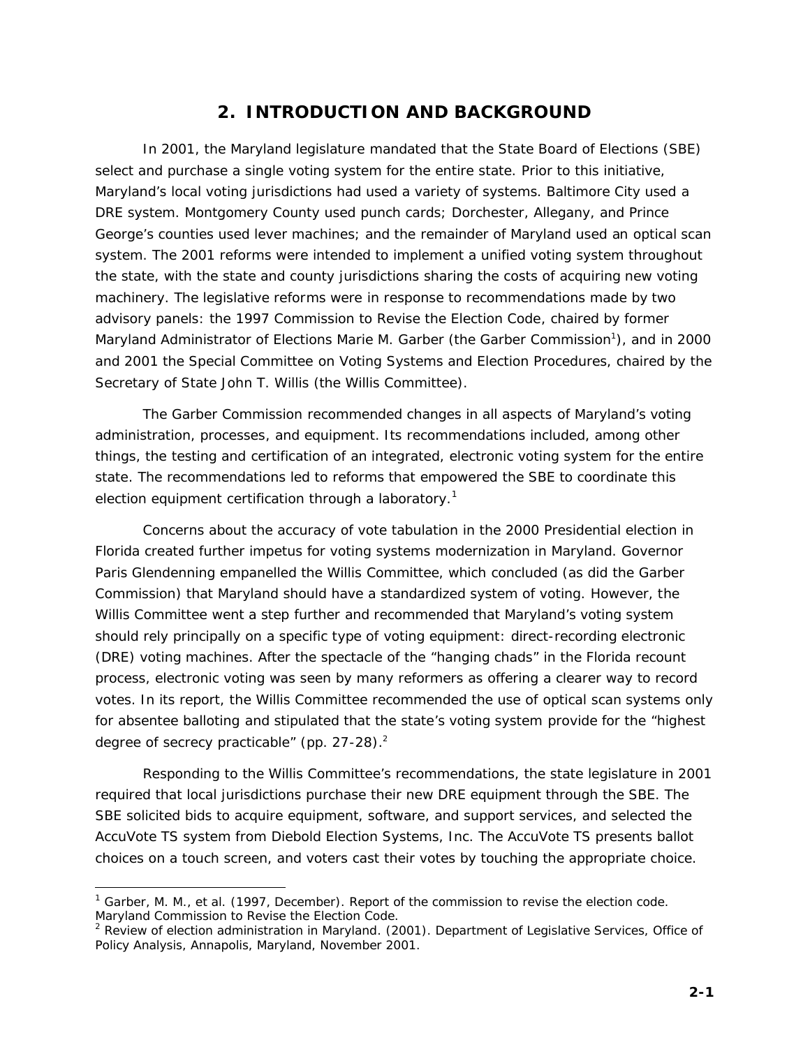## 2. INTRODUCTION AND BACKGROUND

In 2001, the Maryland legislature mandated that the State Board of Elections (SBE) select and purchase a single voting system for the entire state. Prior to this initiative, Maryland's local voting jurisdictions had used a variety of systems. Baltimore City used a DRE system. Montgomery County used punch cards; Dorchester, Allegany, and Prince George's counties used lever machines; and the remainder of Maryland used an optical scan system. The 2001 reforms were intended to implement a unified voting system throughout the state, with the state and county jurisdictions sharing the costs of acquiring new voting machinery. The legislative reforms were in response to recommendations made by two advisory panels: the 1997 Commission to Revise the Election Code, chaired by former Maryland Administrator of Elections Marie M. Garber (the Garber Commission[1]), and in 2000 and 2001 the Special Committee on Voting Systems and Election Procedures, chaired by the Secretary of State John T. Willis (the Willis Committee).

The Garber Commission recommended changes in all aspects of Maryland's voting administration, processes, and equipment. Its recommendations included, among other things, the testing and certification of an integrated, electronic voting system for the entire state. The recommendations led to reforms that empowered the SBE to coordinate this election equipment certification through a laboratory.[1]

Concerns about the accuracy of vote tabulation in the 2000 Presidential election in Florida created further impetus for voting systems modernization in Maryland. Governor Paris Glendenning empanelled the Willis Committee, which concluded (as did the Garber Commission) that Maryland should have a standardized system of voting. However, the Willis Committee went a step further and recommended that Maryland's voting system should rely principally on a specific type of voting equipment: direct-recording electronic (DRE) voting machines. After the spectacle of the "hanging chads" in the Florida recount process, electronic voting was seen by many reformers as offering a clearer way to record votes. In its report, the Willis Committee recommended the use of optical scan systems only for absentee balloting and stipulated that the state's voting system provide for the "highest degree of secrecy practicable" (pp. 27-28).[2]

Responding to the Willis Committee's recommendations, the state legislature in 2001 required that local jurisdictions purchase their new DRE equipment through the SBE. The SBE solicited bids to acquire equipment, software, and support services, and selected the AccuVote TS system from Diebold Election Systems, Inc. The AccuVote TS presents ballot choices on a touch screen, and voters cast their votes by touching the appropriate choice.

---

[1] Garber, M. M., et al. (1997, December). Report of the commission to revise the election code. Maryland Commission to Revise the Election Code.

[2] Review of election administration in Maryland. (2001). Department of Legislative Services, Office of Policy Analysis, Annapolis, Maryland, November 2001.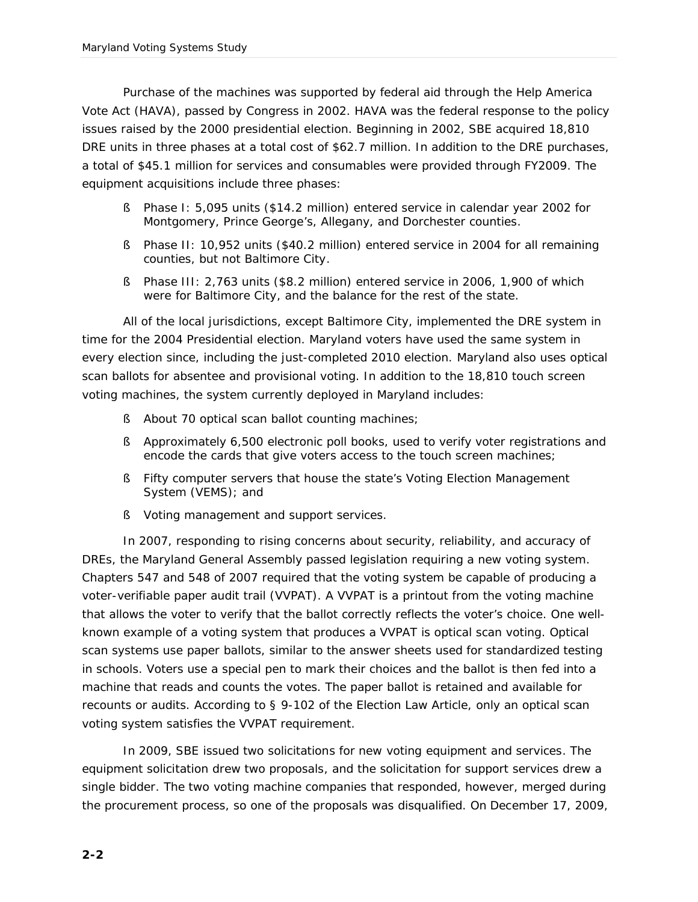Purchase of the machines was supported by federal aid through the Help America Vote Act (HAVA), passed by Congress in 2002. HAVA was the federal response to the policy issues raised by the 2000 presidential election. Beginning in 2002, SBE acquired 18,810 DRE units in three phases at a total cost of $62.7 million. In addition to the DRE purchases, a total of $45.1 million for services and consumables were provided through FY2009. The equipment acquisitions include three phases:

- Phase I: 5,095 units ($14.2 million) entered service in calendar year 2002 for Montgomery, Prince George's, Allegany, and Dorchester counties.
- Phase II: 10,952 units ($40.2 million) entered service in 2004 for all remaining counties, but not Baltimore City.
- Phase III: 2,763 units ($8.2 million) entered service in 2006, 1,900 of which were for Baltimore City, and the balance for the rest of the state.

All of the local jurisdictions, except Baltimore City, implemented the DRE system in time for the 2004 Presidential election. Maryland voters have used the same system in every election since, including the just-completed 2010 election. Maryland also uses optical scan ballots for absentee and provisional voting. In addition to the 18,810 touch screen voting machines, the system currently deployed in Maryland includes:

- About 70 optical scan ballot counting machines;
- Approximately 6,500 electronic poll books, used to verify voter registrations and encode the cards that give voters access to the touch screen machines;
- Fifty computer servers that house the state's Voting Election Management System (VEMS); and
- Voting management and support services.

In 2007, responding to rising concerns about security, reliability, and accuracy of DREs, the Maryland General Assembly passed legislation requiring a new voting system. Chapters 547 and 548 of 2007 required that the voting system be capable of producing a voter-verifiable paper audit trail (VVPAT). A VVPAT is a printout from the voting machine that allows the voter to verify that the ballot correctly reflects the voter's choice. One well-known example of a voting system that produces a VVPAT is optical scan voting. Optical scan systems use paper ballots, similar to the answer sheets used for standardized testing in schools. Voters use a special pen to mark their choices and the ballot is then fed into a machine that reads and counts the votes. The paper ballot is retained and available for recounts or audits. According to § 9-102 of the Election Law Article, only an optical scan voting system satisfies the VVPAT requirement.

In 2009, SBE issued two solicitations for new voting equipment and services. The equipment solicitation drew two proposals, and the solicitation for support services drew a single bidder. The two voting machine companies that responded, however, merged during the procurement process, so one of the proposals was disqualified. On December 17, 2009,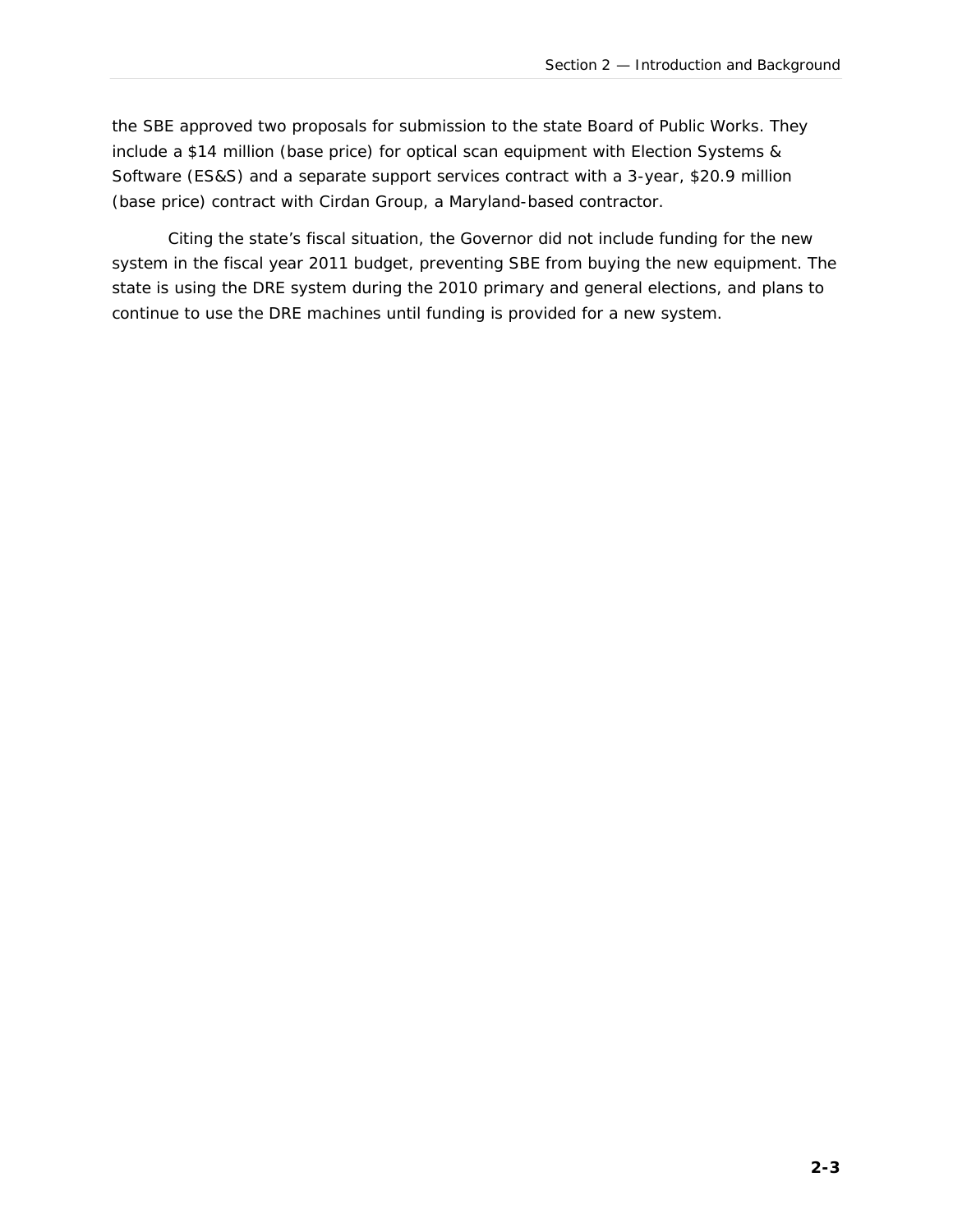the SBE approved two proposals for submission to the state Board of Public Works. They include a $14 million (base price) for optical scan equipment with Election Systems & Software (ES&S) and a separate support services contract with a 3-year, $20.9 million (base price) contract with Cirdan Group, a Maryland-based contractor.

Citing the state's fiscal situation, the Governor did not include funding for the new system in the fiscal year 2011 budget, preventing SBE from buying the new equipment. The state is using the DRE system during the 2010 primary and general elections, and plans to continue to use the DRE machines until funding is provided for a new system.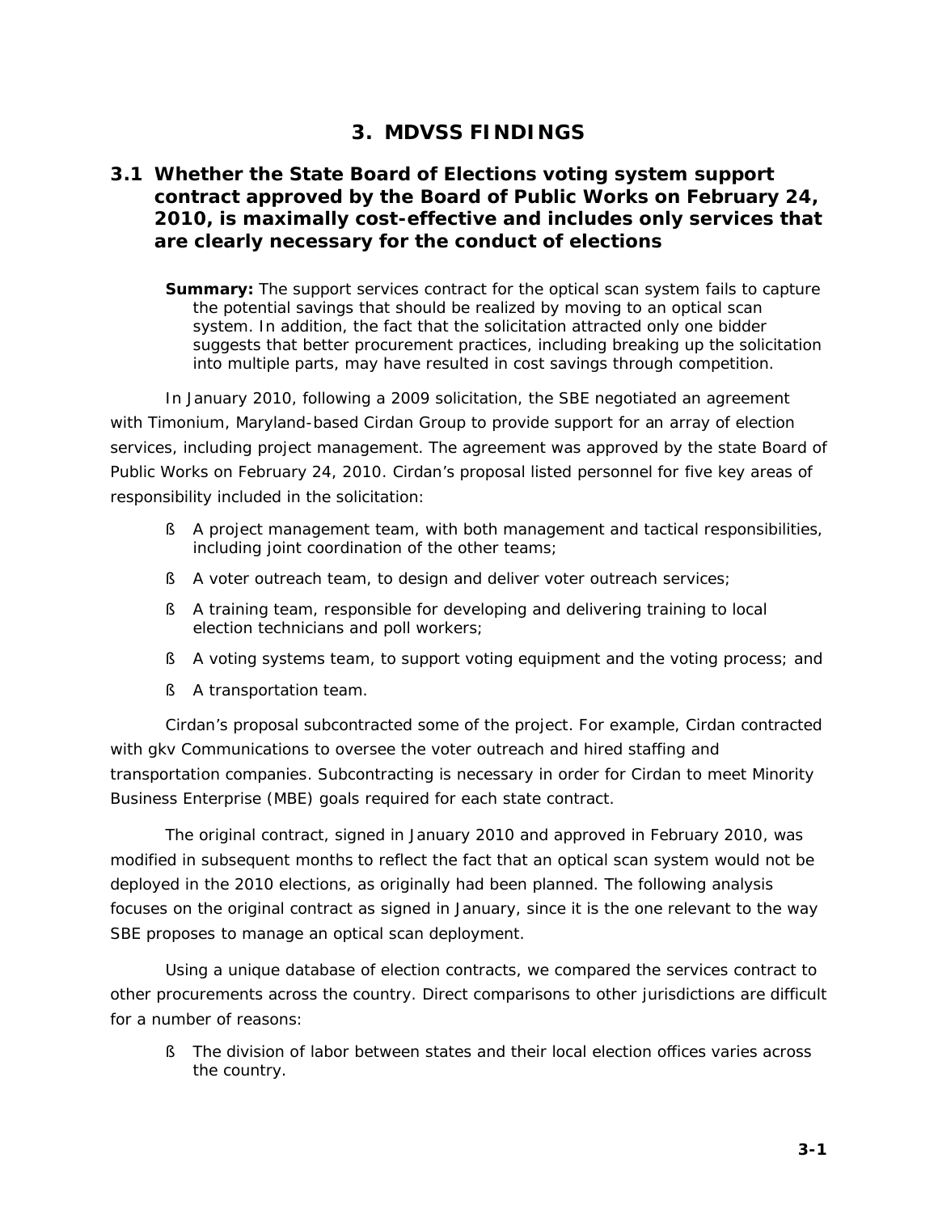# 3. MDVSS FINDINGS

## 3.1 Whether the State Board of Elections voting system support contract approved by the Board of Public Works on February 24, 2010, is maximally cost-effective and includes only services that are clearly necessary for the conduct of elections

**Summary:** The support services contract for the optical scan system fails to capture the potential savings that should be realized by moving to an optical scan system. In addition, the fact that the solicitation attracted only one bidder suggests that better procurement practices, including breaking up the solicitation into multiple parts, may have resulted in cost savings through competition.

In January 2010, following a 2009 solicitation, the SBE negotiated an agreement with Timonium, Maryland-based Cirdan Group to provide support for an array of election services, including project management. The agreement was approved by the state Board of Public Works on February 24, 2010. Cirdan's proposal listed personnel for five key areas of responsibility included in the solicitation:

- A project management team, with both management and tactical responsibilities, including joint coordination of the other teams;
- A voter outreach team, to design and deliver voter outreach services;
- A training team, responsible for developing and delivering training to local election technicians and poll workers;
- A voting systems team, to support voting equipment and the voting process; and
- A transportation team.

Cirdan's proposal subcontracted some of the project. For example, Cirdan contracted with gkv Communications to oversee the voter outreach and hired staffing and transportation companies. Subcontracting is necessary in order for Cirdan to meet Minority Business Enterprise (MBE) goals required for each state contract.

The original contract, signed in January 2010 and approved in February 2010, was modified in subsequent months to reflect the fact that an optical scan system would not be deployed in the 2010 elections, as originally had been planned. The following analysis focuses on the original contract as signed in January, since it is the one relevant to the way SBE proposes to manage an optical scan deployment.

Using a unique database of election contracts, we compared the services contract to other procurements across the country. Direct comparisons to other jurisdictions are difficult for a number of reasons:

- The division of labor between states and their local election offices varies across the country.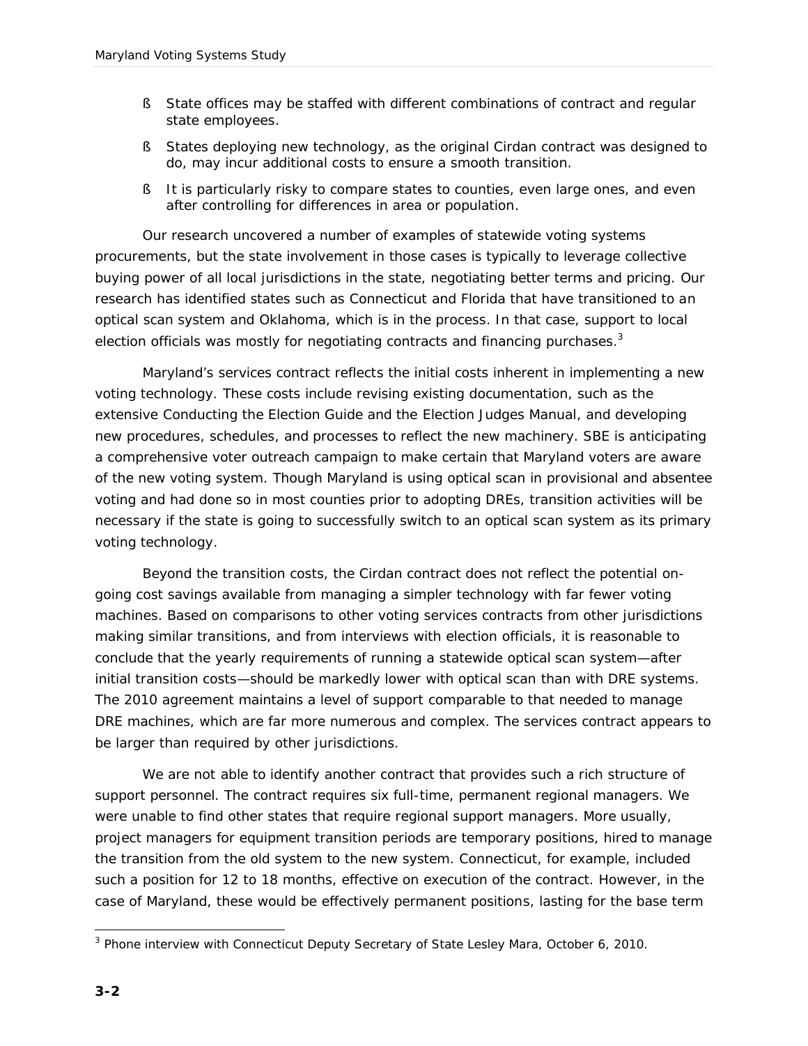- State offices may be staffed with different combinations of contract and regular state employees.
- States deploying new technology, as the original Cirdan contract was designed to do, may incur additional costs to ensure a smooth transition.
- It is particularly risky to compare states to counties, even large ones, and even after controlling for differences in area or population.

Our research uncovered a number of examples of statewide voting systems procurements, but the state involvement in those cases is typically to leverage collective buying power of all local jurisdictions in the state, negotiating better terms and pricing. Our research has identified states such as Connecticut and Florida that have transitioned to an optical scan system and Oklahoma, which is in the process. In that case, support to local election officials was mostly for negotiating contracts and financing purchases.[3]

Maryland's services contract reflects the initial costs inherent in implementing a new voting technology. These costs include revising existing documentation, such as the extensive Conducting the Election Guide and the Election Judges Manual, and developing new procedures, schedules, and processes to reflect the new machinery. SBE is anticipating a comprehensive voter outreach campaign to make certain that Maryland voters are aware of the new voting system. Though Maryland is using optical scan in provisional and absentee voting and had done so in most counties prior to adopting DREs, transition activities will be necessary if the state is going to successfully switch to an optical scan system as its primary voting technology.

Beyond the transition costs, the Cirdan contract does not reflect the potential on-going cost savings available from managing a simpler technology with far fewer voting machines. Based on comparisons to other voting services contracts from other jurisdictions making similar transitions, and from interviews with election officials, it is reasonable to conclude that the yearly requirements of running a statewide optical scan system—after initial transition costs—should be markedly lower with optical scan than with DRE systems. The 2010 agreement maintains a level of support comparable to that needed to manage DRE machines, which are far more numerous and complex. The services contract appears to be larger than required by other jurisdictions.

We are not able to identify another contract that provides such a rich structure of support personnel. The contract requires six full-time, permanent regional managers. We were unable to find other states that require regional support managers. More usually, project managers for equipment transition periods are temporary positions, hired to manage the transition from the old system to the new system. Connecticut, for example, included such a position for 12 to 18 months, effective on execution of the contract. However, in the case of Maryland, these would be effectively permanent positions, lasting for the base term

[3] Phone interview with Connecticut Deputy Secretary of State Lesley Mara, October 6, 2010.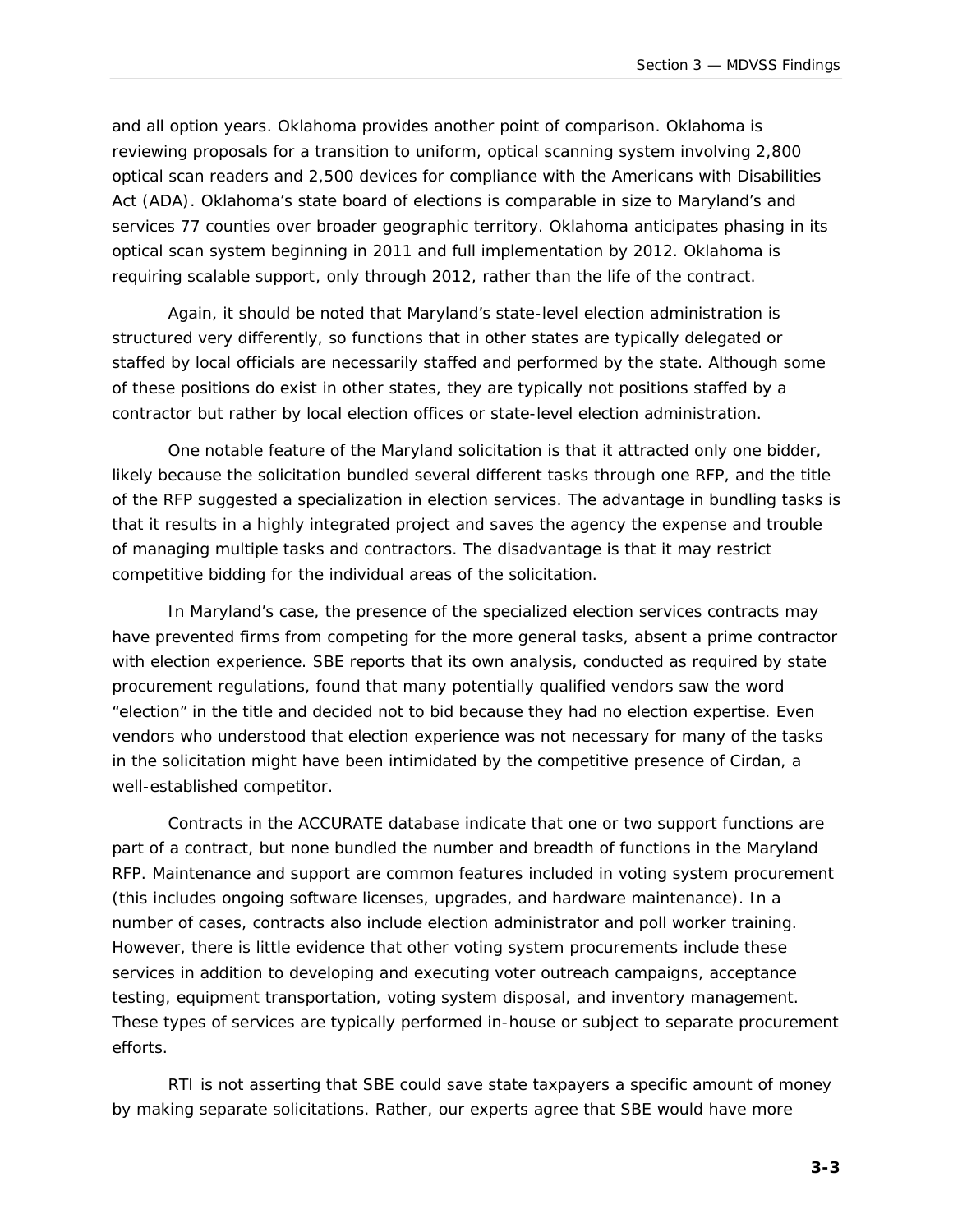and all option years. Oklahoma provides another point of comparison. Oklahoma is reviewing proposals for a transition to uniform, optical scanning system involving 2,800 optical scan readers and 2,500 devices for compliance with the Americans with Disabilities Act (ADA). Oklahoma's state board of elections is comparable in size to Maryland's and services 77 counties over broader geographic territory. Oklahoma anticipates phasing in its optical scan system beginning in 2011 and full implementation by 2012. Oklahoma is requiring scalable support, only through 2012, rather than the life of the contract.

Again, it should be noted that Maryland's state-level election administration is structured very differently, so functions that in other states are typically delegated or staffed by local officials are necessarily staffed and performed by the state. Although some of these positions do exist in other states, they are typically not positions staffed by a contractor but rather by local election offices or state-level election administration.

One notable feature of the Maryland solicitation is that it attracted only one bidder, likely because the solicitation bundled several different tasks through one RFP, and the title of the RFP suggested a specialization in election services. The advantage in bundling tasks is that it results in a highly integrated project and saves the agency the expense and trouble of managing multiple tasks and contractors. The disadvantage is that it may restrict competitive bidding for the individual areas of the solicitation.

In Maryland's case, the presence of the specialized election services contracts may have prevented firms from competing for the more general tasks, absent a prime contractor with election experience. SBE reports that its own analysis, conducted as required by state procurement regulations, found that many potentially qualified vendors saw the word "election" in the title and decided not to bid because they had no election expertise. Even vendors who understood that election experience was not necessary for many of the tasks in the solicitation might have been intimidated by the competitive presence of Cirdan, a well-established competitor.

Contracts in the ACCURATE database indicate that one or two support functions are part of a contract, but none bundled the number and breadth of functions in the Maryland RFP. Maintenance and support are common features included in voting system procurement (this includes ongoing software licenses, upgrades, and hardware maintenance). In a number of cases, contracts also include election administrator and poll worker training. However, there is little evidence that other voting system procurements include these services in addition to developing and executing voter outreach campaigns, acceptance testing, equipment transportation, voting system disposal, and inventory management. These types of services are typically performed in-house or subject to separate procurement efforts.

RTI is not asserting that SBE could save state taxpayers a specific amount of money by making separate solicitations. Rather, our experts agree that SBE would have more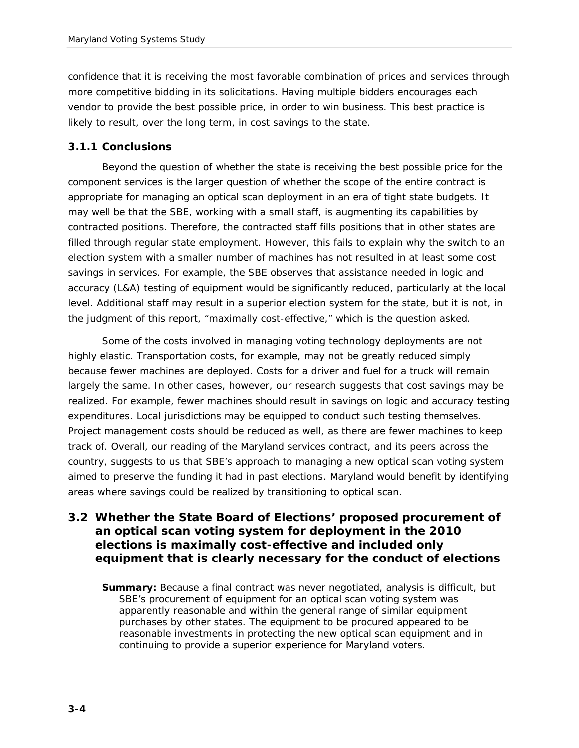confidence that it is receiving the most favorable combination of prices and services through more competitive bidding in its solicitations. Having multiple bidders encourages each vendor to provide the best possible price, in order to win business. This best practice is likely to result, over the long term, in cost savings to the state.

### 3.1.1 Conclusions

Beyond the question of whether the state is receiving the best possible price for the component services is the larger question of whether the scope of the entire contract is appropriate for managing an optical scan deployment in an era of tight state budgets. It may well be that the SBE, working with a small staff, is augmenting its capabilities by contracted positions. Therefore, the contracted staff fills positions that in other states are filled through regular state employment. However, this fails to explain why the switch to an election system with a smaller number of machines has not resulted in at least some cost savings in services. For example, the SBE observes that assistance needed in logic and accuracy (L&A) testing of equipment would be significantly reduced, particularly at the local level. Additional staff may result in a superior election system for the state, but it is not, in the judgment of this report, "maximally cost-effective," which is the question asked.

Some of the costs involved in managing voting technology deployments are not highly elastic. Transportation costs, for example, may not be greatly reduced simply because fewer machines are deployed. Costs for a driver and fuel for a truck will remain largely the same. In other cases, however, our research suggests that cost savings may be realized. For example, fewer machines should result in savings on logic and accuracy testing expenditures. Local jurisdictions may be equipped to conduct such testing themselves. Project management costs should be reduced as well, as there are fewer machines to keep track of. Overall, our reading of the Maryland services contract, and its peers across the country, suggests to us that SBE's approach to managing a new optical scan voting system aimed to preserve the funding it had in past elections. Maryland would benefit by identifying areas where savings could be realized by transitioning to optical scan.

## 3.2 Whether the State Board of Elections' proposed procurement of an optical scan voting system for deployment in the 2010 elections is maximally cost-effective and included only equipment that is clearly necessary for the conduct of elections

**Summary:** Because a final contract was never negotiated, analysis is difficult, but SBE's procurement of equipment for an optical scan voting system was apparently reasonable and within the general range of similar equipment purchases by other states. The equipment to be procured appeared to be reasonable investments in protecting the new optical scan equipment and in continuing to provide a superior experience for Maryland voters.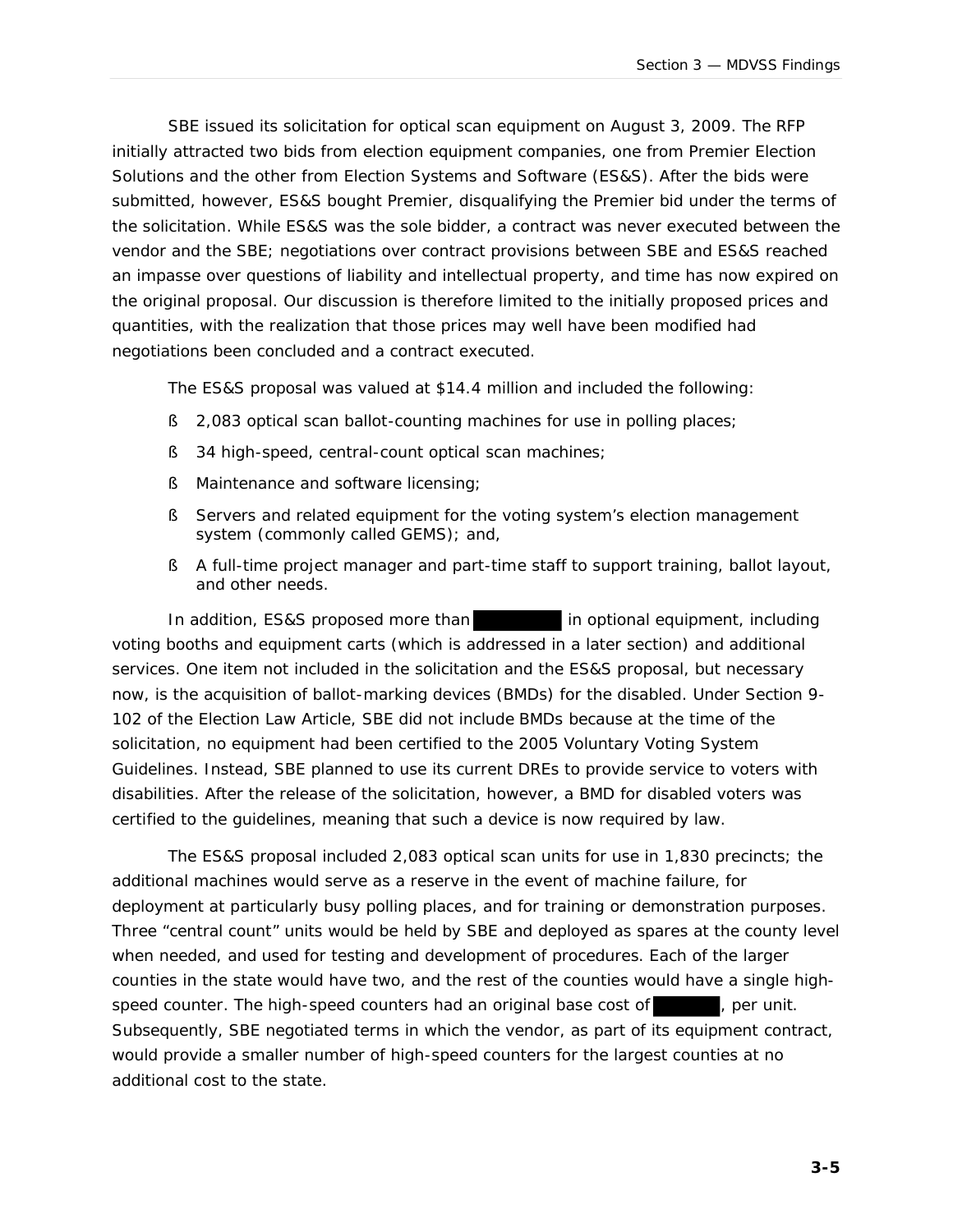SBE issued its solicitation for optical scan equipment on August 3, 2009. The RFP initially attracted two bids from election equipment companies, one from Premier Election Solutions and the other from Election Systems and Software (ES&S). After the bids were submitted, however, ES&S bought Premier, disqualifying the Premier bid under the terms of the solicitation. While ES&S was the sole bidder, a contract was never executed between the vendor and the SBE; negotiations over contract provisions between SBE and ES&S reached an impasse over questions of liability and intellectual property, and time has now expired on the original proposal. Our discussion is therefore limited to the initially proposed prices and quantities, with the realization that those prices may well have been modified had negotiations been concluded and a contract executed.

The ES&S proposal was valued at $14.4 million and included the following:

- 2,083 optical scan ballot-counting machines for use in polling places;
- 34 high-speed, central-count optical scan machines;
- Maintenance and software licensing;
- Servers and related equipment for the voting system's election management system (commonly called GEMS); and,
- A full-time project manager and part-time staff to support training, ballot layout, and other needs.

In addition, ES&S proposed more than [REDACTED] in optional equipment, including voting booths and equipment carts (which is addressed in a later section) and additional services. One item not included in the solicitation and the ES&S proposal, but necessary now, is the acquisition of ballot-marking devices (BMDs) for the disabled. Under Section 9-102 of the Election Law Article, SBE did not include BMDs because at the time of the solicitation, no equipment had been certified to the 2005 Voluntary Voting System Guidelines. Instead, SBE planned to use its current DREs to provide service to voters with disabilities. After the release of the solicitation, however, a BMD for disabled voters was certified to the guidelines, meaning that such a device is now required by law.

The ES&S proposal included 2,083 optical scan units for use in 1,830 precincts; the additional machines would serve as a reserve in the event of machine failure, for deployment at particularly busy polling places, and for training or demonstration purposes. Three "central count" units would be held by SBE and deployed as spares at the county level when needed, and used for testing and development of procedures. Each of the larger counties in the state would have two, and the rest of the counties would have a single high-speed counter. The high-speed counters had an original base cost of [REDACTED], per unit. Subsequently, SBE negotiated terms in which the vendor, as part of its equipment contract, would provide a smaller number of high-speed counters for the largest counties at no additional cost to the state.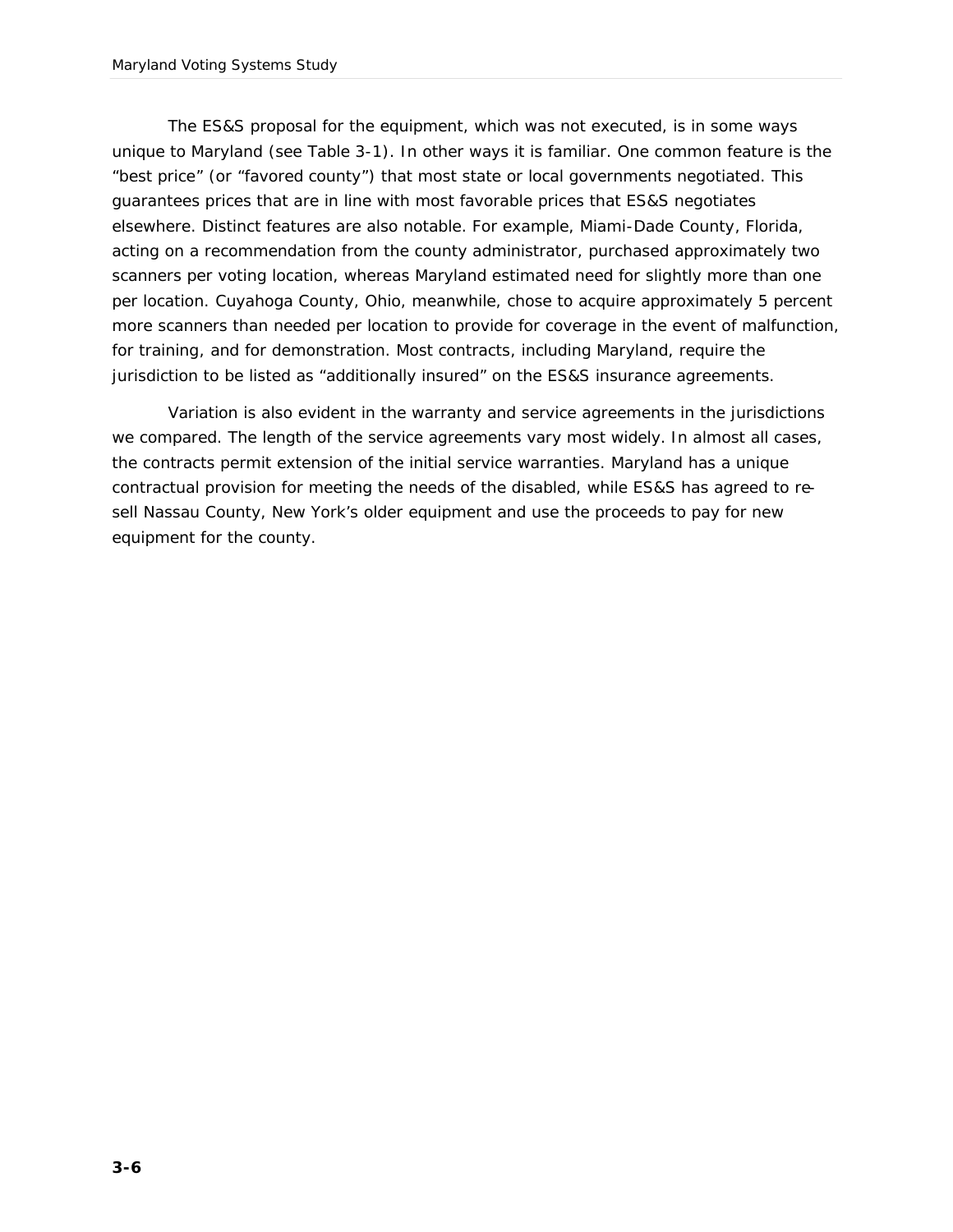The ES&S proposal for the equipment, which was not executed, is in some ways unique to Maryland (see Table 3-1). In other ways it is familiar. One common feature is the "best price" (or "favored county") that most state or local governments negotiated. This guarantees prices that are in line with most favorable prices that ES&S negotiates elsewhere. Distinct features are also notable. For example, Miami-Dade County, Florida, acting on a recommendation from the county administrator, purchased approximately two scanners per voting location, whereas Maryland estimated need for slightly more than one per location. Cuyahoga County, Ohio, meanwhile, chose to acquire approximately 5 percent more scanners than needed per location to provide for coverage in the event of malfunction, for training, and for demonstration. Most contracts, including Maryland, require the jurisdiction to be listed as "additionally insured" on the ES&S insurance agreements.

Variation is also evident in the warranty and service agreements in the jurisdictions we compared. The length of the service agreements vary most widely. In almost all cases, the contracts permit extension of the initial service warranties. Maryland has a unique contractual provision for meeting the needs of the disabled, while ES&S has agreed to re-sell Nassau County, New York's older equipment and use the proceeds to pay for new equipment for the county.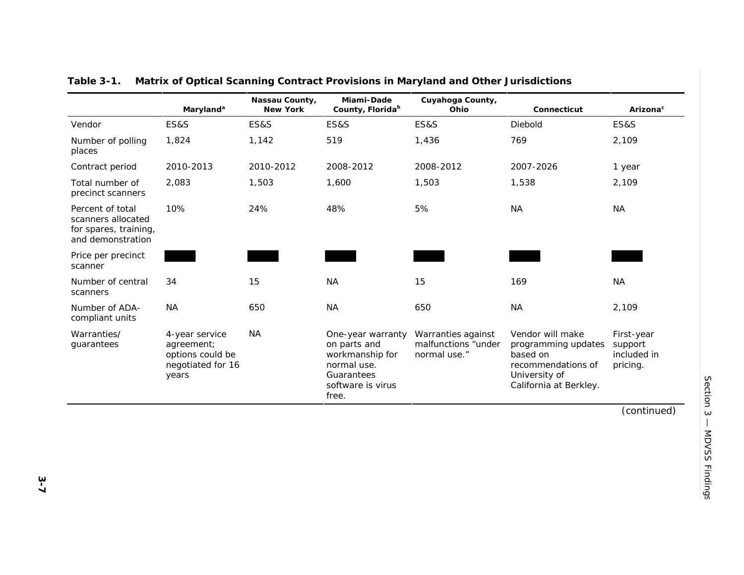**Table 3-1. Matrix of Optical Scanning Contract Provisions in Maryland and Other Jurisdictions**

| | Maryland[a] | Nassau County, New York | Miami-Dade County, Florida[b] | Cuyahoga County, Ohio | Connecticut | Arizona[c] |
|---|---|---|---|---|---|---|
| Vendor | ES&S | ES&S | ES&S | ES&S | Diebold | ES&S |
| Number of polling places | 1,824 | 1,142 | 519 | 1,436 | 769 | 2,109 |
| Contract period | 2010-2013 | 2010-2012 | 2008-2012 | 2008-2012 | 2007-2026 | 1 year |
| Total number of precinct scanners | 2,083 | 1,503 | 1,600 | 1,503 | 1,538 | 2,109 |
| Percent of total scanners allocated for spares, training, and demonstration | 10% | 24% | 48% | 5% | NA | NA |
| Price per precinct scanner | ████ | ████ | ████ | ████ | ████ | ████ |
| Number of central scanners | 34 | 15 | NA | 15 | 169 | NA |
| Number of ADA-compliant units | NA | 650 | NA | 650 | NA | 2,109 |
| Warranties/ guarantees | 4-year service agreement; options could be negotiated for 16 years | NA | One-year warranty on parts and workmanship for normal use. Guarantees software is virus free. | Warranties against malfunctions "under normal use." | Vendor will make programming updates based on recommendations of University of California at Berkley. | First-year support included in pricing. |

(continued)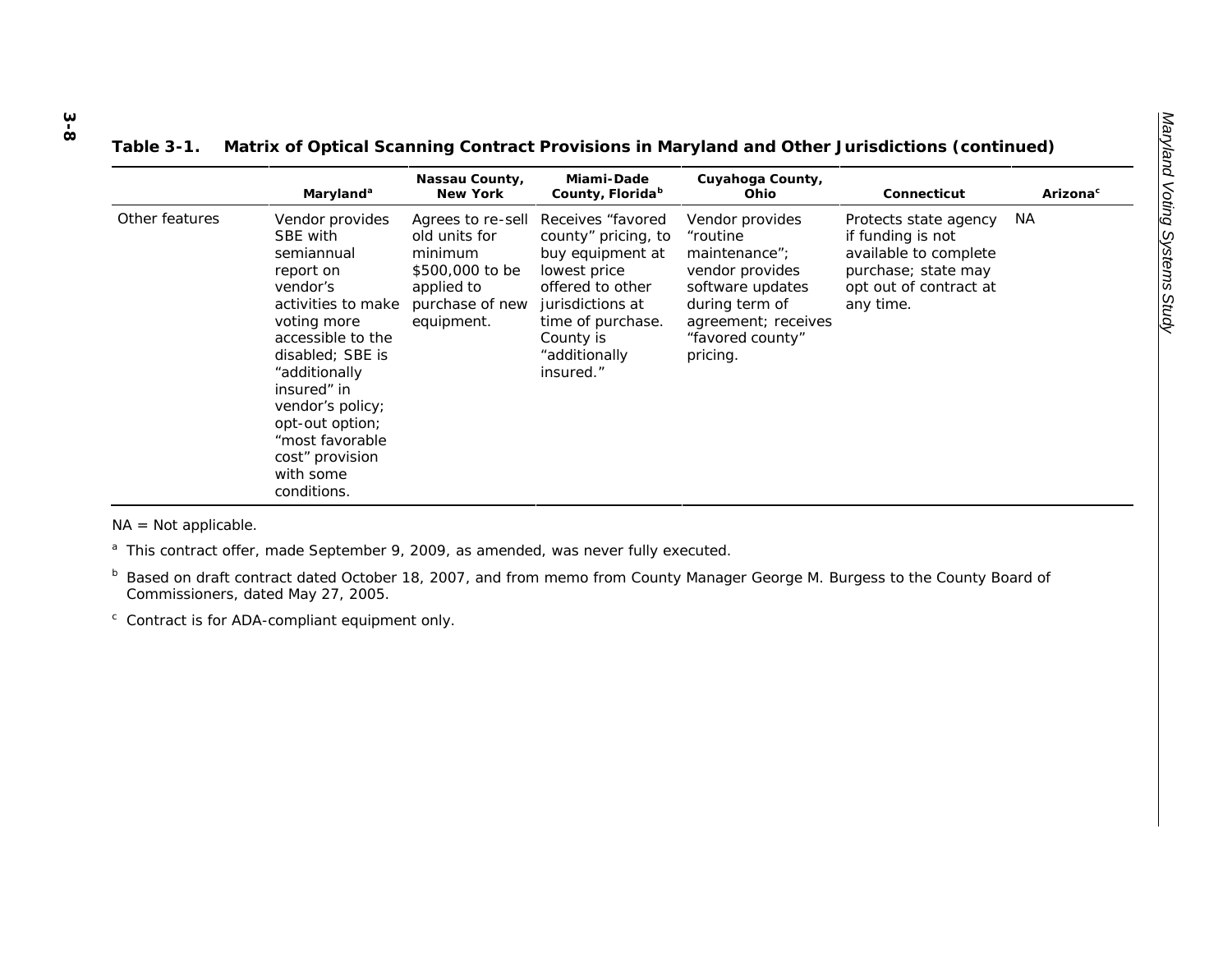**Table 3-1. Matrix of Optical Scanning Contract Provisions in Maryland and Other Jurisdictions (continued)**

| | Maryland[a] | Nassau County, New York | Miami-Dade County, Florida[b] | Cuyahoga County, Ohio | Connecticut | Arizona[c] |
|---|---|---|---|---|---|---|
| Other features | Vendor provides SBE with semiannual report on vendor's activities to make voting more accessible to the disabled; SBE is "additionally insured" in vendor's policy; opt-out option; "most favorable cost" provision with some conditions. | Agrees to re-sell old units for minimum $500,000 to be applied to purchase of new equipment. | Receives "favored county" pricing, to buy equipment at lowest price offered to other jurisdictions at time of purchase. County is "additionally insured." | Vendor provides "routine maintenance"; vendor provides software updates during term of agreement; receives "favored county" pricing. | Protects state agency if funding is not available to complete purchase; state may opt out of contract at any time. | NA |

NA = Not applicable.

[a] This contract offer, made September 9, 2009, as amended, was never fully executed.

[b] Based on draft contract dated October 18, 2007, and from memo from County Manager George M. Burgess to the County Board of Commissioners, dated May 27, 2005.

[c] Contract is for ADA-compliant equipment only.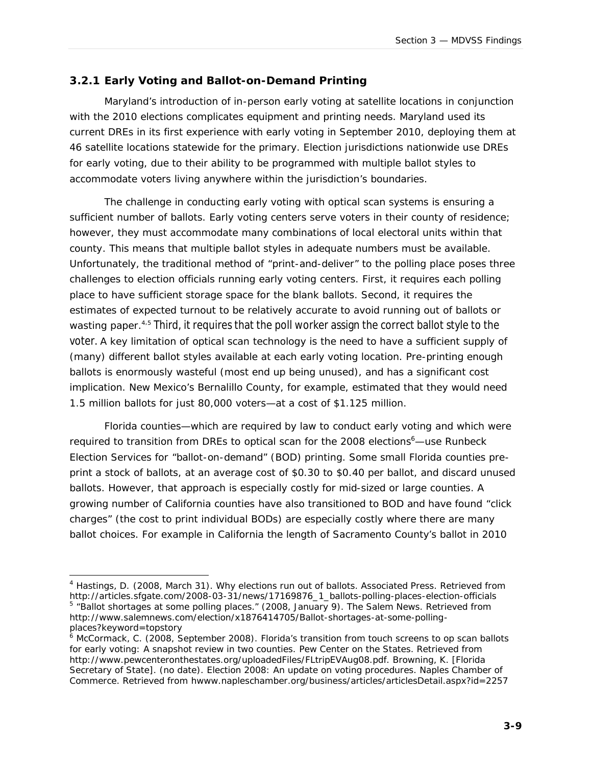### 3.2.1 Early Voting and Ballot-on-Demand Printing

Maryland's introduction of in-person early voting at satellite locations in conjunction with the 2010 elections complicates equipment and printing needs. Maryland used its current DREs in its first experience with early voting in September 2010, deploying them at 46 satellite locations statewide for the primary. Election jurisdictions nationwide use DREs for early voting, due to their ability to be programmed with multiple ballot styles to accommodate voters living anywhere within the jurisdiction's boundaries.

The challenge in conducting early voting with optical scan systems is ensuring a sufficient number of ballots. Early voting centers serve voters in their county of residence; however, they must accommodate many combinations of local electoral units within that county. This means that multiple ballot styles in adequate numbers must be available. Unfortunately, the traditional method of "print-and-deliver" to the polling place poses three challenges to election officials running early voting centers. First, it requires each polling place to have sufficient storage space for the blank ballots. Second, it requires the estimates of expected turnout to be relatively accurate to avoid running out of ballots or wasting paper.[4,5] Third, it requires that the poll worker assign the correct ballot style to the voter. A key limitation of optical scan technology is the need to have a sufficient supply of (many) different ballot styles available at each early voting location. Pre-printing enough ballots is enormously wasteful (most end up being unused), and has a significant cost implication. New Mexico's Bernalillo County, for example, estimated that they would need 1.5 million ballots for just 80,000 voters—at a cost of $1.125 million.

Florida counties—which are required by law to conduct early voting and which were required to transition from DREs to optical scan for the 2008 elections[6]—use Runbeck Election Services for "ballot-on-demand" (BOD) printing. Some small Florida counties pre-print a stock of ballots, at an average cost of $0.30 to $0.40 per ballot, and discard unused ballots. However, that approach is especially costly for mid-sized or large counties. A growing number of California counties have also transitioned to BOD and have found "click charges" (the cost to print individual BODs) are especially costly where there are many ballot choices. For example in California the length of Sacramento County's ballot in 2010

---

[4] Hastings, D. (2008, March 31). Why elections run out of ballots. Associated Press. Retrieved from http://articles.sfgate.com/2008-03-31/news/17169876_1_ballots-polling-places-election-officials

[5] "Ballot shortages at some polling places." (2008, January 9). The Salem News. Retrieved from http://www.salemnews.com/election/x1876414705/Ballot-shortages-at-some-polling-places?keyword=topstory

[6] McCormack, C. (2008, September 2008). Florida's transition from touch screens to op scan ballots for early voting: A snapshot review in two counties. Pew Center on the States. Retrieved from http://www.pewcenteronthestates.org/uploadedFiles/FLtripEVAug08.pdf. Browning, K. [Florida Secretary of State]. (no date). Election 2008: An update on voting procedures. Naples Chamber of Commerce. Retrieved from hwww.napleschamber.org/business/articles/articlesDetail.aspx?id=2257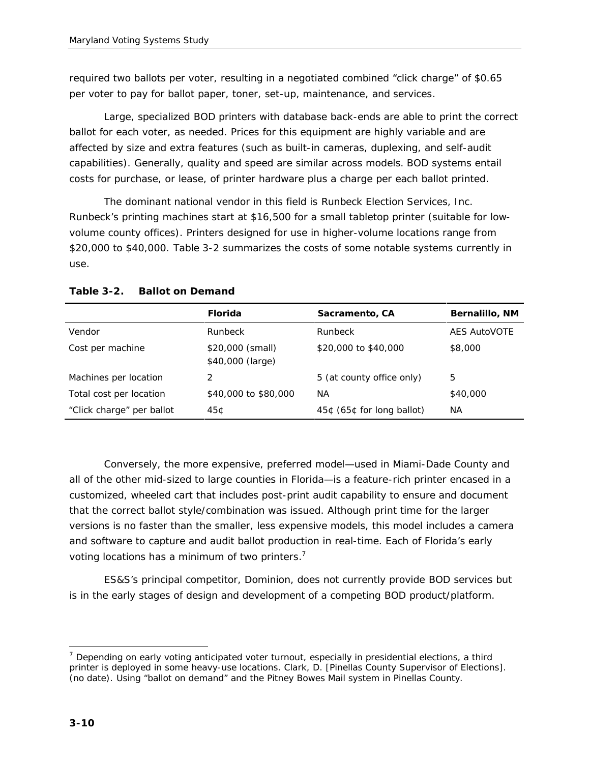required two ballots per voter, resulting in a negotiated combined "click charge" of $0.65 per voter to pay for ballot paper, toner, set-up, maintenance, and services.

Large, specialized BOD printers with database back-ends are able to print the correct ballot for each voter, as needed. Prices for this equipment are highly variable and are affected by size and extra features (such as built-in cameras, duplexing, and self-audit capabilities). Generally, quality and speed are similar across models. BOD systems entail costs for purchase, or lease, of printer hardware plus a charge per each ballot printed.

The dominant national vendor in this field is Runbeck Election Services, Inc. Runbeck's printing machines start at $16,500 for a small tabletop printer (suitable for low-volume county offices). Printers designed for use in higher-volume locations range from $20,000 to $40,000. Table 3-2 summarizes the costs of some notable systems currently in use.

**Table 3-2. Ballot on Demand**

| | Florida | Sacramento, CA | Bernalillo, NM |
|---|---|---|---|
| Vendor | Runbeck | Runbeck | AES AutoVOTE |
| Cost per machine | $20,000 (small)<br>$40,000 (large) | $20,000 to $40,000 | $8,000 |
| Machines per location | 2 | 5 (at county office only) | 5 |
| Total cost per location | $40,000 to $80,000 | NA | $40,000 |
| "Click charge" per ballot | 45¢ | 45¢ (65¢ for long ballot) | NA |

Conversely, the more expensive, preferred model—used in Miami-Dade County and all of the other mid-sized to large counties in Florida—is a feature-rich printer encased in a customized, wheeled cart that includes post-print audit capability to ensure and document that the correct ballot style/combination was issued. Although print time for the larger versions is no faster than the smaller, less expensive models, this model includes a camera and software to capture and audit ballot production in real-time. Each of Florida's early voting locations has a minimum of two printers.[7]

ES&S's principal competitor, Dominion, does not currently provide BOD services but is in the early stages of design and development of a competing BOD product/platform.

[7] Depending on early voting anticipated voter turnout, especially in presidential elections, a third printer is deployed in some heavy-use locations. Clark, D. [Pinellas County Supervisor of Elections]. (no date). Using "ballot on demand" and the Pitney Bowes Mail system in Pinellas County.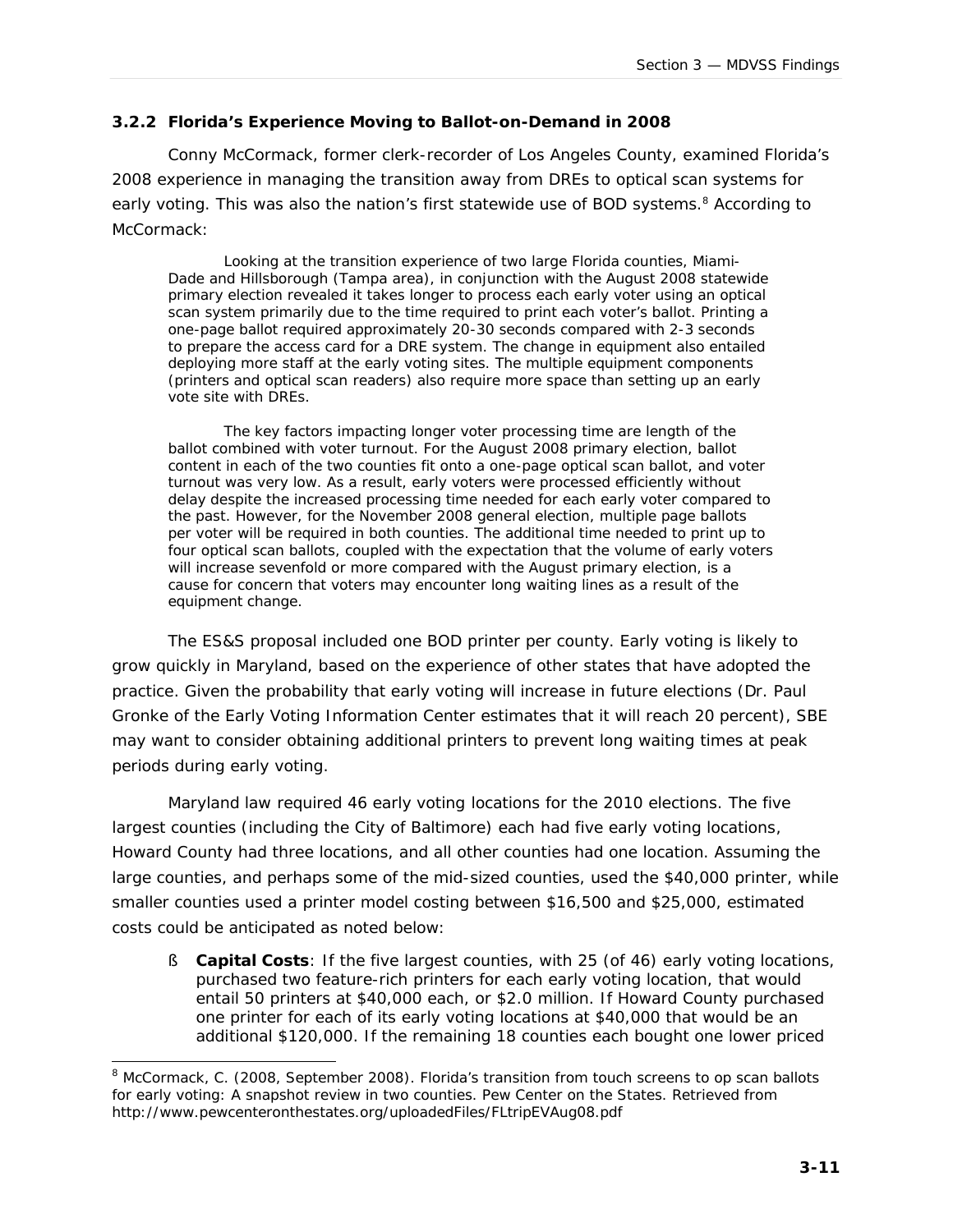### 3.2.2 Florida's Experience Moving to Ballot-on-Demand in 2008

Conny McCormack, former clerk-recorder of Los Angeles County, examined Florida's 2008 experience in managing the transition away from DREs to optical scan systems for early voting. This was also the nation's first statewide use of BOD systems.[8] According to McCormack:

> Looking at the transition experience of two large Florida counties, Miami-Dade and Hillsborough (Tampa area), in conjunction with the August 2008 statewide primary election revealed it takes longer to process each early voter using an optical scan system primarily due to the time required to print each voter's ballot. Printing a one-page ballot required approximately 20-30 seconds compared with 2-3 seconds to prepare the access card for a DRE system. The change in equipment also entailed deploying more staff at the early voting sites. The multiple equipment components (printers and optical scan readers) also require more space than setting up an early vote site with DREs.
>
> The key factors impacting longer voter processing time are length of the ballot combined with voter turnout. For the August 2008 primary election, ballot content in each of the two counties fit onto a one-page optical scan ballot, and voter turnout was very low. As a result, early voters were processed efficiently without delay despite the increased processing time needed for each early voter compared to the past. However, for the November 2008 general election, multiple page ballots per voter will be required in both counties. The additional time needed to print up to four optical scan ballots, coupled with the expectation that the volume of early voters will increase sevenfold or more compared with the August primary election, is a cause for concern that voters may encounter long waiting lines as a result of the equipment change.

The ES&S proposal included one BOD printer per county. Early voting is likely to grow quickly in Maryland, based on the experience of other states that have adopted the practice. Given the probability that early voting will increase in future elections (Dr. Paul Gronke of the Early Voting Information Center estimates that it will reach 20 percent), SBE may want to consider obtaining additional printers to prevent long waiting times at peak periods during early voting.

Maryland law required 46 early voting locations for the 2010 elections. The five largest counties (including the City of Baltimore) each had five early voting locations, Howard County had three locations, and all other counties had one location. Assuming the large counties, and perhaps some of the mid-sized counties, used the $40,000 printer, while smaller counties used a printer model costing between $16,500 and $25,000, estimated costs could be anticipated as noted below:

- **Capital Costs**: If the five largest counties, with 25 (of 46) early voting locations, purchased two feature-rich printers for each early voting location, that would entail 50 printers at $40,000 each, or $2.0 million. If Howard County purchased one printer for each of its early voting locations at $40,000 that would be an additional $120,000. If the remaining 18 counties each bought one lower priced

---

[8] McCormack, C. (2008, September 2008). Florida's transition from touch screens to op scan ballots for early voting: A snapshot review in two counties. Pew Center on the States. Retrieved from http://www.pewcenteronthestates.org/uploadedFiles/FLtripEVAug08.pdf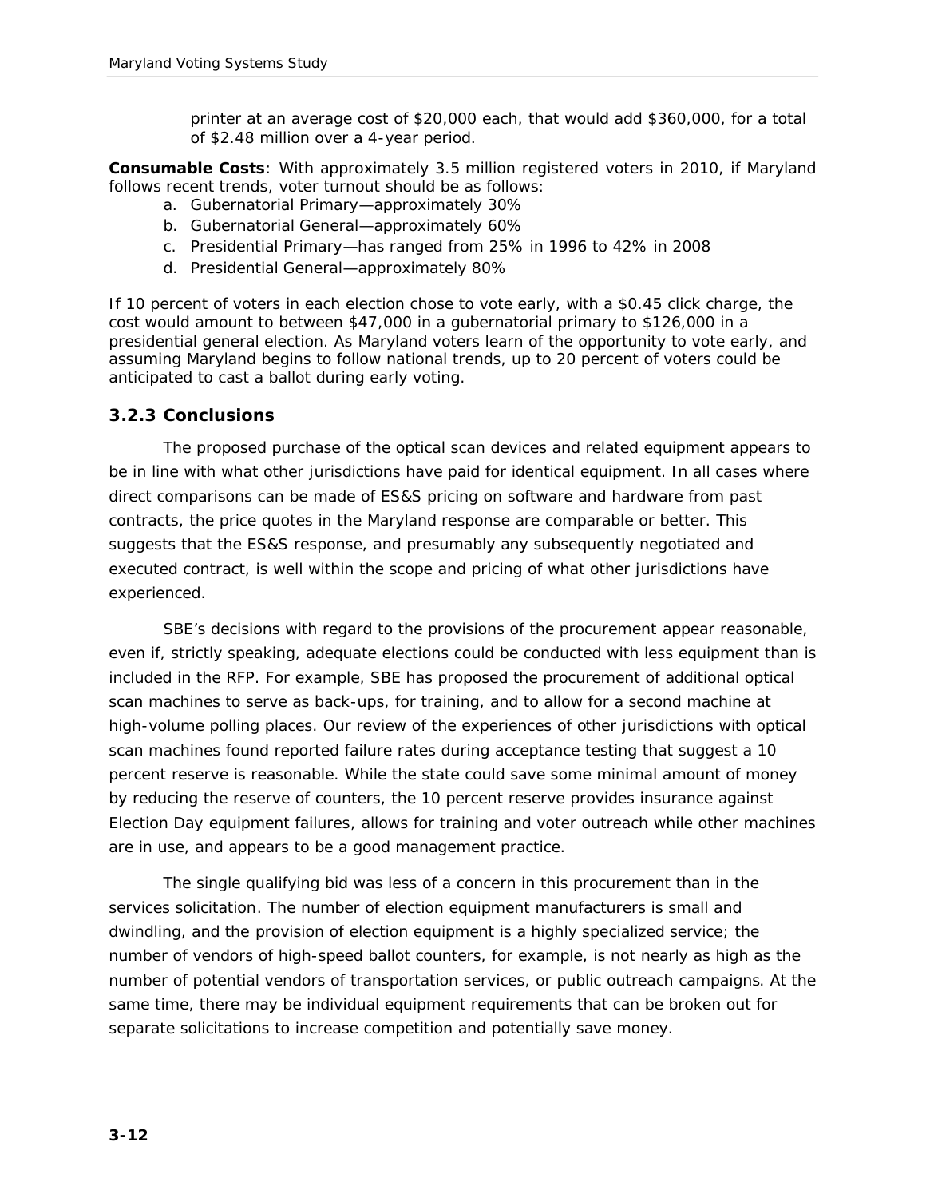printer at an average cost of $20,000 each, that would add $360,000, for a total of $2.48 million over a 4-year period.

**Consumable Costs**: With approximately 3.5 million registered voters in 2010, if Maryland follows recent trends, voter turnout should be as follows:

a. Gubernatorial Primary—approximately 30%
b. Gubernatorial General—approximately 60%
c. Presidential Primary—has ranged from 25% in 1996 to 42% in 2008
d. Presidential General—approximately 80%

If 10 percent of voters in each election chose to vote early, with a $0.45 click charge, the cost would amount to between $47,000 in a gubernatorial primary to $126,000 in a presidential general election. As Maryland voters learn of the opportunity to vote early, and assuming Maryland begins to follow national trends, up to 20 percent of voters could be anticipated to cast a ballot during early voting.

### 3.2.3 Conclusions

The proposed purchase of the optical scan devices and related equipment appears to be in line with what other jurisdictions have paid for identical equipment. In all cases where direct comparisons can be made of ES&S pricing on software and hardware from past contracts, the price quotes in the Maryland response are comparable or better. This suggests that the ES&S response, and presumably any subsequently negotiated and executed contract, is well within the scope and pricing of what other jurisdictions have experienced.

SBE's decisions with regard to the provisions of the procurement appear reasonable, even if, strictly speaking, adequate elections could be conducted with less equipment than is included in the RFP. For example, SBE has proposed the procurement of additional optical scan machines to serve as back-ups, for training, and to allow for a second machine at high-volume polling places. Our review of the experiences of other jurisdictions with optical scan machines found reported failure rates during acceptance testing that suggest a 10 percent reserve is reasonable. While the state could save some minimal amount of money by reducing the reserve of counters, the 10 percent reserve provides insurance against Election Day equipment failures, allows for training and voter outreach while other machines are in use, and appears to be a good management practice.

The single qualifying bid was less of a concern in this procurement than in the services solicitation. The number of election equipment manufacturers is small and dwindling, and the provision of election equipment is a highly specialized service; the number of vendors of high-speed ballot counters, for example, is not nearly as high as the number of potential vendors of transportation services, or public outreach campaigns. At the same time, there may be individual equipment requirements that can be broken out for separate solicitations to increase competition and potentially save money.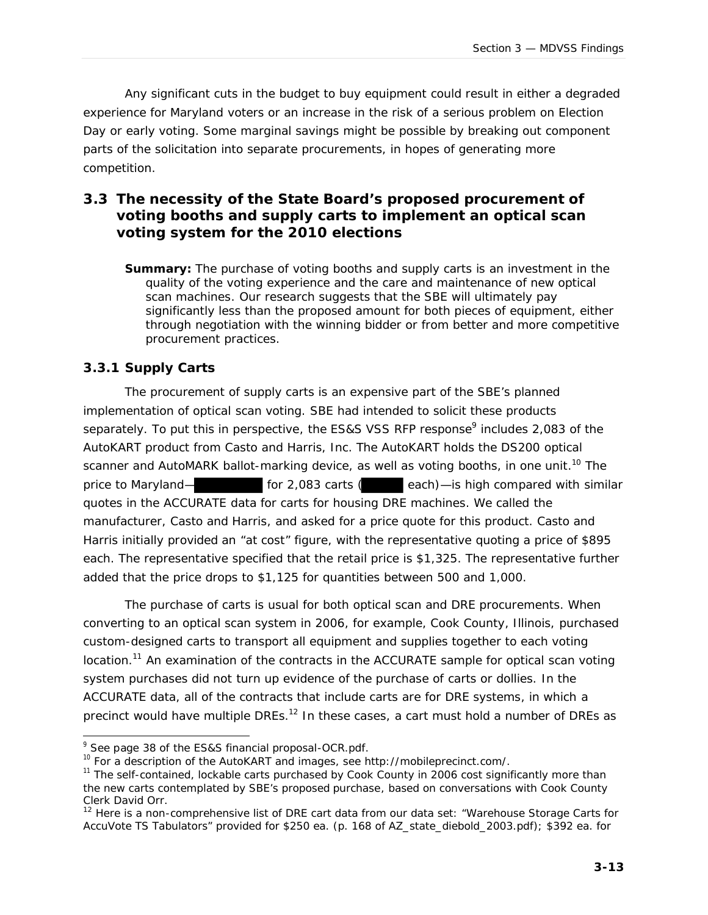Any significant cuts in the budget to buy equipment could result in either a degraded experience for Maryland voters or an increase in the risk of a serious problem on Election Day or early voting. Some marginal savings might be possible by breaking out component parts of the solicitation into separate procurements, in hopes of generating more competition.

## 3.3 The necessity of the State Board's proposed procurement of voting booths and supply carts to implement an optical scan voting system for the 2010 elections

**Summary:** The purchase of voting booths and supply carts is an investment in the quality of the voting experience and the care and maintenance of new optical scan machines. Our research suggests that the SBE will ultimately pay significantly less than the proposed amount for both pieces of equipment, either through negotiation with the winning bidder or from better and more competitive procurement practices.

### 3.3.1 Supply Carts

The procurement of supply carts is an expensive part of the SBE's planned implementation of optical scan voting. SBE had intended to solicit these products separately. To put this in perspective, the ES&S VSS RFP response[9] includes 2,083 of the AutoKART product from Casto and Harris, Inc. The AutoKART holds the DS200 optical scanner and AutoMARK ballot-marking device, as well as voting booths, in one unit.[10] The price to Maryland— for 2,083 carts ( each)—is high compared with similar quotes in the ACCURATE data for carts for housing DRE machines. We called the manufacturer, Casto and Harris, and asked for a price quote for this product. Casto and Harris initially provided an "at cost" figure, with the representative quoting a price of $895 each. The representative specified that the retail price is $1,325. The representative further added that the price drops to $1,125 for quantities between 500 and 1,000.

The purchase of carts is usual for both optical scan and DRE procurements. When converting to an optical scan system in 2006, for example, Cook County, Illinois, purchased custom-designed carts to transport all equipment and supplies together to each voting location.[11] An examination of the contracts in the ACCURATE sample for optical scan voting system purchases did not turn up evidence of the purchase of carts or dollies. In the ACCURATE data, all of the contracts that include carts are for DRE systems, in which a precinct would have multiple DREs.[12] In these cases, a cart must hold a number of DREs as

---

[9] See page 38 of the ES&S financial proposal-OCR.pdf.

[10] For a description of the AutoKART and images, see http://mobileprecinct.com/.

[11] The self-contained, lockable carts purchased by Cook County in 2006 cost significantly more than the new carts contemplated by SBE's proposed purchase, based on conversations with Cook County Clerk David Orr.

[12] Here is a non-comprehensive list of DRE cart data from our data set: "Warehouse Storage Carts for AccuVote TS Tabulators" provided for $250 ea. (p. 168 of AZ_state_diebold_2003.pdf); $392 ea. for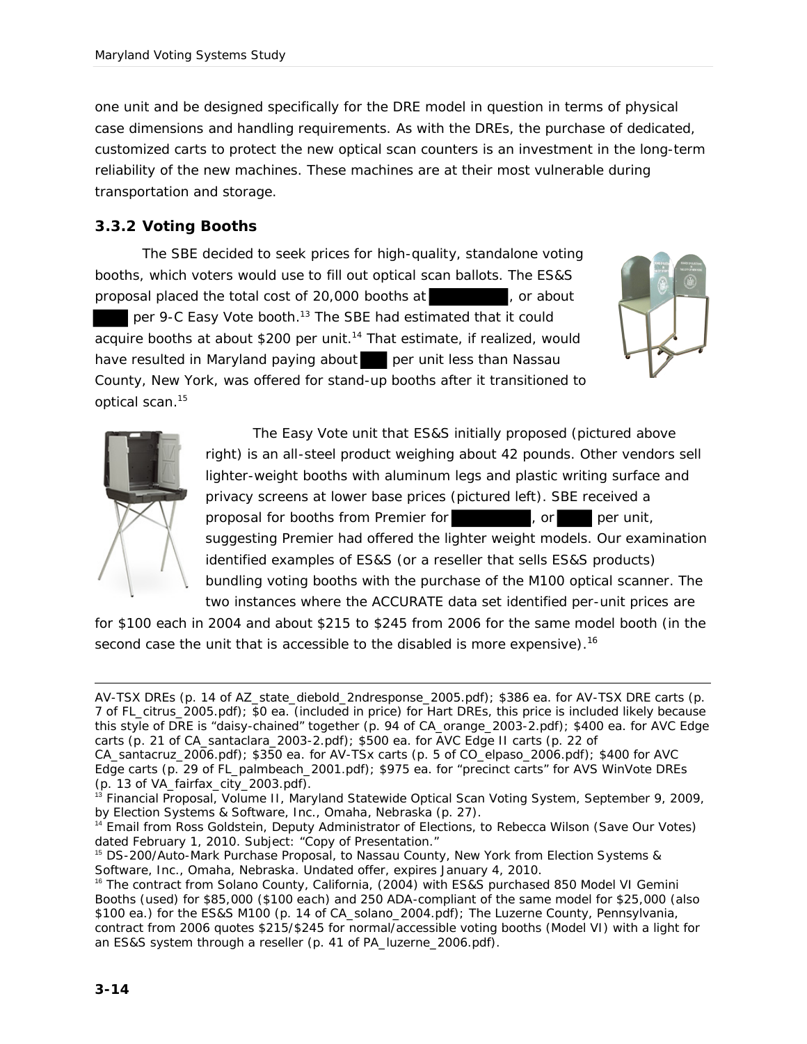one unit and be designed specifically for the DRE model in question in terms of physical case dimensions and handling requirements. As with the DREs, the purchase of dedicated, customized carts to protect the new optical scan counters is an investment in the long-term reliability of the new machines. These machines are at their most vulnerable during transportation and storage.

### 3.3.2 Voting Booths

The SBE decided to seek prices for high-quality, standalone voting booths, which voters would use to fill out optical scan ballots. The ES&S proposal placed the total cost of 20,000 booths at ██████, or about ███ per 9-C Easy Vote booth.[13] The SBE had estimated that it could acquire booths at about $200 per unit.[14] That estimate, if realized, would have resulted in Maryland paying about ███ per unit less than Nassau County, New York, was offered for stand-up booths after it transitioned to optical scan.[15]

The Easy Vote unit that ES&S initially proposed (pictured above right) is an all-steel product weighing about 42 pounds. Other vendors sell lighter-weight booths with aluminum legs and plastic writing surface and privacy screens at lower base prices (pictured left). SBE received a proposal for booths from Premier for ██████, or ███ per unit, suggesting Premier had offered the lighter weight models. Our examination identified examples of ES&S (or a reseller that sells ES&S products) bundling voting booths with the purchase of the M100 optical scanner. The two instances where the ACCURATE data set identified per-unit prices are for $100 each in 2004 and about $215 to $245 from 2006 for the same model booth (in the second case the unit that is accessible to the disabled is more expensive).[16]

---

AV-TSX DREs (p. 14 of AZ_state_diebold_2ndresponse_2005.pdf); $386 ea. for AV-TSX DRE carts (p. 7 of FL_citrus_2005.pdf); $0 ea. (included in price) for Hart DREs, this price is included likely because this style of DRE is "daisy-chained" together (p. 94 of CA_orange_2003-2.pdf); $400 ea. for AVC Edge carts (p. 21 of CA_santaclara_2003-2.pdf); $500 ea. for AVC Edge II carts (p. 22 of CA_santacruz_2006.pdf); $350 ea. for AV-TSx carts (p. 5 of CO_elpaso_2006.pdf); $400 for AVC Edge carts (p. 29 of FL_palmbeach_2001.pdf); $975 ea. for "precinct carts" for AVS WinVote DREs (p. 13 of VA_fairfax_city_2003.pdf).

[13] Financial Proposal, Volume II, Maryland Statewide Optical Scan Voting System, September 9, 2009, by Election Systems & Software, Inc., Omaha, Nebraska (p. 27).

[14] Email from Ross Goldstein, Deputy Administrator of Elections, to Rebecca Wilson (Save Our Votes) dated February 1, 2010. Subject: "Copy of Presentation."

[15] DS-200/Auto-Mark Purchase Proposal, to Nassau County, New York from Election Systems & Software, Inc., Omaha, Nebraska. Undated offer, expires January 4, 2010.

[16] The contract from Solano County, California, (2004) with ES&S purchased 850 Model VI Gemini Booths (used) for $85,000 ($100 each) and 250 ADA-compliant of the same model for $25,000 (also $100 ea.) for the ES&S M100 (p. 14 of CA_solano_2004.pdf); The Luzerne County, Pennsylvania, contract from 2006 quotes $215/$245 for normal/accessible voting booths (Model VI) with a light for an ES&S system through a reseller (p. 41 of PA_luzerne_2006.pdf).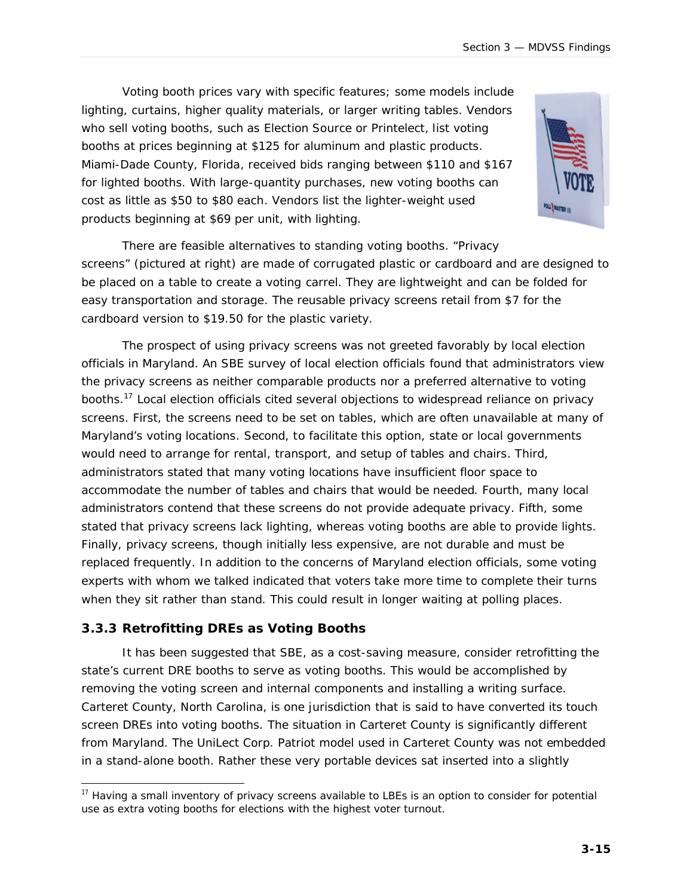Voting booth prices vary with specific features; some models include lighting, curtains, higher quality materials, or larger writing tables. Vendors who sell voting booths, such as Election Source or Printelect, list voting booths at prices beginning at $125 for aluminum and plastic products. Miami-Dade County, Florida, received bids ranging between $110 and $167 for lighted booths. With large-quantity purchases, new voting booths can cost as little as $50 to $80 each. Vendors list the lighter-weight used products beginning at $69 per unit, with lighting.

There are feasible alternatives to standing voting booths. "Privacy screens" (pictured at right) are made of corrugated plastic or cardboard and are designed to be placed on a table to create a voting carrel. They are lightweight and can be folded for easy transportation and storage. The reusable privacy screens retail from $7 for the cardboard version to $19.50 for the plastic variety.

The prospect of using privacy screens was not greeted favorably by local election officials in Maryland. An SBE survey of local election officials found that administrators view the privacy screens as neither comparable products nor a preferred alternative to voting booths.[17] Local election officials cited several objections to widespread reliance on privacy screens. First, the screens need to be set on tables, which are often unavailable at many of Maryland's voting locations. Second, to facilitate this option, state or local governments would need to arrange for rental, transport, and setup of tables and chairs. Third, administrators stated that many voting locations have insufficient floor space to accommodate the number of tables and chairs that would be needed. Fourth, many local administrators contend that these screens do not provide adequate privacy. Fifth, some stated that privacy screens lack lighting, whereas voting booths are able to provide lights. Finally, privacy screens, though initially less expensive, are not durable and must be replaced frequently. In addition to the concerns of Maryland election officials, some voting experts with whom we talked indicated that voters take more time to complete their turns when they sit rather than stand. This could result in longer waiting at polling places.

### 3.3.3 Retrofitting DREs as Voting Booths

It has been suggested that SBE, as a cost-saving measure, consider retrofitting the state's current DRE booths to serve as voting booths. This would be accomplished by removing the voting screen and internal components and installing a writing surface. Carteret County, North Carolina, is one jurisdiction that is said to have converted its touch screen DREs into voting booths. The situation in Carteret County is significantly different from Maryland. The UniLect Corp. Patriot model used in Carteret County was not embedded in a stand-alone booth. Rather these very portable devices sat inserted into a slightly

---

[17] Having a small inventory of privacy screens available to LBEs is an option to consider for potential use as extra voting booths for elections with the highest voter turnout.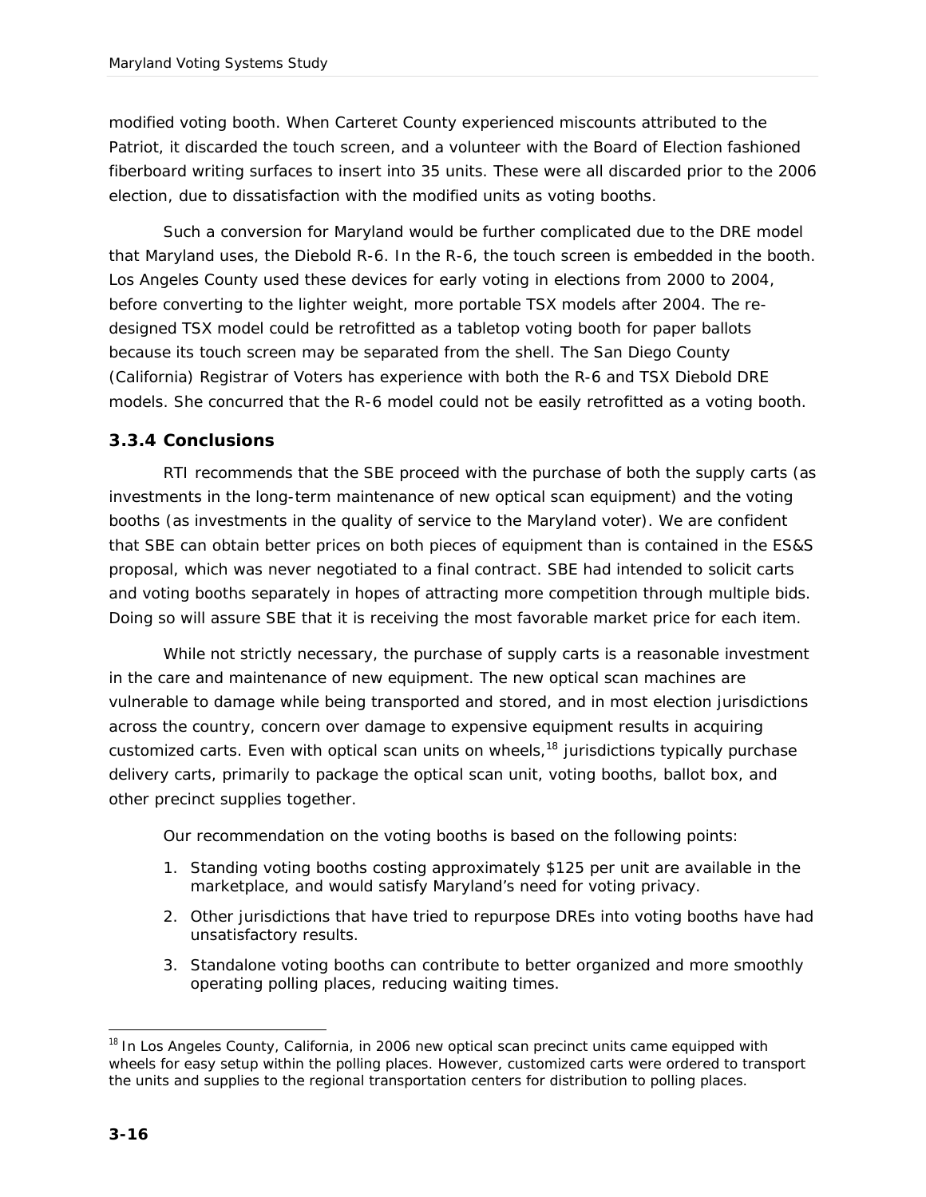modified voting booth. When Carteret County experienced miscounts attributed to the Patriot, it discarded the touch screen, and a volunteer with the Board of Election fashioned fiberboard writing surfaces to insert into 35 units. These were all discarded prior to the 2006 election, due to dissatisfaction with the modified units as voting booths.

Such a conversion for Maryland would be further complicated due to the DRE model that Maryland uses, the Diebold R-6. In the R-6, the touch screen is embedded in the booth. Los Angeles County used these devices for early voting in elections from 2000 to 2004, before converting to the lighter weight, more portable TSX models after 2004. The re-designed TSX model could be retrofitted as a tabletop voting booth for paper ballots because its touch screen may be separated from the shell. The San Diego County (California) Registrar of Voters has experience with both the R-6 and TSX Diebold DRE models. She concurred that the R-6 model could not be easily retrofitted as a voting booth.

### 3.3.4 Conclusions

RTI recommends that the SBE proceed with the purchase of both the supply carts (as investments in the long-term maintenance of new optical scan equipment) and the voting booths (as investments in the quality of service to the Maryland voter). We are confident that SBE can obtain better prices on both pieces of equipment than is contained in the ES&S proposal, which was never negotiated to a final contract. SBE had intended to solicit carts and voting booths separately in hopes of attracting more competition through multiple bids. Doing so will assure SBE that it is receiving the most favorable market price for each item.

While not strictly necessary, the purchase of supply carts is a reasonable investment in the care and maintenance of new equipment. The new optical scan machines are vulnerable to damage while being transported and stored, and in most election jurisdictions across the country, concern over damage to expensive equipment results in acquiring customized carts. Even with optical scan units on wheels,[18] jurisdictions typically purchase delivery carts, primarily to package the optical scan unit, voting booths, ballot box, and other precinct supplies together.

Our recommendation on the voting booths is based on the following points:

1. Standing voting booths costing approximately $125 per unit are available in the marketplace, and would satisfy Maryland's need for voting privacy.
2. Other jurisdictions that have tried to repurpose DREs into voting booths have had unsatisfactory results.
3. Standalone voting booths can contribute to better organized and more smoothly operating polling places, reducing waiting times.

[18] In Los Angeles County, California, in 2006 new optical scan precinct units came equipped with wheels for easy setup within the polling places. However, customized carts were ordered to transport the units and supplies to the regional transportation centers for distribution to polling places.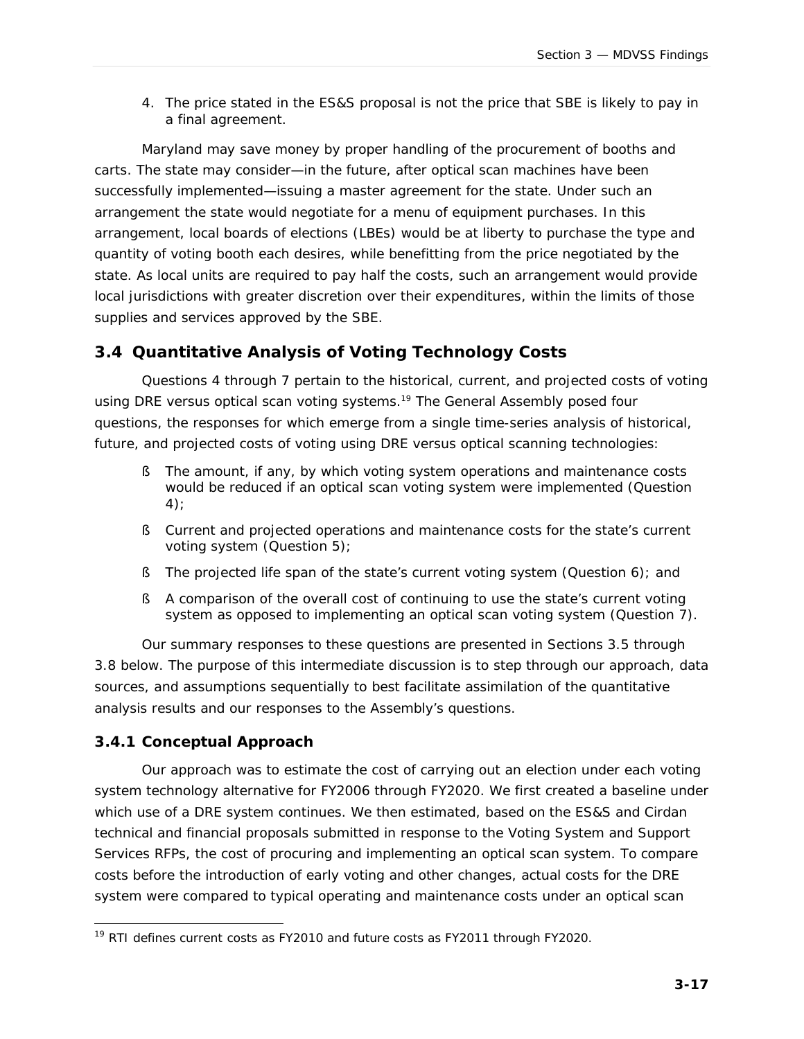4. The price stated in the ES&S proposal is not the price that SBE is likely to pay in a final agreement.

Maryland may save money by proper handling of the procurement of booths and carts. The state may consider—in the future, after optical scan machines have been successfully implemented—issuing a master agreement for the state. Under such an arrangement the state would negotiate for a menu of equipment purchases. In this arrangement, local boards of elections (LBEs) would be at liberty to purchase the type and quantity of voting booth each desires, while benefitting from the price negotiated by the state. As local units are required to pay half the costs, such an arrangement would provide local jurisdictions with greater discretion over their expenditures, within the limits of those supplies and services approved by the SBE.

## 3.4 Quantitative Analysis of Voting Technology Costs

Questions 4 through 7 pertain to the historical, current, and projected costs of voting using DRE versus optical scan voting systems.[19] The General Assembly posed four questions, the responses for which emerge from a single time-series analysis of historical, future, and projected costs of voting using DRE versus optical scanning technologies:

- The amount, if any, by which voting system operations and maintenance costs would be reduced if an optical scan voting system were implemented (Question 4);
- Current and projected operations and maintenance costs for the state's current voting system (Question 5);
- The projected life span of the state's current voting system (Question 6); and
- A comparison of the overall cost of continuing to use the state's current voting system as opposed to implementing an optical scan voting system (Question 7).

Our summary responses to these questions are presented in Sections 3.5 through 3.8 below. The purpose of this intermediate discussion is to step through our approach, data sources, and assumptions sequentially to best facilitate assimilation of the quantitative analysis results and our responses to the Assembly's questions.

### 3.4.1 Conceptual Approach

Our approach was to estimate the cost of carrying out an election under each voting system technology alternative for FY2006 through FY2020. We first created a baseline under which use of a DRE system continues. We then estimated, based on the ES&S and Cirdan technical and financial proposals submitted in response to the Voting System and Support Services RFPs, the cost of procuring and implementing an optical scan system. To compare costs before the introduction of early voting and other changes, actual costs for the DRE system were compared to typical operating and maintenance costs under an optical scan

[19] RTI defines current costs as FY2010 and future costs as FY2011 through FY2020.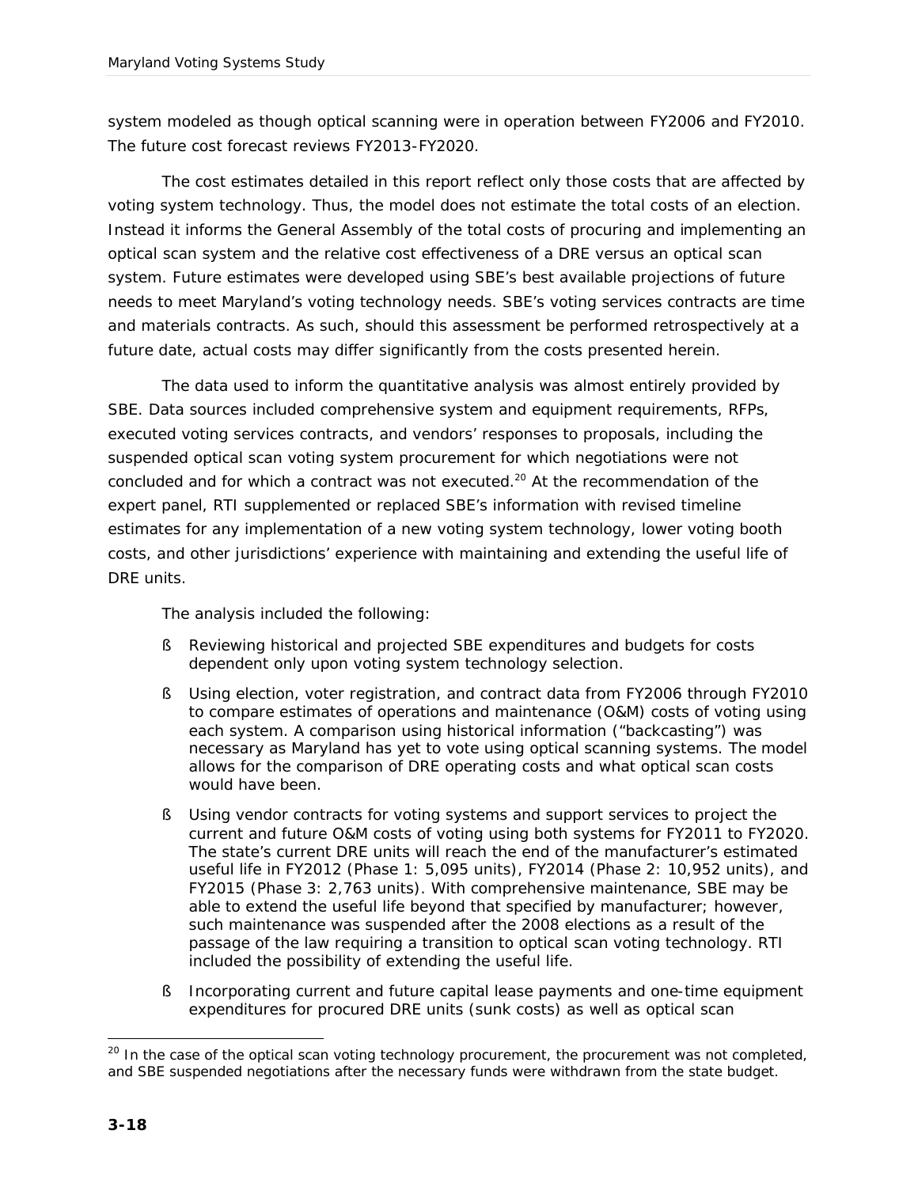system modeled as though optical scanning were in operation between FY2006 and FY2010. The future cost forecast reviews FY2013-FY2020.

The cost estimates detailed in this report reflect only those costs that are affected by voting system technology. Thus, the model does not estimate the total costs of an election. Instead it informs the General Assembly of the total costs of procuring and implementing an optical scan system and the relative cost effectiveness of a DRE versus an optical scan system. Future estimates were developed using SBE's best available projections of future needs to meet Maryland's voting technology needs. SBE's voting services contracts are time and materials contracts. As such, should this assessment be performed retrospectively at a future date, actual costs may differ significantly from the costs presented herein.

The data used to inform the quantitative analysis was almost entirely provided by SBE. Data sources included comprehensive system and equipment requirements, RFPs, executed voting services contracts, and vendors' responses to proposals, including the suspended optical scan voting system procurement for which negotiations were not concluded and for which a contract was not executed.[20] At the recommendation of the expert panel, RTI supplemented or replaced SBE's information with revised timeline estimates for any implementation of a new voting system technology, lower voting booth costs, and other jurisdictions' experience with maintaining and extending the useful life of DRE units.

The analysis included the following:

- Reviewing historical and projected SBE expenditures and budgets for costs dependent only upon voting system technology selection.
- Using election, voter registration, and contract data from FY2006 through FY2010 to compare estimates of operations and maintenance (O&M) costs of voting using each system. A comparison using historical information ("backcasting") was necessary as Maryland has yet to vote using optical scanning systems. The model allows for the comparison of DRE operating costs and what optical scan costs would have been.
- Using vendor contracts for voting systems and support services to project the current and future O&M costs of voting using both systems for FY2011 to FY2020. The state's current DRE units will reach the end of the manufacturer's estimated useful life in FY2012 (Phase 1: 5,095 units), FY2014 (Phase 2: 10,952 units), and FY2015 (Phase 3: 2,763 units). With comprehensive maintenance, SBE may be able to extend the useful life beyond that specified by manufacturer; however, such maintenance was suspended after the 2008 elections as a result of the passage of the law requiring a transition to optical scan voting technology. RTI included the possibility of extending the useful life.
- Incorporating current and future capital lease payments and one-time equipment expenditures for procured DRE units (sunk costs) as well as optical scan

[20] In the case of the optical scan voting technology procurement, the procurement was not completed, and SBE suspended negotiations after the necessary funds were withdrawn from the state budget.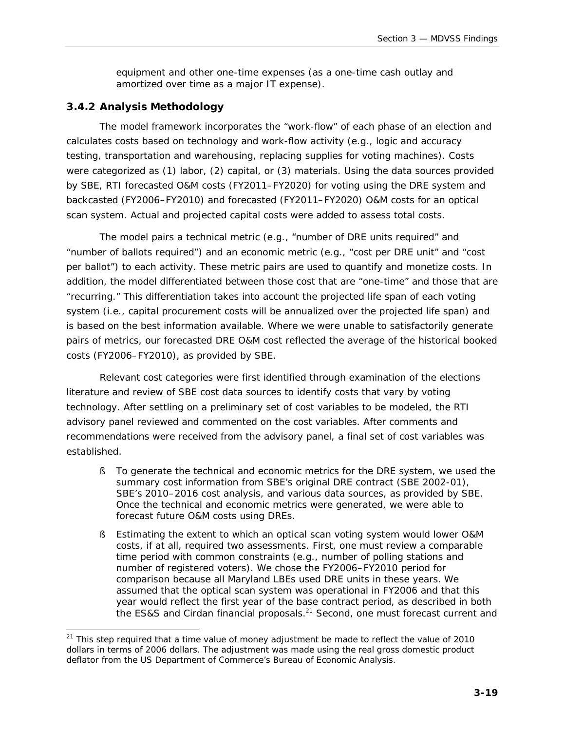equipment and other one-time expenses (as a one-time cash outlay and amortized over time as a major IT expense).

### 3.4.2 Analysis Methodology

The model framework incorporates the "work-flow" of each phase of an election and calculates costs based on technology and work-flow activity (e.g., logic and accuracy testing, transportation and warehousing, replacing supplies for voting machines). Costs were categorized as (1) labor, (2) capital, or (3) materials. Using the data sources provided by SBE, RTI forecasted O&M costs (FY2011–FY2020) for voting using the DRE system and backcasted (FY2006–FY2010) and forecasted (FY2011–FY2020) O&M costs for an optical scan system. Actual and projected capital costs were added to assess total costs.

The model pairs a technical metric (e.g., "number of DRE units required" and "number of ballots required") and an economic metric (e.g., "cost per DRE unit" and "cost per ballot") to each activity. These metric pairs are used to quantify and monetize costs. In addition, the model differentiated between those cost that are "one-time" and those that are "recurring." This differentiation takes into account the projected life span of each voting system (i.e., capital procurement costs will be annualized over the projected life span) and is based on the best information available. Where we were unable to satisfactorily generate pairs of metrics, our forecasted DRE O&M cost reflected the average of the historical booked costs (FY2006–FY2010), as provided by SBE.

Relevant cost categories were first identified through examination of the elections literature and review of SBE cost data sources to identify costs that vary by voting technology. After settling on a preliminary set of cost variables to be modeled, the RTI advisory panel reviewed and commented on the cost variables. After comments and recommendations were received from the advisory panel, a final set of cost variables was established.

- To generate the technical and economic metrics for the DRE system, we used the summary cost information from SBE's original DRE contract (SBE 2002-01), SBE's 2010–2016 cost analysis, and various data sources, as provided by SBE. Once the technical and economic metrics were generated, we were able to forecast future O&M costs using DREs.
- Estimating the extent to which an optical scan voting system would lower O&M costs, if at all, required two assessments. First, one must review a comparable time period with common constraints (e.g., number of polling stations and number of registered voters). We chose the FY2006–FY2010 period for comparison because all Maryland LBEs used DRE units in these years. We assumed that the optical scan system was operational in FY2006 and that this year would reflect the first year of the base contract period, as described in both the ES&S and Cirdan financial proposals.[21] Second, one must forecast current and

[21] This step required that a time value of money adjustment be made to reflect the value of 2010 dollars in terms of 2006 dollars. The adjustment was made using the real gross domestic product deflator from the US Department of Commerce's Bureau of Economic Analysis.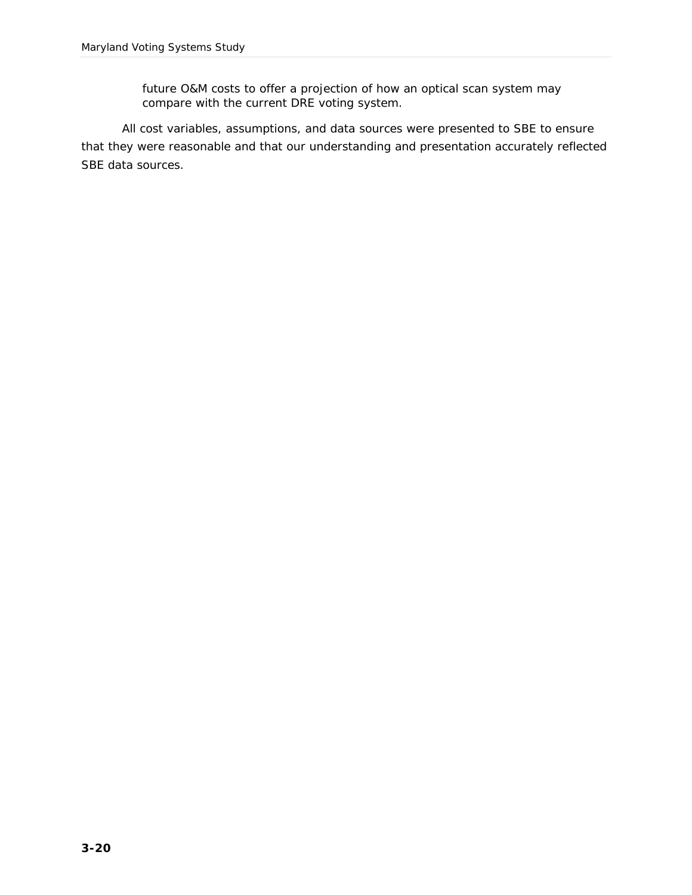future O&M costs to offer a projection of how an optical scan system may compare with the current DRE voting system.

All cost variables, assumptions, and data sources were presented to SBE to ensure that they were reasonable and that our understanding and presentation accurately reflected SBE data sources.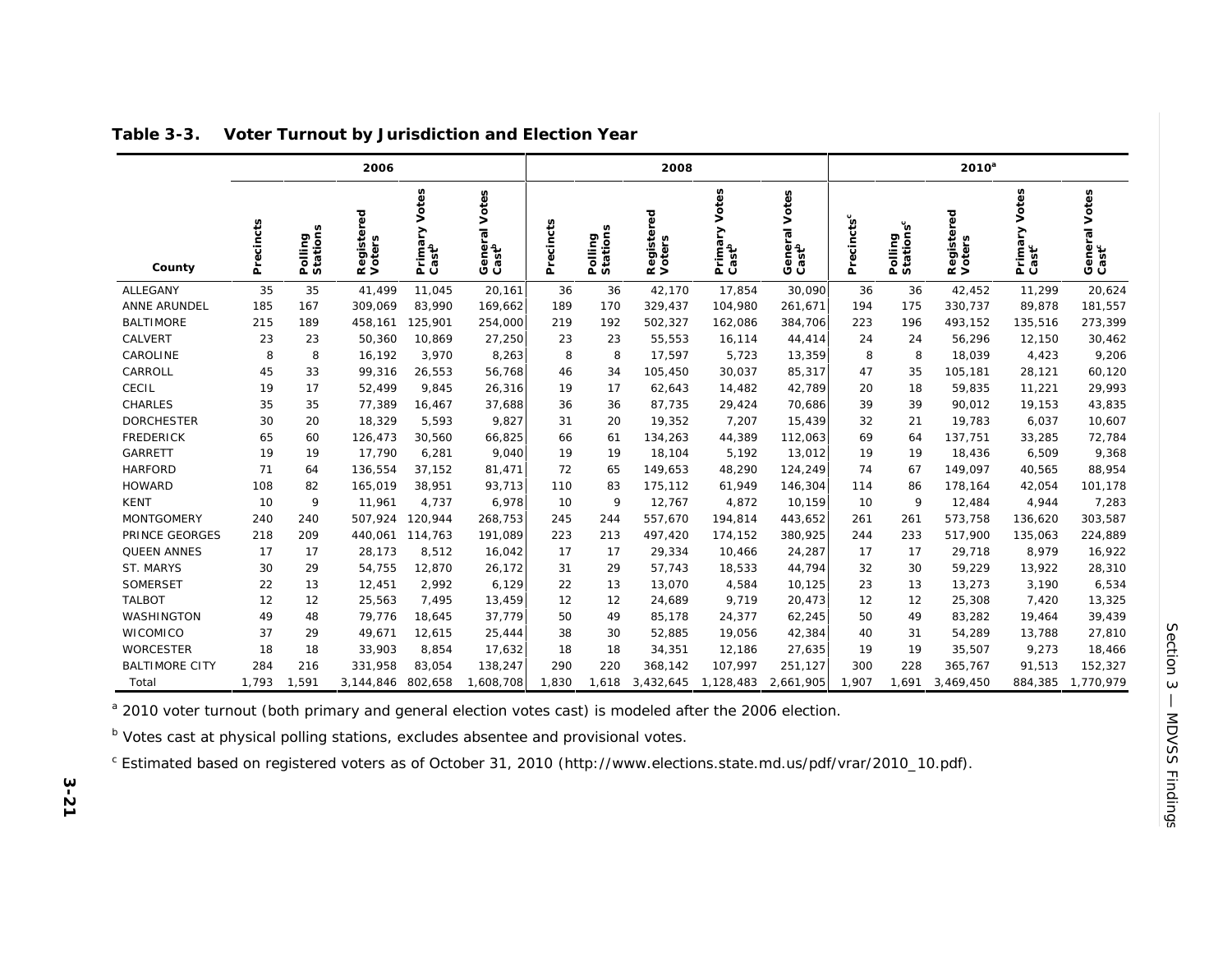**Table 3-3. Voter Turnout by Jurisdiction and Election Year**

| County | 2006 | | | | | 2008 | | | | | 2010[a] | | | | |
|---|---|---|---|---|---|---|---|---|---|---|---|---|---|---|---|
| | Precincts | Polling Stations | Registered Voters | Primary Votes Cast[b] | General Votes Cast[b] | Precincts | Polling Stations | Registered Voters | Primary Votes Cast[b] | General Votes Cast[b] | Precincts[c] | Polling Stations[c] | Registered Voters | Primary Votes Cast[c] | General Votes Cast[c] |
| ALLEGANY | 35 | 35 | 41,499 | 11,045 | 20,161 | 36 | 36 | 42,170 | 17,854 | 30,090 | 36 | 36 | 42,452 | 11,299 | 20,624 |
| ANNE ARUNDEL | 185 | 167 | 309,069 | 83,990 | 169,662 | 189 | 170 | 329,437 | 104,980 | 261,671 | 194 | 175 | 330,737 | 89,878 | 181,557 |
| BALTIMORE | 215 | 189 | 458,161 | 125,901 | 254,000 | 219 | 192 | 502,327 | 162,086 | 384,706 | 223 | 196 | 493,152 | 135,516 | 273,399 |
| CALVERT | 23 | 23 | 50,360 | 10,869 | 27,250 | 23 | 23 | 55,553 | 16,114 | 44,414 | 24 | 24 | 56,296 | 12,150 | 30,462 |
| CAROLINE | 8 | 8 | 16,192 | 3,970 | 8,263 | 8 | 8 | 17,597 | 5,723 | 13,359 | 8 | 8 | 18,039 | 4,423 | 9,206 |
| CARROLL | 45 | 33 | 99,316 | 26,553 | 56,768 | 46 | 34 | 105,450 | 30,037 | 85,317 | 47 | 35 | 105,181 | 28,121 | 60,120 |
| CECIL | 19 | 17 | 52,499 | 9,845 | 26,316 | 19 | 17 | 62,643 | 14,482 | 42,789 | 20 | 18 | 59,835 | 11,221 | 29,993 |
| CHARLES | 35 | 35 | 77,389 | 16,467 | 37,688 | 36 | 36 | 87,735 | 29,424 | 70,686 | 39 | 39 | 90,012 | 19,153 | 43,835 |
| DORCHESTER | 30 | 20 | 18,329 | 5,593 | 9,827 | 31 | 20 | 19,352 | 7,207 | 15,439 | 32 | 21 | 19,783 | 6,037 | 10,607 |
| FREDERICK | 65 | 60 | 126,473 | 30,560 | 66,825 | 66 | 61 | 134,263 | 44,389 | 112,063 | 69 | 64 | 137,751 | 33,285 | 72,784 |
| GARRETT | 19 | 19 | 17,790 | 6,281 | 9,040 | 19 | 19 | 18,104 | 5,192 | 13,012 | 19 | 19 | 18,436 | 6,509 | 9,368 |
| HARFORD | 71 | 64 | 136,554 | 37,152 | 81,471 | 72 | 65 | 149,653 | 48,290 | 124,249 | 74 | 67 | 149,097 | 40,565 | 88,954 |
| HOWARD | 108 | 82 | 165,019 | 38,951 | 93,713 | 110 | 83 | 175,112 | 61,949 | 146,304 | 114 | 86 | 178,164 | 42,054 | 101,178 |
| KENT | 10 | 9 | 11,961 | 4,737 | 6,978 | 10 | 9 | 12,767 | 4,872 | 10,159 | 10 | 9 | 12,484 | 4,944 | 7,283 |
| MONTGOMERY | 240 | 240 | 507,924 | 120,944 | 268,753 | 245 | 244 | 557,670 | 194,814 | 443,652 | 261 | 261 | 573,758 | 136,620 | 303,587 |
| PRINCE GEORGES | 218 | 209 | 440,061 | 114,763 | 191,089 | 223 | 213 | 497,420 | 174,152 | 380,925 | 244 | 233 | 517,900 | 135,063 | 224,889 |
| QUEEN ANNES | 17 | 17 | 28,173 | 8,512 | 16,042 | 17 | 17 | 29,334 | 10,466 | 24,287 | 17 | 17 | 29,718 | 8,979 | 16,922 |
| ST. MARYS | 30 | 29 | 54,755 | 12,870 | 26,172 | 31 | 29 | 57,743 | 18,533 | 44,794 | 32 | 30 | 59,229 | 13,922 | 28,310 |
| SOMERSET | 22 | 13 | 12,451 | 2,992 | 6,129 | 22 | 13 | 13,070 | 4,584 | 10,125 | 23 | 13 | 13,273 | 3,190 | 6,534 |
| TALBOT | 12 | 12 | 25,563 | 7,495 | 13,459 | 12 | 12 | 24,689 | 9,719 | 20,473 | 12 | 12 | 25,308 | 7,420 | 13,325 |
| WASHINGTON | 49 | 48 | 79,776 | 18,645 | 37,779 | 50 | 49 | 85,178 | 24,377 | 62,245 | 50 | 49 | 83,282 | 19,464 | 39,439 |
| WICOMICO | 37 | 29 | 49,671 | 12,615 | 25,444 | 38 | 30 | 52,885 | 19,056 | 42,384 | 40 | 31 | 54,289 | 13,788 | 27,810 |
| WORCESTER | 18 | 18 | 33,903 | 8,854 | 17,632 | 18 | 18 | 34,351 | 12,186 | 27,635 | 19 | 19 | 35,507 | 9,273 | 18,466 |
| BALTIMORE CITY | 284 | 216 | 331,958 | 83,054 | 138,247 | 290 | 220 | 368,142 | 107,997 | 251,127 | 300 | 228 | 365,767 | 91,513 | 152,327 |
| Total | 1,793 | 1,591 | 3,144,846 | 802,658 | 1,608,708 | 1,830 | 1,618 | 3,432,645 | 1,128,483 | 2,661,905 | 1,907 | 1,691 | 3,469,450 | 884,385 | 1,770,979 |

[a] 2010 voter turnout (both primary and general election votes cast) is modeled after the 2006 election.

[b] Votes cast at physical polling stations, excludes absentee and provisional votes.

[c] Estimated based on registered voters as of October 31, 2010 (http://www.elections.state.md.us/pdf/vrar/2010_10.pdf).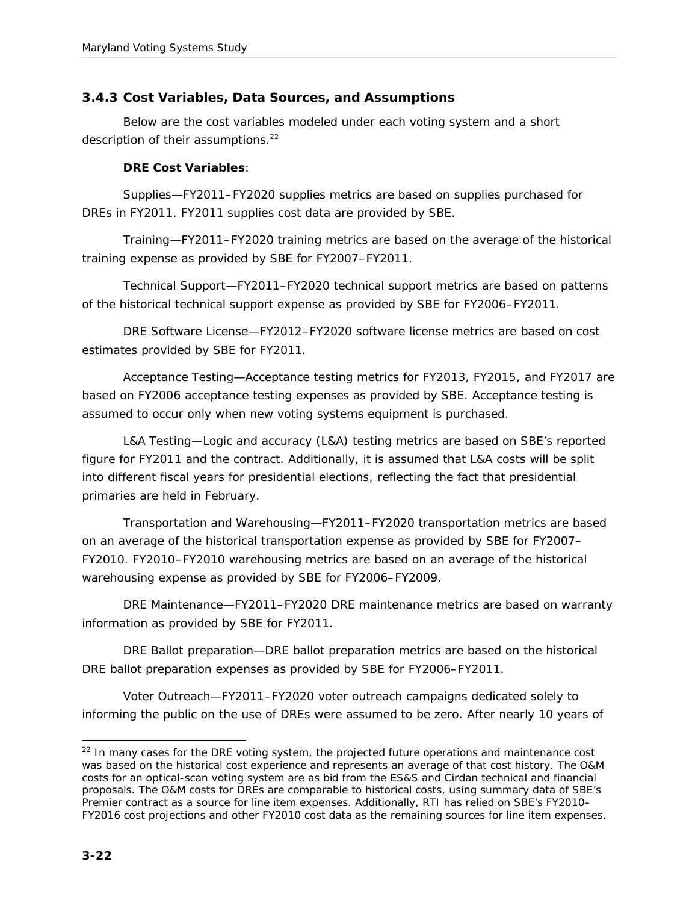### 3.4.3 Cost Variables, Data Sources, and Assumptions

Below are the cost variables modeled under each voting system and a short description of their assumptions.[22]

**DRE Cost Variables**:

Supplies—FY2011–FY2020 supplies metrics are based on supplies purchased for DREs in FY2011. FY2011 supplies cost data are provided by SBE.

Training—FY2011–FY2020 training metrics are based on the average of the historical training expense as provided by SBE for FY2007–FY2011.

Technical Support—FY2011–FY2020 technical support metrics are based on patterns of the historical technical support expense as provided by SBE for FY2006–FY2011.

DRE Software License—FY2012–FY2020 software license metrics are based on cost estimates provided by SBE for FY2011.

Acceptance Testing—Acceptance testing metrics for FY2013, FY2015, and FY2017 are based on FY2006 acceptance testing expenses as provided by SBE. Acceptance testing is assumed to occur only when new voting systems equipment is purchased.

L&A Testing—Logic and accuracy (L&A) testing metrics are based on SBE's reported figure for FY2011 and the contract. Additionally, it is assumed that L&A costs will be split into different fiscal years for presidential elections, reflecting the fact that presidential primaries are held in February.

Transportation and Warehousing—FY2011–FY2020 transportation metrics are based on an average of the historical transportation expense as provided by SBE for FY2007–FY2010. FY2010–FY2010 warehousing metrics are based on an average of the historical warehousing expense as provided by SBE for FY2006–FY2009.

DRE Maintenance—FY2011–FY2020 DRE maintenance metrics are based on warranty information as provided by SBE for FY2011.

DRE Ballot preparation—DRE ballot preparation metrics are based on the historical DRE ballot preparation expenses as provided by SBE for FY2006–FY2011.

Voter Outreach—FY2011–FY2020 voter outreach campaigns dedicated solely to informing the public on the use of DREs were assumed to be zero. After nearly 10 years of

[22] In many cases for the DRE voting system, the projected future operations and maintenance cost was based on the historical cost experience and represents an average of that cost history. The O&M costs for an optical-scan voting system are as bid from the ES&S and Cirdan technical and financial proposals. The O&M costs for DREs are comparable to historical costs, using summary data of SBE's Premier contract as a source for line item expenses. Additionally, RTI has relied on SBE's FY2010–FY2016 cost projections and other FY2010 cost data as the remaining sources for line item expenses.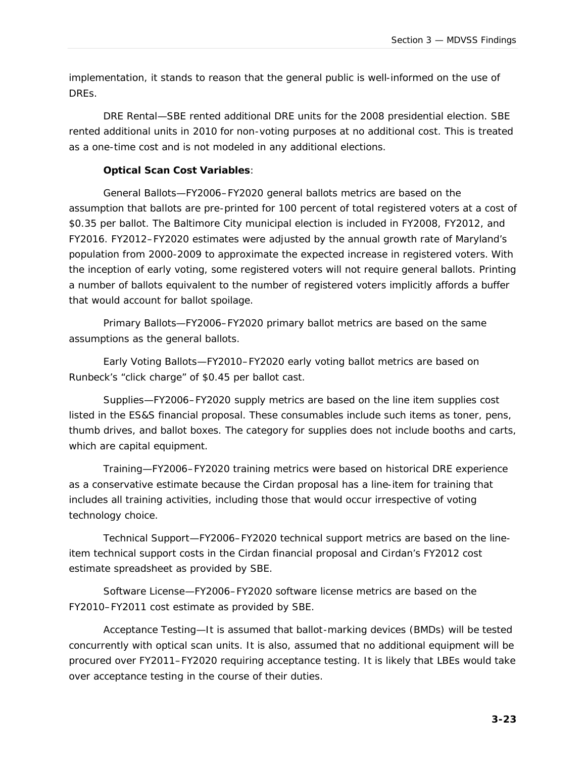implementation, it stands to reason that the general public is well-informed on the use of DREs.

DRE Rental—SBE rented additional DRE units for the 2008 presidential election. SBE rented additional units in 2010 for non-voting purposes at no additional cost. This is treated as a one-time cost and is not modeled in any additional elections.

**Optical Scan Cost Variables**:

General Ballots—FY2006–FY2020 general ballots metrics are based on the assumption that ballots are pre-printed for 100 percent of total registered voters at a cost of $0.35 per ballot. The Baltimore City municipal election is included in FY2008, FY2012, and FY2016. FY2012–FY2020 estimates were adjusted by the annual growth rate of Maryland's population from 2000-2009 to approximate the expected increase in registered voters. With the inception of early voting, some registered voters will not require general ballots. Printing a number of ballots equivalent to the number of registered voters implicitly affords a buffer that would account for ballot spoilage.

Primary Ballots—FY2006–FY2020 primary ballot metrics are based on the same assumptions as the general ballots.

Early Voting Ballots—FY2010–FY2020 early voting ballot metrics are based on Runbeck's "click charge" of $0.45 per ballot cast.

Supplies—FY2006–FY2020 supply metrics are based on the line item supplies cost listed in the ES&S financial proposal. These consumables include such items as toner, pens, thumb drives, and ballot boxes. The category for supplies does not include booths and carts, which are capital equipment.

Training—FY2006–FY2020 training metrics were based on historical DRE experience as a conservative estimate because the Cirdan proposal has a line-item for training that includes all training activities, including those that would occur irrespective of voting technology choice.

Technical Support—FY2006–FY2020 technical support metrics are based on the line-item technical support costs in the Cirdan financial proposal and Cirdan's FY2012 cost estimate spreadsheet as provided by SBE.

Software License—FY2006–FY2020 software license metrics are based on the FY2010–FY2011 cost estimate as provided by SBE.

Acceptance Testing—It is assumed that ballot-marking devices (BMDs) will be tested concurrently with optical scan units. It is also, assumed that no additional equipment will be procured over FY2011–FY2020 requiring acceptance testing. It is likely that LBEs would take over acceptance testing in the course of their duties.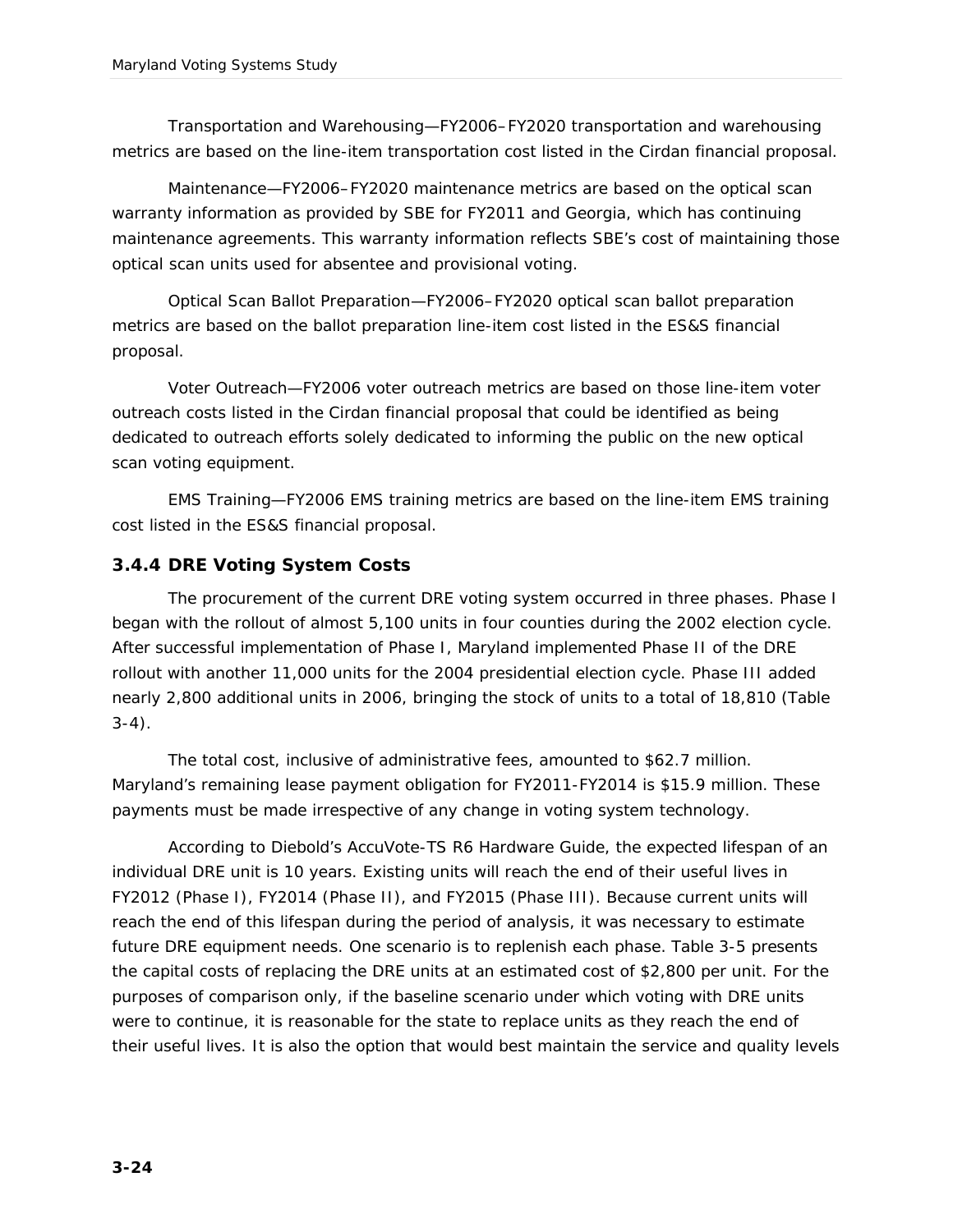Transportation and Warehousing—FY2006–FY2020 transportation and warehousing metrics are based on the line-item transportation cost listed in the Cirdan financial proposal.

Maintenance—FY2006–FY2020 maintenance metrics are based on the optical scan warranty information as provided by SBE for FY2011 and Georgia, which has continuing maintenance agreements. This warranty information reflects SBE's cost of maintaining those optical scan units used for absentee and provisional voting.

Optical Scan Ballot Preparation—FY2006–FY2020 optical scan ballot preparation metrics are based on the ballot preparation line-item cost listed in the ES&S financial proposal.

Voter Outreach—FY2006 voter outreach metrics are based on those line-item voter outreach costs listed in the Cirdan financial proposal that could be identified as being dedicated to outreach efforts solely dedicated to informing the public on the new optical scan voting equipment.

EMS Training—FY2006 EMS training metrics are based on the line-item EMS training cost listed in the ES&S financial proposal.

### 3.4.4 DRE Voting System Costs

The procurement of the current DRE voting system occurred in three phases. Phase I began with the rollout of almost 5,100 units in four counties during the 2002 election cycle. After successful implementation of Phase I, Maryland implemented Phase II of the DRE rollout with another 11,000 units for the 2004 presidential election cycle. Phase III added nearly 2,800 additional units in 2006, bringing the stock of units to a total of 18,810 (Table 3-4).

The total cost, inclusive of administrative fees, amounted to $62.7 million. Maryland's remaining lease payment obligation for FY2011-FY2014 is $15.9 million. These payments must be made irrespective of any change in voting system technology.

According to Diebold's AccuVote-TS R6 Hardware Guide, the expected lifespan of an individual DRE unit is 10 years. Existing units will reach the end of their useful lives in FY2012 (Phase I), FY2014 (Phase II), and FY2015 (Phase III). Because current units will reach the end of this lifespan during the period of analysis, it was necessary to estimate future DRE equipment needs. One scenario is to replenish each phase. Table 3-5 presents the capital costs of replacing the DRE units at an estimated cost of $2,800 per unit. For the purposes of comparison only, if the baseline scenario under which voting with DRE units were to continue, it is reasonable for the state to replace units as they reach the end of their useful lives. It is also the option that would best maintain the service and quality levels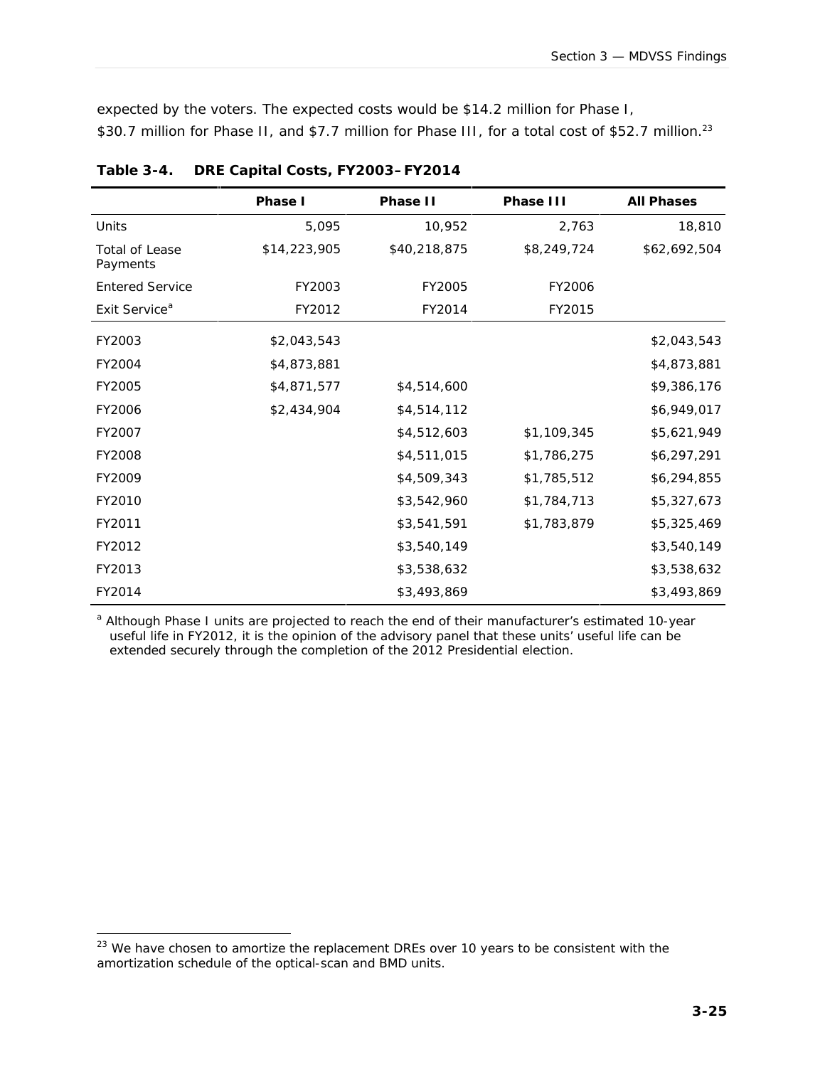expected by the voters. The expected costs would be $14.2 million for Phase I, $30.7 million for Phase II, and $7.7 million for Phase III, for a total cost of $52.7 million.[23]

**Table 3-4. DRE Capital Costs, FY2003–FY2014**

| | Phase I | Phase II | Phase III | All Phases |
|---|---|---|---|---|
| Units | 5,095 | 10,952 | 2,763 | 18,810 |
| Total of Lease Payments | $14,223,905 | $40,218,875 | $8,249,724 | $62,692,504 |
| Entered Service | FY2003 | FY2005 | FY2006 | |
| Exit Service[a] | FY2012 | FY2014 | FY2015 | |
| FY2003 | $2,043,543 | | | $2,043,543 |
| FY2004 | $4,873,881 | | | $4,873,881 |
| FY2005 | $4,871,577 | $4,514,600 | | $9,386,176 |
| FY2006 | $2,434,904 | $4,514,112 | | $6,949,017 |
| FY2007 | | $4,512,603 | $1,109,345 | $5,621,949 |
| FY2008 | | $4,511,015 | $1,786,275 | $6,297,291 |
| FY2009 | | $4,509,343 | $1,785,512 | $6,294,855 |
| FY2010 | | $3,542,960 | $1,784,713 | $5,327,673 |
| FY2011 | | $3,541,591 | $1,783,879 | $5,325,469 |
| FY2012 | | $3,540,149 | | $3,540,149 |
| FY2013 | | $3,538,632 | | $3,538,632 |
| FY2014 | | $3,493,869 | | $3,493,869 |

[a] Although Phase I units are projected to reach the end of their manufacturer's estimated 10-year useful life in FY2012, it is the opinion of the advisory panel that these units' useful life can be extended securely through the completion of the 2012 Presidential election.

[23] We have chosen to amortize the replacement DREs over 10 years to be consistent with the amortization schedule of the optical-scan and BMD units.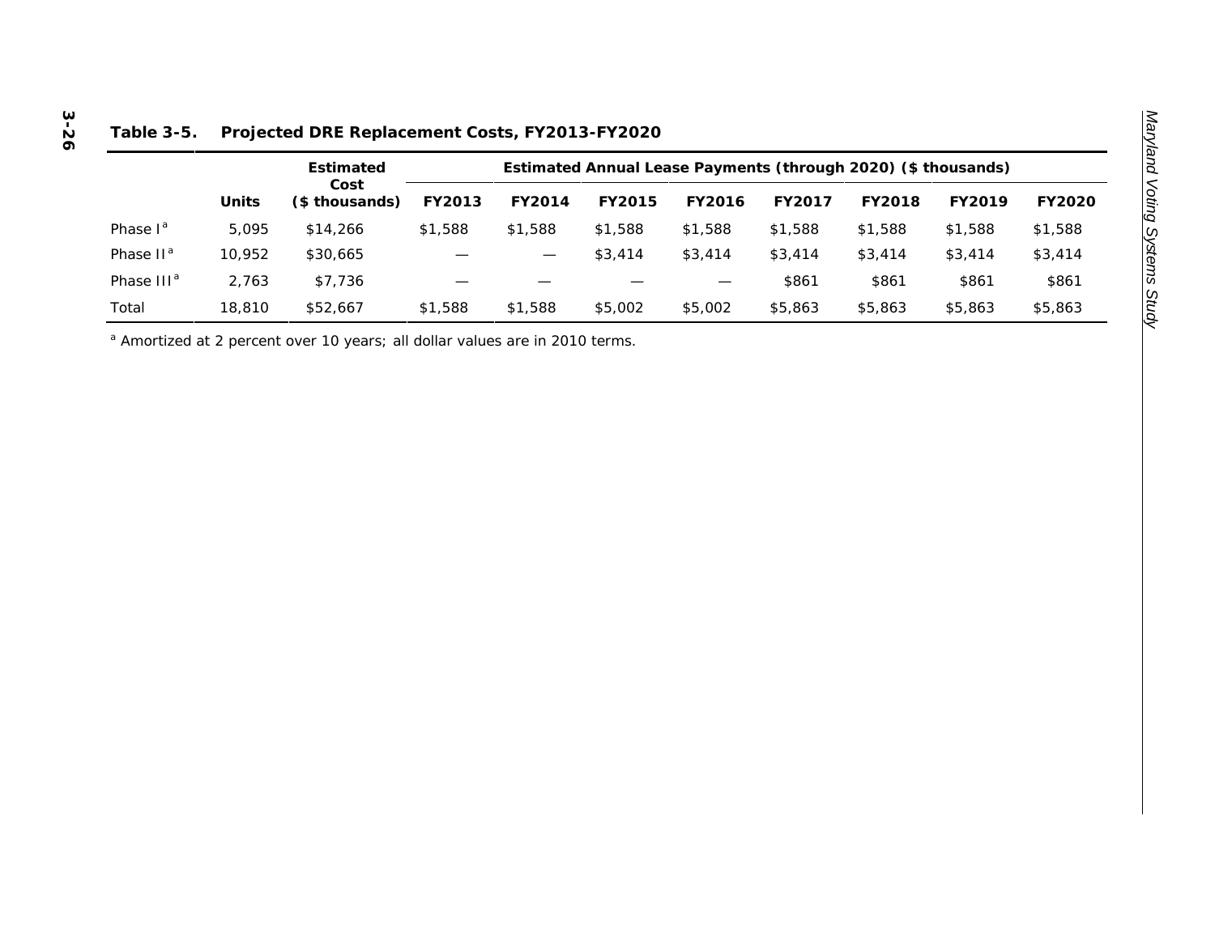**Table 3-5. Projected DRE Replacement Costs, FY2013-FY2020**

| | Units | Estimated Cost ($ thousands) | Estimated Annual Lease Payments (through 2020) ($ thousands) | | | | | | | |
|---|---|---|---|---|---|---|---|---|---|---|
| | | | FY2013 | FY2014 | FY2015 | FY2016 | FY2017 | FY2018 | FY2019 | FY2020 |
| Phase I[a] | 5,095 | $14,266 | $1,588 | $1,588 | $1,588 | $1,588 | $1,588 | $1,588 | $1,588 | $1,588 |
| Phase II[a] | 10,952 | $30,665 | — | — | $3,414 | $3,414 | $3,414 | $3,414 | $3,414 | $3,414 |
| Phase III[a] | 2,763 | $7,736 | — | — | — | — | $861 | $861 | $861 | $861 |
| Total | 18,810 | $52,667 | $1,588 | $1,588 | $5,002 | $5,002 | $5,863 | $5,863 | $5,863 | $5,863 |

[a] Amortized at 2 percent over 10 years; all dollar values are in 2010 terms.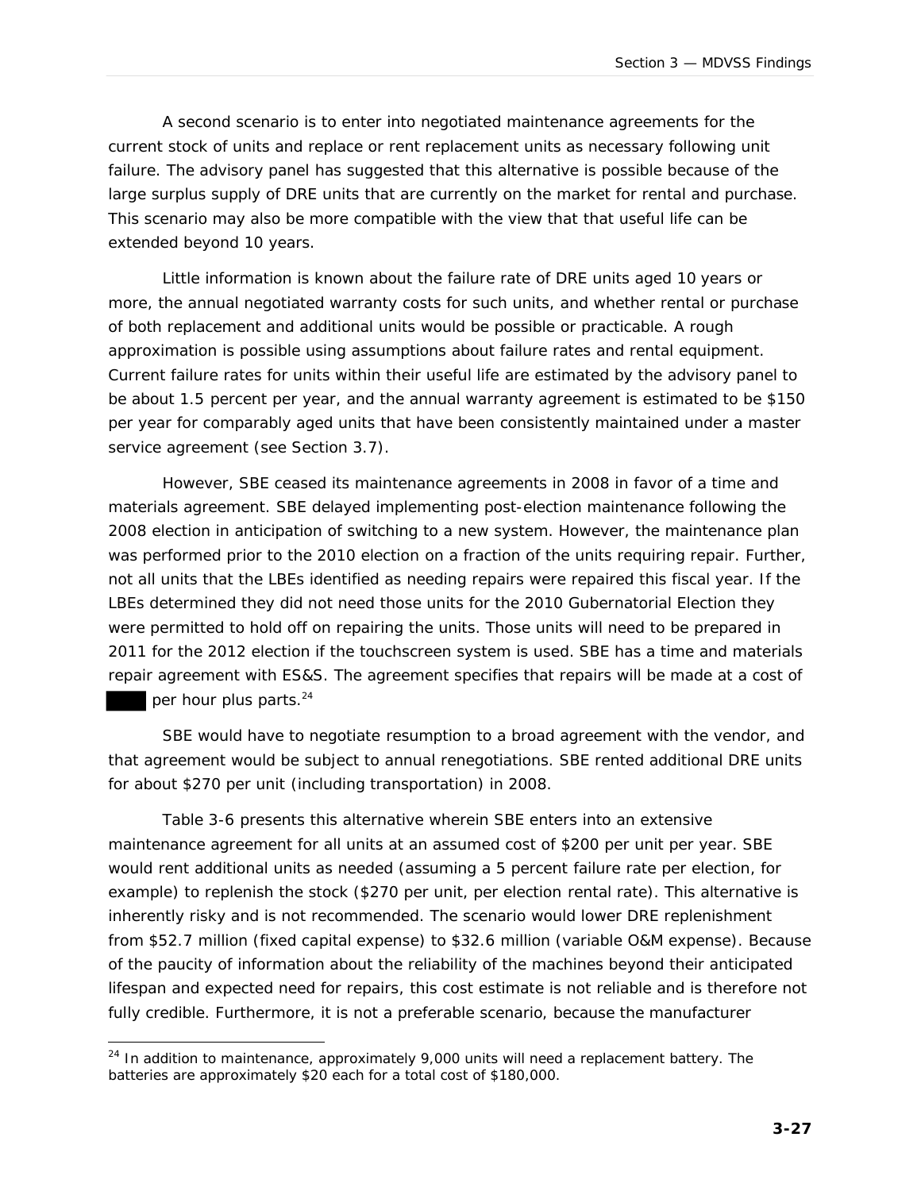A second scenario is to enter into negotiated maintenance agreements for the current stock of units and replace or rent replacement units as necessary following unit failure. The advisory panel has suggested that this alternative is possible because of the large surplus supply of DRE units that are currently on the market for rental and purchase. This scenario may also be more compatible with the view that that useful life can be extended beyond 10 years.

Little information is known about the failure rate of DRE units aged 10 years or more, the annual negotiated warranty costs for such units, and whether rental or purchase of both replacement and additional units would be possible or practicable. A rough approximation is possible using assumptions about failure rates and rental equipment. Current failure rates for units within their useful life are estimated by the advisory panel to be about 1.5 percent per year, and the annual warranty agreement is estimated to be $150 per year for comparably aged units that have been consistently maintained under a master service agreement (see Section 3.7).

However, SBE ceased its maintenance agreements in 2008 in favor of a time and materials agreement. SBE delayed implementing post-election maintenance following the 2008 election in anticipation of switching to a new system. However, the maintenance plan was performed prior to the 2010 election on a fraction of the units requiring repair. Further, not all units that the LBEs identified as needing repairs were repaired this fiscal year. If the LBEs determined they did not need those units for the 2010 Gubernatorial Election they were permitted to hold off on repairing the units. Those units will need to be prepared in 2011 for the 2012 election if the touchscreen system is used. SBE has a time and materials repair agreement with ES&S. The agreement specifies that repairs will be made at a cost of ████ per hour plus parts.[24]

SBE would have to negotiate resumption to a broad agreement with the vendor, and that agreement would be subject to annual renegotiations. SBE rented additional DRE units for about $270 per unit (including transportation) in 2008.

Table 3-6 presents this alternative wherein SBE enters into an extensive maintenance agreement for all units at an assumed cost of $200 per unit per year. SBE would rent additional units as needed (assuming a 5 percent failure rate per election, for example) to replenish the stock ($270 per unit, per election rental rate). This alternative is inherently risky and is not recommended. The scenario would lower DRE replenishment from $52.7 million (fixed capital expense) to $32.6 million (variable O&M expense). Because of the paucity of information about the reliability of the machines beyond their anticipated lifespan and expected need for repairs, this cost estimate is not reliable and is therefore not fully credible. Furthermore, it is not a preferable scenario, because the manufacturer

[24] In addition to maintenance, approximately 9,000 units will need a replacement battery. The batteries are approximately $20 each for a total cost of $180,000.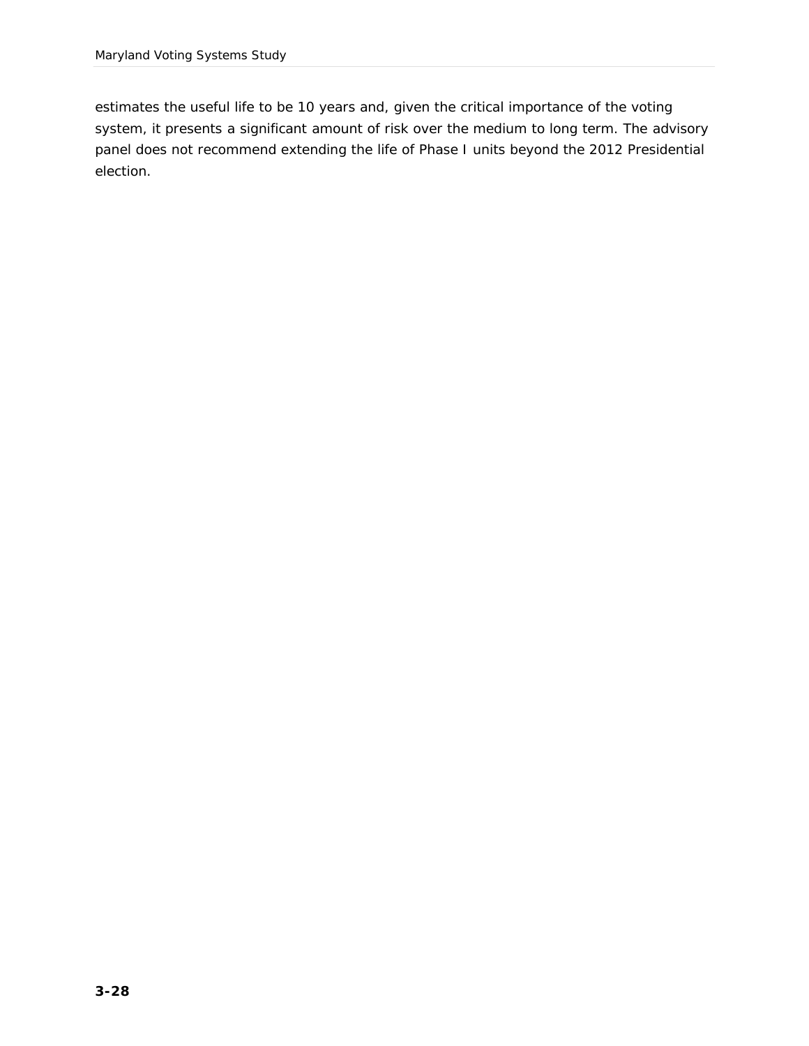estimates the useful life to be 10 years and, given the critical importance of the voting system, it presents a significant amount of risk over the medium to long term. The advisory panel does not recommend extending the life of Phase I units beyond the 2012 Presidential election.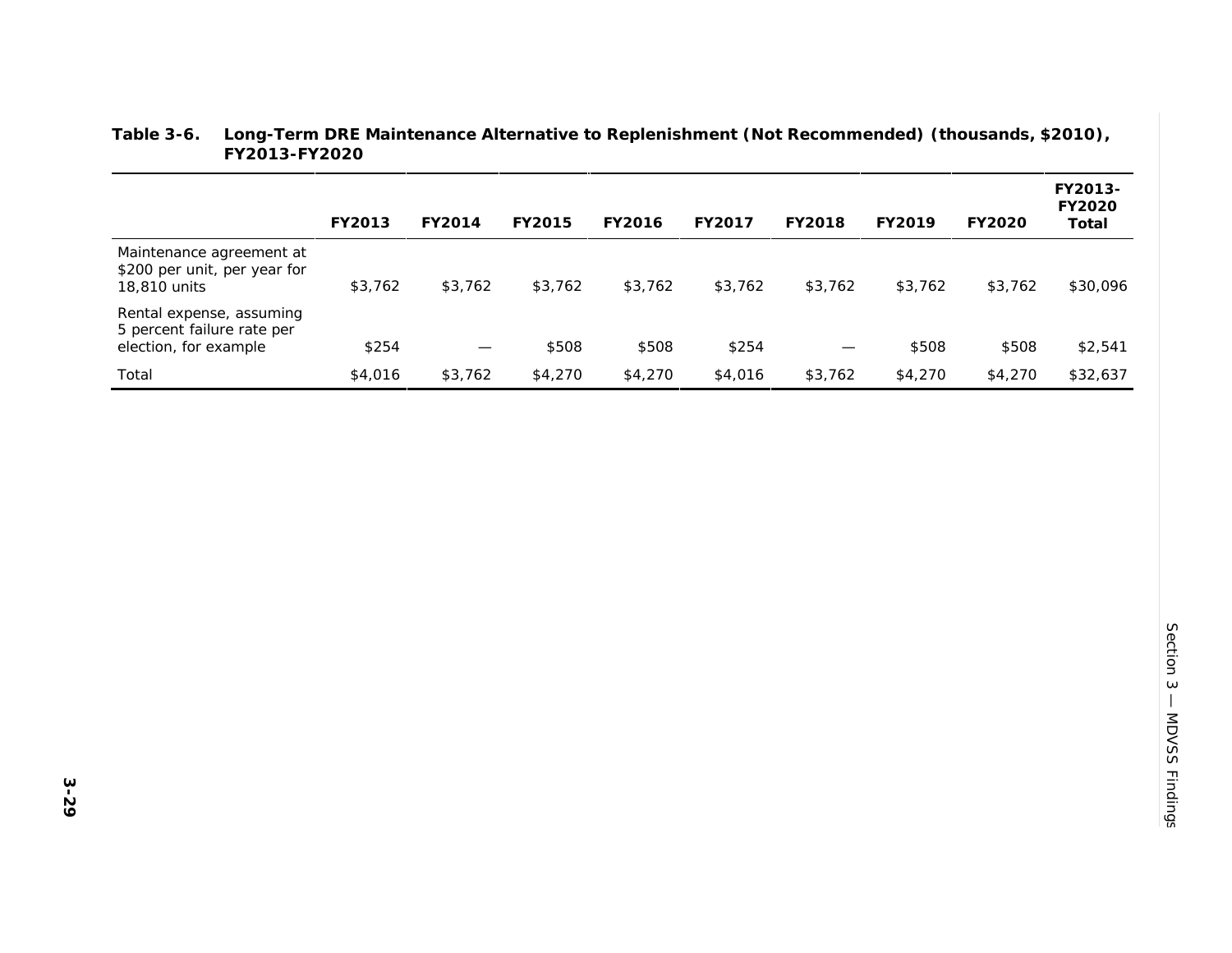**Table 3-6. Long-Term DRE Maintenance Alternative to Replenishment (Not Recommended) (thousands, $2010), FY2013-FY2020**

| | FY2013 | FY2014 | FY2015 | FY2016 | FY2017 | FY2018 | FY2019 | FY2020 | FY2013-FY2020 Total |
|---|---|---|---|---|---|---|---|---|---|
| Maintenance agreement at $200 per unit, per year for 18,810 units | $3,762 | $3,762 | $3,762 | $3,762 | $3,762 | $3,762 | $3,762 | $3,762 | $30,096 |
| Rental expense, assuming 5 percent failure rate per election, for example | $254 | — | $508 | $508 | $254 | — | $508 | $508 | $2,541 |
| Total | $4,016 | $3,762 | $4,270 | $4,270 | $4,016 | $3,762 | $4,270 | $4,270 | $32,637 |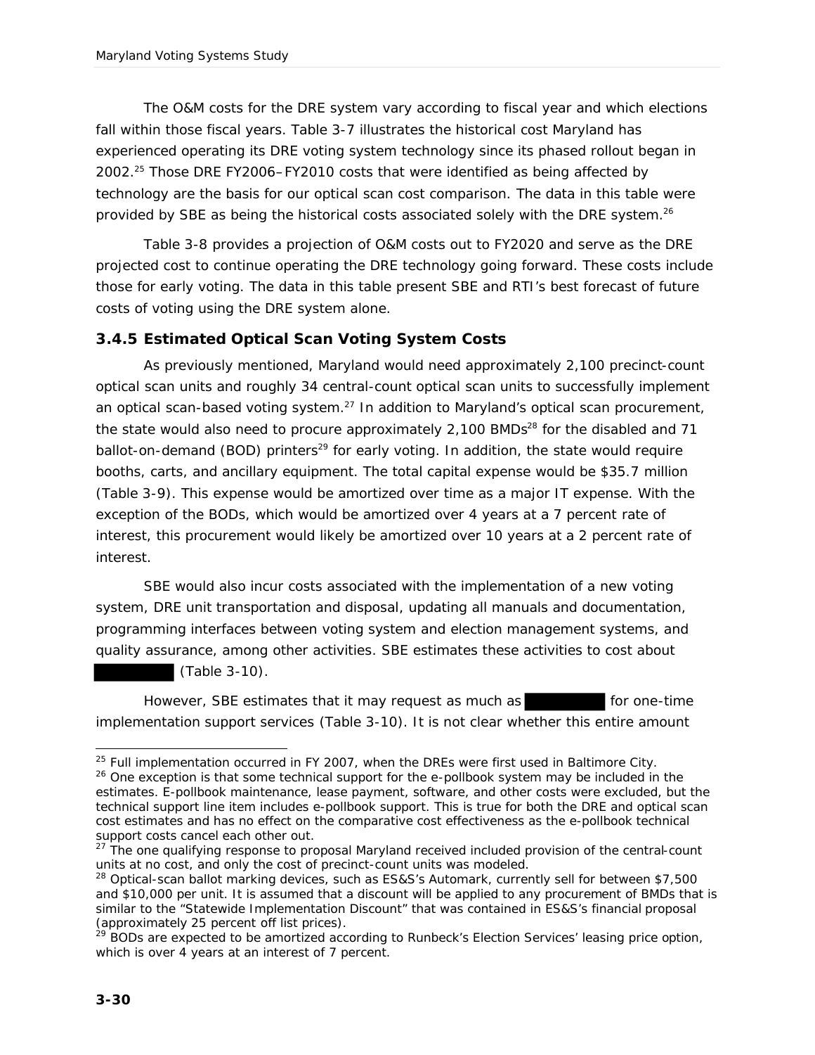The O&M costs for the DRE system vary according to fiscal year and which elections fall within those fiscal years. Table 3-7 illustrates the historical cost Maryland has experienced operating its DRE voting system technology since its phased rollout began in 2002.[25] Those DRE FY2006–FY2010 costs that were identified as being affected by technology are the basis for our optical scan cost comparison. The data in this table were provided by SBE as being the historical costs associated solely with the DRE system.[26]

Table 3-8 provides a projection of O&M costs out to FY2020 and serve as the DRE projected cost to continue operating the DRE technology going forward. These costs include those for early voting. The data in this table present SBE and RTI's best forecast of future costs of voting using the DRE system alone.

### 3.4.5 Estimated Optical Scan Voting System Costs

As previously mentioned, Maryland would need approximately 2,100 precinct-count optical scan units and roughly 34 central-count optical scan units to successfully implement an optical scan-based voting system.[27] In addition to Maryland's optical scan procurement, the state would also need to procure approximately 2,100 BMDs[28] for the disabled and 71 ballot-on-demand (BOD) printers[29] for early voting. In addition, the state would require booths, carts, and ancillary equipment. The total capital expense would be $35.7 million (Table 3-9). This expense would be amortized over time as a major IT expense. With the exception of the BODs, which would be amortized over 4 years at a 7 percent rate of interest, this procurement would likely be amortized over 10 years at a 2 percent rate of interest.

SBE would also incur costs associated with the implementation of a new voting system, DRE unit transportation and disposal, updating all manuals and documentation, programming interfaces between voting system and election management systems, and quality assurance, among other activities. SBE estimates these activities to cost about ████████ (Table 3-10).

However, SBE estimates that it may request as much as ████████ for one-time implementation support services (Table 3-10). It is not clear whether this entire amount

---

[25] Full implementation occurred in FY 2007, when the DREs were first used in Baltimore City.

[26] One exception is that some technical support for the e-pollbook system may be included in the estimates. E-pollbook maintenance, lease payment, software, and other costs were excluded, but the technical support line item includes e-pollbook support. This is true for both the DRE and optical scan cost estimates and has no effect on the comparative cost effectiveness as the e-pollbook technical support costs cancel each other out.

[27] The one qualifying response to proposal Maryland received included provision of the central-count units at no cost, and only the cost of precinct-count units was modeled.

[28] Optical-scan ballot marking devices, such as ES&S's Automark, currently sell for between $7,500 and $10,000 per unit. It is assumed that a discount will be applied to any procurement of BMDs that is similar to the "Statewide Implementation Discount" that was contained in ES&S's financial proposal (approximately 25 percent off list prices).

[29] BODs are expected to be amortized according to Runbeck's Election Services' leasing price option, which is over 4 years at an interest of 7 percent.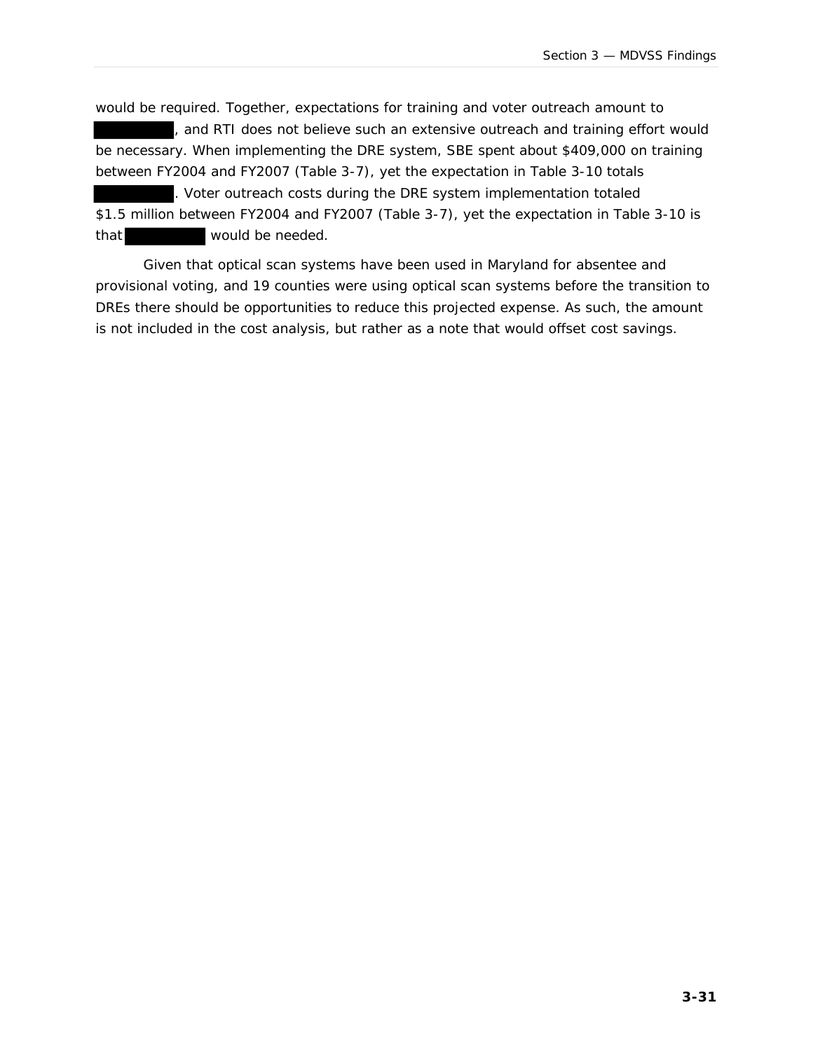would be required. Together, expectations for training and voter outreach amount to ██████████, and RTI does not believe such an extensive outreach and training effort would be necessary. When implementing the DRE system, SBE spent about $409,000 on training between FY2004 and FY2007 (Table 3-7), yet the expectation in Table 3-10 totals ██████████. Voter outreach costs during the DRE system implementation totaled $1.5 million between FY2004 and FY2007 (Table 3-7), yet the expectation in Table 3-10 is that ██████████ would be needed.

Given that optical scan systems have been used in Maryland for absentee and provisional voting, and 19 counties were using optical scan systems before the transition to DREs there should be opportunities to reduce this projected expense. As such, the amount is not included in the cost analysis, but rather as a note that would offset cost savings.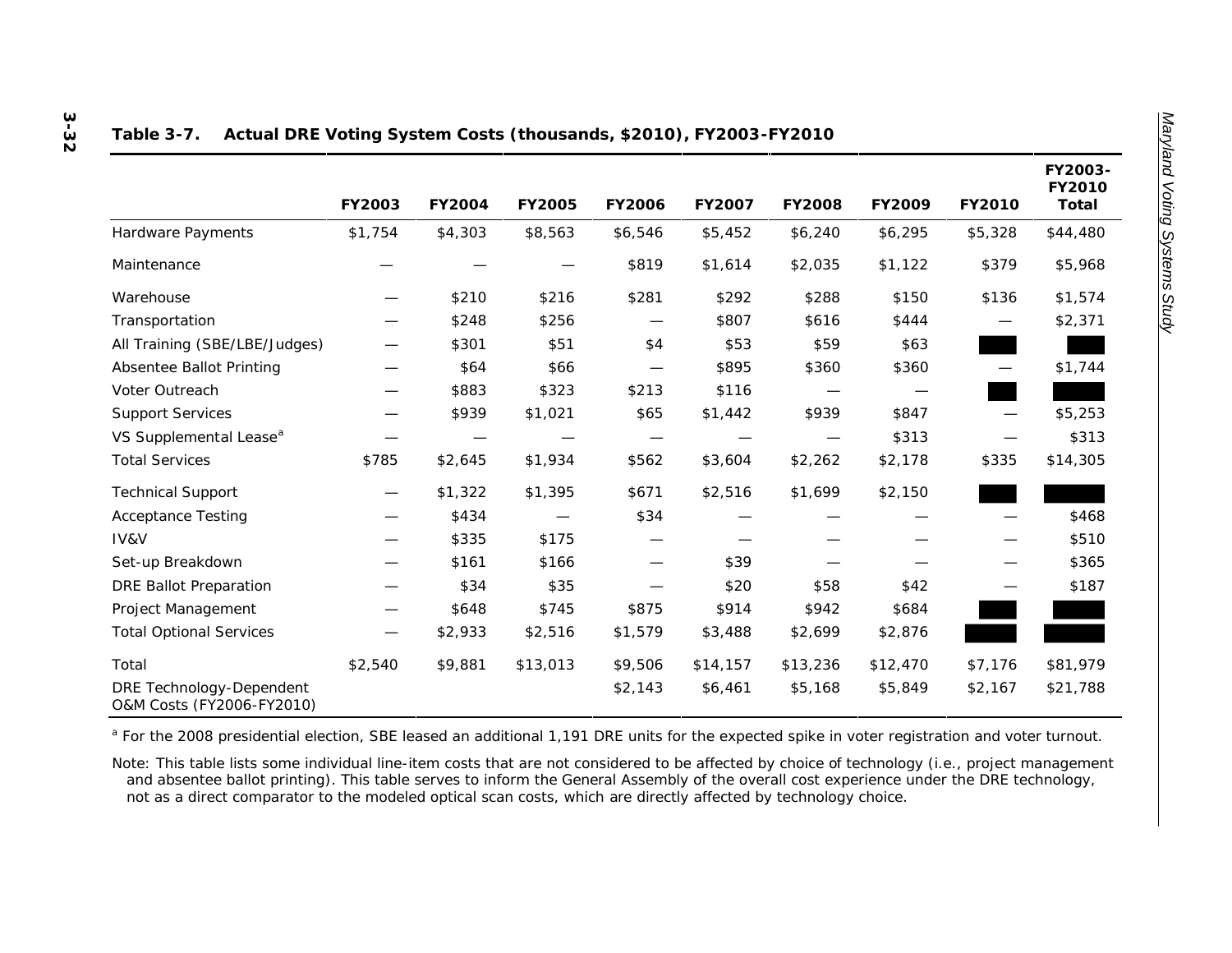**Table 3-7. Actual DRE Voting System Costs (thousands, $2010), FY2003-FY2010**

| | FY2003 | FY2004 | FY2005 | FY2006 | FY2007 | FY2008 | FY2009 | FY2010 | FY2003-FY2010 Total |
|---|---|---|---|---|---|---|---|---|---|
| Hardware Payments | $1,754 | $4,303 | $8,563 | $6,546 | $5,452 | $6,240 | $6,295 | $5,328 | $44,480 |
| Maintenance | — | — | — | $819 | $1,614 | $2,035 | $1,122 | $379 | $5,968 |
| Warehouse | — | $210 | $216 | $281 | $292 | $288 | $150 | $136 | $1,574 |
| Transportation | — | $248 | $256 | — | $807 | $616 | $444 | — | $2,371 |
| All Training (SBE/LBE/Judges) | — | $301 | $51 | $4 | $53 | $59 | $63 | | |
| Absentee Ballot Printing | — | $64 | $66 | — | $895 | $360 | $360 | — | $1,744 |
| Voter Outreach | — | $883 | $323 | $213 | $116 | — | — | | |
| Support Services | — | $939 | $1,021 | $65 | $1,442 | $939 | $847 | — | $5,253 |
| VS Supplemental Lease[a] | — | — | — | — | — | — | $313 | — | $313 |
| Total Services | $785 | $2,645 | $1,934 | $562 | $3,604 | $2,262 | $2,178 | $335 | $14,305 |
| Technical Support | — | $1,322 | $1,395 | $671 | $2,516 | $1,699 | $2,150 | | |
| Acceptance Testing | — | $434 | — | $34 | — | — | — | — | $468 |
| IV&V | — | $335 | $175 | — | — | — | — | — | $510 |
| Set-up Breakdown | — | $161 | $166 | — | $39 | — | — | — | $365 |
| DRE Ballot Preparation | — | $34 | $35 | — | $20 | $58 | $42 | — | $187 |
| Project Management | — | $648 | $745 | $875 | $914 | $942 | $684 | | |
| Total Optional Services | — | $2,933 | $2,516 | $1,579 | $3,488 | $2,699 | $2,876 | | |
| Total | $2,540 | $9,881 | $13,013 | $9,506 | $14,157 | $13,236 | $12,470 | $7,176 | $81,979 |
| DRE Technology-Dependent O&M Costs (FY2006-FY2010) | | | | $2,143 | $6,461 | $5,168 | $5,849 | $2,167 | $21,788 |

[a] For the 2008 presidential election, SBE leased an additional 1,191 DRE units for the expected spike in voter registration and voter turnout.

Note: This table lists some individual line-item costs that are not considered to be affected by choice of technology (i.e., project management and absentee ballot printing). This table serves to inform the General Assembly of the overall cost experience under the DRE technology, not as a direct comparator to the modeled optical scan costs, which are directly affected by technology choice.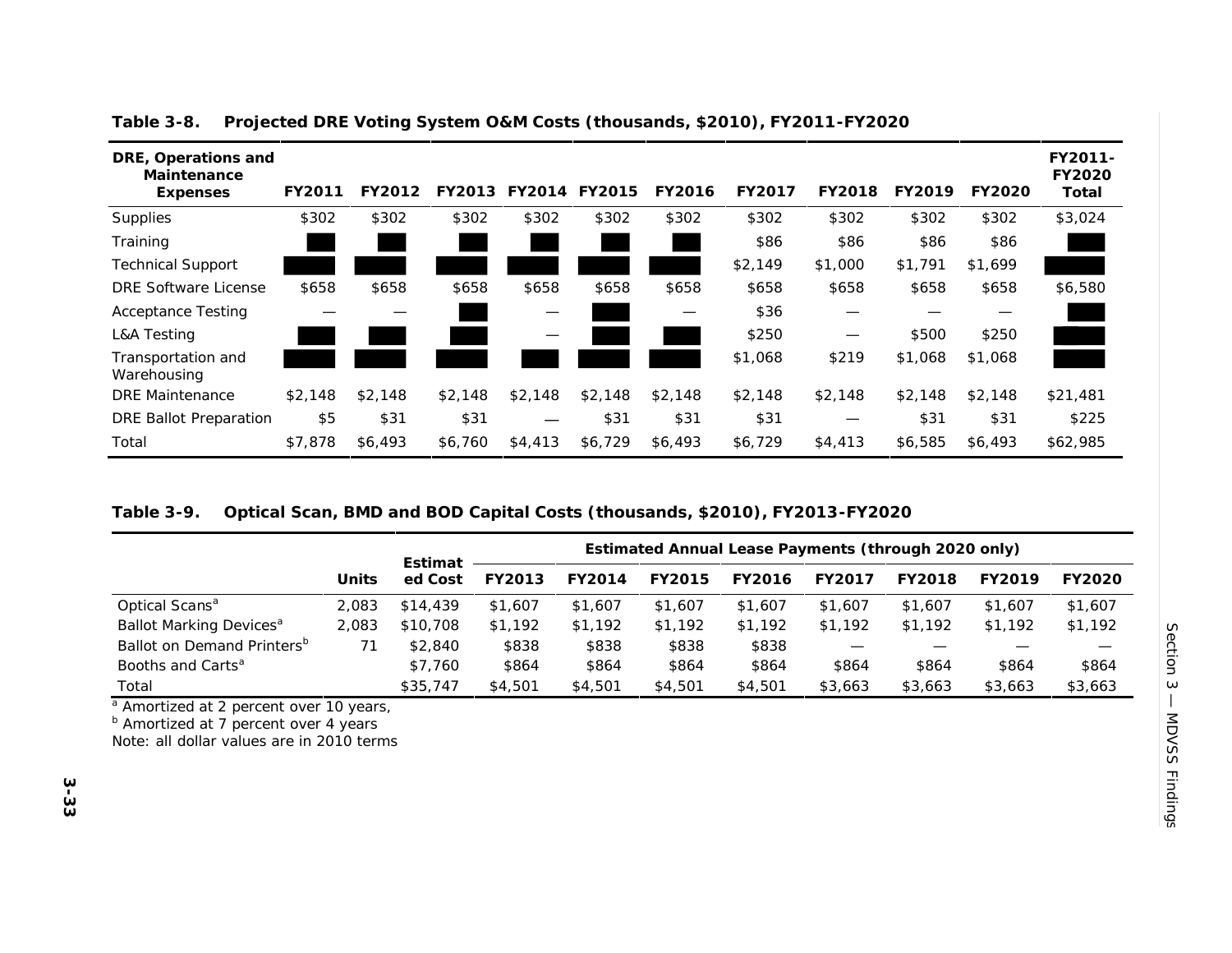**Table 3-8. Projected DRE Voting System O&M Costs (thousands, $2010), FY2011-FY2020**

| DRE, Operations and Maintenance Expenses | FY2011 | FY2012 | FY2013 | FY2014 | FY2015 | FY2016 | FY2017 | FY2018 | FY2019 | FY2020 | FY2011-FY2020 Total |
|---|---|---|---|---|---|---|---|---|---|---|---|
| Supplies | $302 | $302 | $302 | $302 | $302 | $302 | $302 | $302 | $302 | $302 | $3,024 |
| Training | ███ | ███ | ███ | ███ | ███ | ███ | $86 | $86 | $86 | $86 | ███ |
| Technical Support | ███ | ███ | ███ | ███ | ███ | ███ | $2,149 | $1,000 | $1,791 | $1,699 | ███ |
| DRE Software License | $658 | $658 | $658 | $658 | $658 | $658 | $658 | $658 | $658 | $658 | $6,580 |
| Acceptance Testing | — | — | ███ | — | ███ | — | $36 | — | — | — | ███ |
| L&A Testing | ███ | ███ | ███ | — | ███ | ███ | $250 | — | $500 | $250 | ███ |
| Transportation and Warehousing | ███ | ███ | ███ | ███ | ███ | ███ | $1,068 | $219 | $1,068 | $1,068 | ███ |
| DRE Maintenance | $2,148 | $2,148 | $2,148 | $2,148 | $2,148 | $2,148 | $2,148 | $2,148 | $2,148 | $2,148 | $21,481 |
| DRE Ballot Preparation | $5 | $31 | $31 | — | $31 | $31 | $31 | — | $31 | $31 | $225 |
| Total | $7,878 | $6,493 | $6,760 | $4,413 | $6,729 | $6,493 | $6,729 | $4,413 | $6,585 | $6,493 | $62,985 |

**Table 3-9. Optical Scan, BMD and BOD Capital Costs (thousands, $2010), FY2013-FY2020**

| | Units | Estimated Cost | Estimated Annual Lease Payments (through 2020 only) | | | | | | | |
|---|---|---|---|---|---|---|---|---|---|---|
| | | | FY2013 | FY2014 | FY2015 | FY2016 | FY2017 | FY2018 | FY2019 | FY2020 |
| Optical Scans[a] | 2,083 | $14,439 | $1,607 | $1,607 | $1,607 | $1,607 | $1,607 | $1,607 | $1,607 | $1,607 |
| Ballot Marking Devices[a] | 2,083 | $10,708 | $1,192 | $1,192 | $1,192 | $1,192 | $1,192 | $1,192 | $1,192 | $1,192 |
| Ballot on Demand Printers[b] | 71 | $2,840 | $838 | $838 | $838 | $838 | — | — | — | — |
| Booths and Carts[a] | | $7,760 | $864 | $864 | $864 | $864 | $864 | $864 | $864 | $864 |
| Total | | $35,747 | $4,501 | $4,501 | $4,501 | $4,501 | $3,663 | $3,663 | $3,663 | $3,663 |

[a] Amortized at 2 percent over 10 years,
[b] Amortized at 7 percent over 4 years
Note: all dollar values are in 2010 terms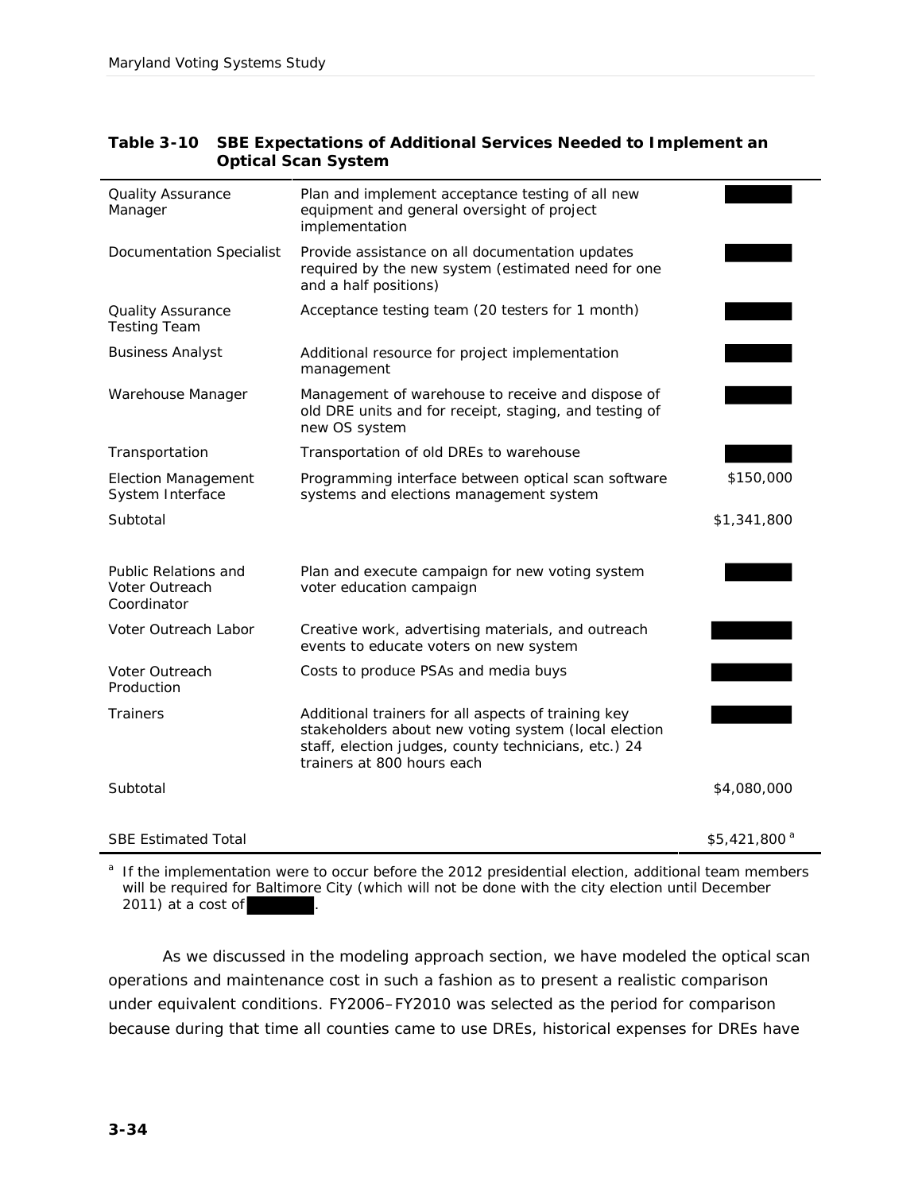**Table 3-10 SBE Expectations of Additional Services Needed to Implement an Optical Scan System**

| | | |
|---|---|---|
| Quality Assurance Manager | Plan and implement acceptance testing of all new equipment and general oversight of project implementation | |
| Documentation Specialist | Provide assistance on all documentation updates required by the new system (estimated need for one and a half positions) | |
| Quality Assurance Testing Team | Acceptance testing team (20 testers for 1 month) | |
| Business Analyst | Additional resource for project implementation management | |
| Warehouse Manager | Management of warehouse to receive and dispose of old DRE units and for receipt, staging, and testing of new OS system | |
| Transportation | Transportation of old DREs to warehouse | |
| Election Management System Interface | Programming interface between optical scan software systems and elections management system | $150,000 |
| Subtotal | | $1,341,800 |
| Public Relations and Voter Outreach Coordinator | Plan and execute campaign for new voting system voter education campaign | |
| Voter Outreach Labor | Creative work, advertising materials, and outreach events to educate voters on new system | |
| Voter Outreach Production | Costs to produce PSAs and media buys | |
| Trainers | Additional trainers for all aspects of training key stakeholders about new voting system (local election staff, election judges, county technicians, etc.) 24 trainers at 800 hours each | |
| Subtotal | | $4,080,000 |
| SBE Estimated Total | | $5,421,800 [a] |

[a] If the implementation were to occur before the 2012 presidential election, additional team members will be required for Baltimore City (which will not be done with the city election until December 2011) at a cost of .

As we discussed in the modeling approach section, we have modeled the optical scan operations and maintenance cost in such a fashion as to present a realistic comparison under equivalent conditions. FY2006–FY2010 was selected as the period for comparison because during that time all counties came to use DREs, historical expenses for DREs have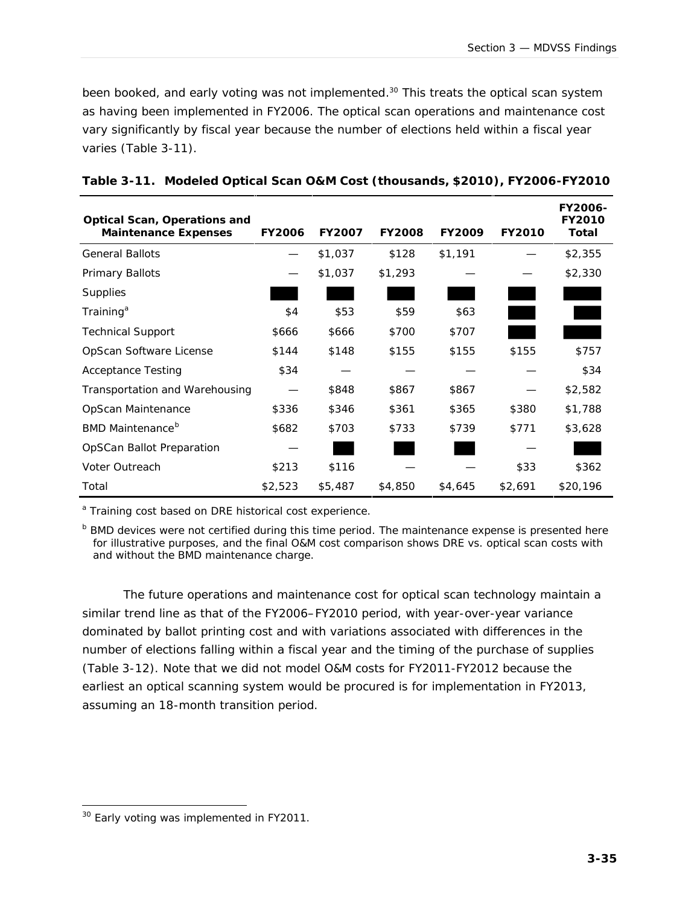been booked, and early voting was not implemented.[30] This treats the optical scan system as having been implemented in FY2006. The optical scan operations and maintenance cost vary significantly by fiscal year because the number of elections held within a fiscal year varies (Table 3-11).

**Table 3-11. Modeled Optical Scan O&M Cost (thousands, $2010), FY2006-FY2010**

| Optical Scan, Operations and Maintenance Expenses | FY2006 | FY2007 | FY2008 | FY2009 | FY2010 | FY2006-FY2010 Total |
|---|---|---|---|---|---|---|
| General Ballots | — | $1,037 | $128 | $1,191 | — | $2,355 |
| Primary Ballots | — | $1,037 | $1,293 | — | — | $2,330 |
| Supplies | | | | | | |
| Training[a] | $4 | $53 | $59 | $63 | | |
| Technical Support | $666 | $666 | $700 | $707 | | |
| OpScan Software License | $144 | $148 | $155 | $155 | $155 | $757 |
| Acceptance Testing | $34 | — | — | — | — | $34 |
| Transportation and Warehousing | — | $848 | $867 | $867 | — | $2,582 |
| OpScan Maintenance | $336 | $346 | $361 | $365 | $380 | $1,788 |
| BMD Maintenance[b] | $682 | $703 | $733 | $739 | $771 | $3,628 |
| OpSCan Ballot Preparation | — | | | | — | |
| Voter Outreach | $213 | $116 | — | — | $33 | $362 |
| Total | $2,523 | $5,487 | $4,850 | $4,645 | $2,691 | $20,196 |

[a] Training cost based on DRE historical cost experience.

[b] BMD devices were not certified during this time period. The maintenance expense is presented here for illustrative purposes, and the final O&M cost comparison shows DRE vs. optical scan costs with and without the BMD maintenance charge.

The future operations and maintenance cost for optical scan technology maintain a similar trend line as that of the FY2006–FY2010 period, with year-over-year variance dominated by ballot printing cost and with variations associated with differences in the number of elections falling within a fiscal year and the timing of the purchase of supplies (Table 3-12). Note that we did not model O&M costs for FY2011-FY2012 because the earliest an optical scanning system would be procured is for implementation in FY2013, assuming an 18-month transition period.

[30] Early voting was implemented in FY2011.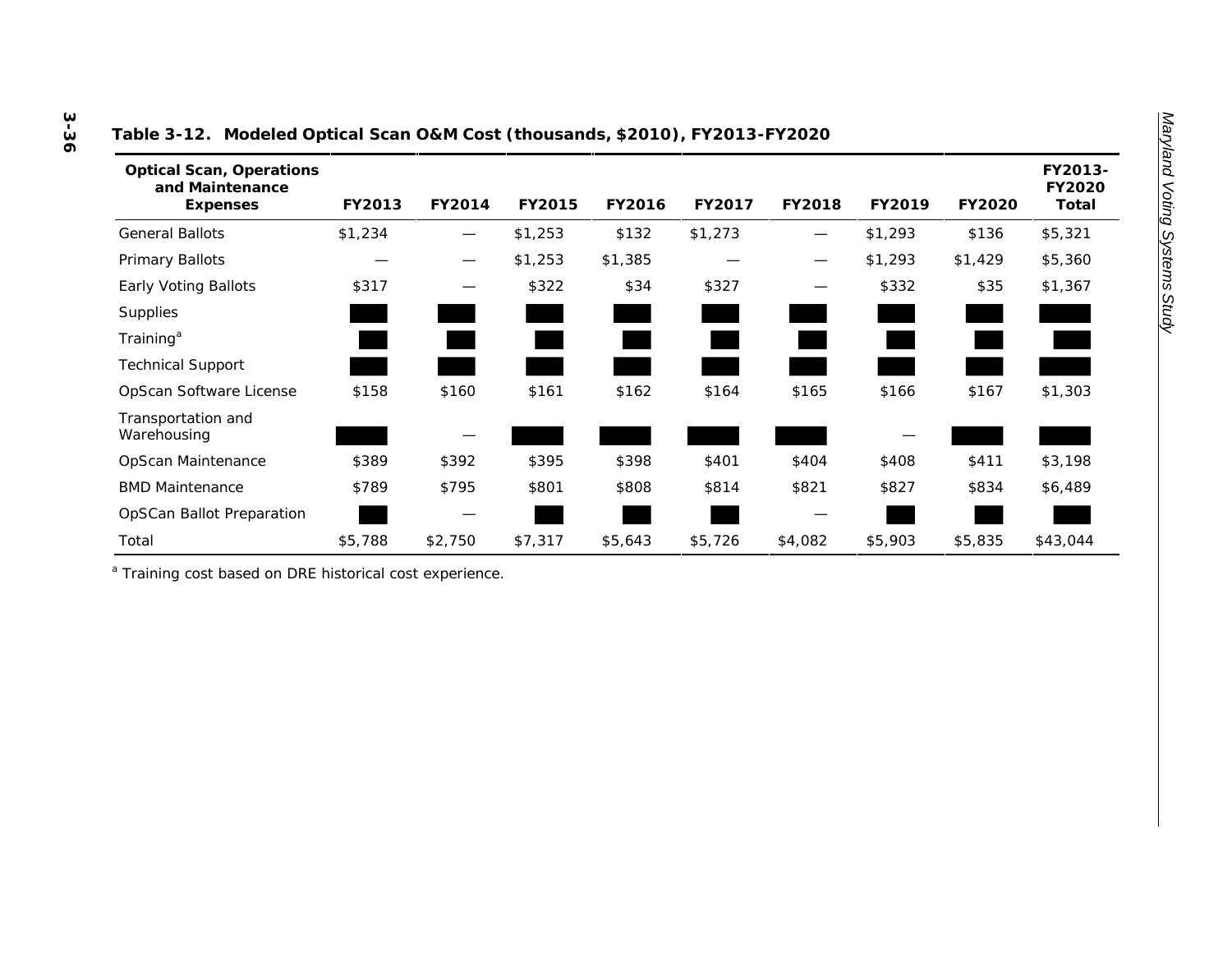**Table 3-12. Modeled Optical Scan O&M Cost (thousands, $2010), FY2013-FY2020**

| Optical Scan, Operations and Maintenance Expenses | FY2013 | FY2014 | FY2015 | FY2016 | FY2017 | FY2018 | FY2019 | FY2020 | FY2013-FY2020 Total |
|---|---|---|---|---|---|---|---|---|---|
| General Ballots | $1,234 | — | $1,253 | $132 | $1,273 | — | $1,293 | $136 | $5,321 |
| Primary Ballots | — | — | $1,253 | $1,385 | — | — | $1,293 | $1,429 | $5,360 |
| Early Voting Ballots | $317 | — | $322 | $34 | $327 | — | $332 | $35 | $1,367 |
| Supplies | | | | | | | | | |
| Training[a] | | | | | | | | | |
| Technical Support | | | | | | | | | |
| OpScan Software License | $158 | $160 | $161 | $162 | $164 | $165 | $166 | $167 | $1,303 |
| Transportation and Warehousing | | — | | | | | — | | |
| OpScan Maintenance | $389 | $392 | $395 | $398 | $401 | $404 | $408 | $411 | $3,198 |
| BMD Maintenance | $789 | $795 | $801 | $808 | $814 | $821 | $827 | $834 | $6,489 |
| OpSCan Ballot Preparation | | — | | | | — | | | |
| Total | $5,788 | $2,750 | $7,317 | $5,643 | $5,726 | $4,082 | $5,903 | $5,835 | $43,044 |

[a] Training cost based on DRE historical cost experience.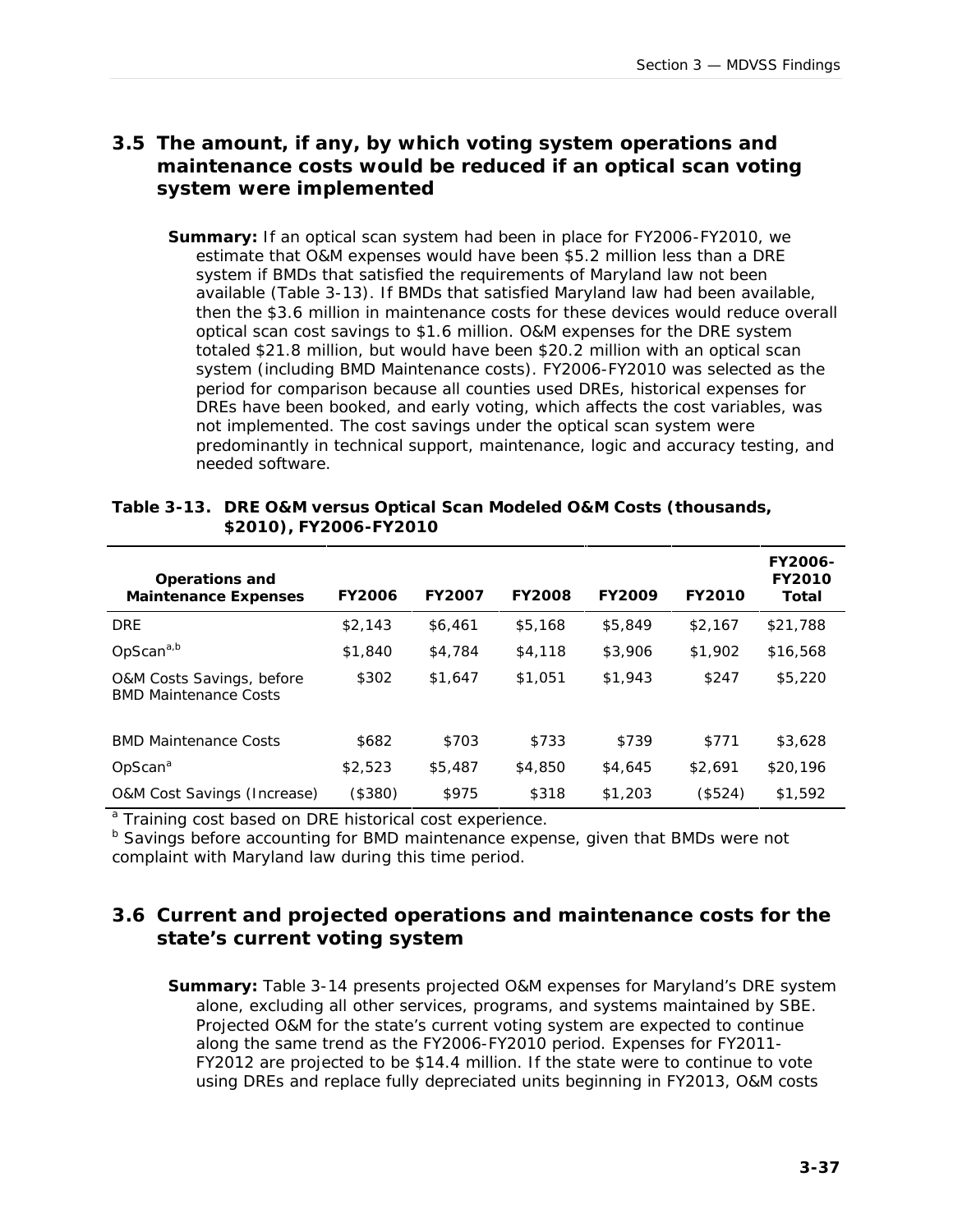## 3.5 The amount, if any, by which voting system operations and maintenance costs would be reduced if an optical scan voting system were implemented

**Summary:** If an optical scan system had been in place for FY2006-FY2010, we estimate that O&M expenses would have been $5.2 million less than a DRE system if BMDs that satisfied the requirements of Maryland law not been available (Table 3-13). If BMDs that satisfied Maryland law had been available, then the $3.6 million in maintenance costs for these devices would reduce overall optical scan cost savings to $1.6 million. O&M expenses for the DRE system totaled $21.8 million, but would have been $20.2 million with an optical scan system (including BMD Maintenance costs). FY2006-FY2010 was selected as the period for comparison because all counties used DREs, historical expenses for DREs have been booked, and early voting, which affects the cost variables, was not implemented. The cost savings under the optical scan system were predominantly in technical support, maintenance, logic and accuracy testing, and needed software.

**Table 3-13. DRE O&M versus Optical Scan Modeled O&M Costs (thousands, $2010), FY2006-FY2010**

| Operations and Maintenance Expenses | FY2006 | FY2007 | FY2008 | FY2009 | FY2010 | FY2006-FY2010 Total |
|---|---|---|---|---|---|---|
| DRE | $2,143 | $6,461 | $5,168 | $5,849 | $2,167 | $21,788 |
| OpScan[a,b] | $1,840 | $4,784 | $4,118 | $3,906 | $1,902 | $16,568 |
| O&M Costs Savings, before BMD Maintenance Costs | $302 | $1,647 | $1,051 | $1,943 | $247 | $5,220 |
| BMD Maintenance Costs | $682 | $703 | $733 | $739 | $771 | $3,628 |
| OpScan[a] | $2,523 | $5,487 | $4,850 | $4,645 | $2,691 | $20,196 |
| O&M Cost Savings (Increase) | ($380) | $975 | $318 | $1,203 | ($524) | $1,592 |

[a] Training cost based on DRE historical cost experience.

[b] Savings before accounting for BMD maintenance expense, given that BMDs were not complaint with Maryland law during this time period.

## 3.6 Current and projected operations and maintenance costs for the state's current voting system

**Summary:** Table 3-14 presents projected O&M expenses for Maryland's DRE system alone, excluding all other services, programs, and systems maintained by SBE. Projected O&M for the state's current voting system are expected to continue along the same trend as the FY2006-FY2010 period. Expenses for FY2011-FY2012 are projected to be $14.4 million. If the state were to continue to vote using DREs and replace fully depreciated units beginning in FY2013, O&M costs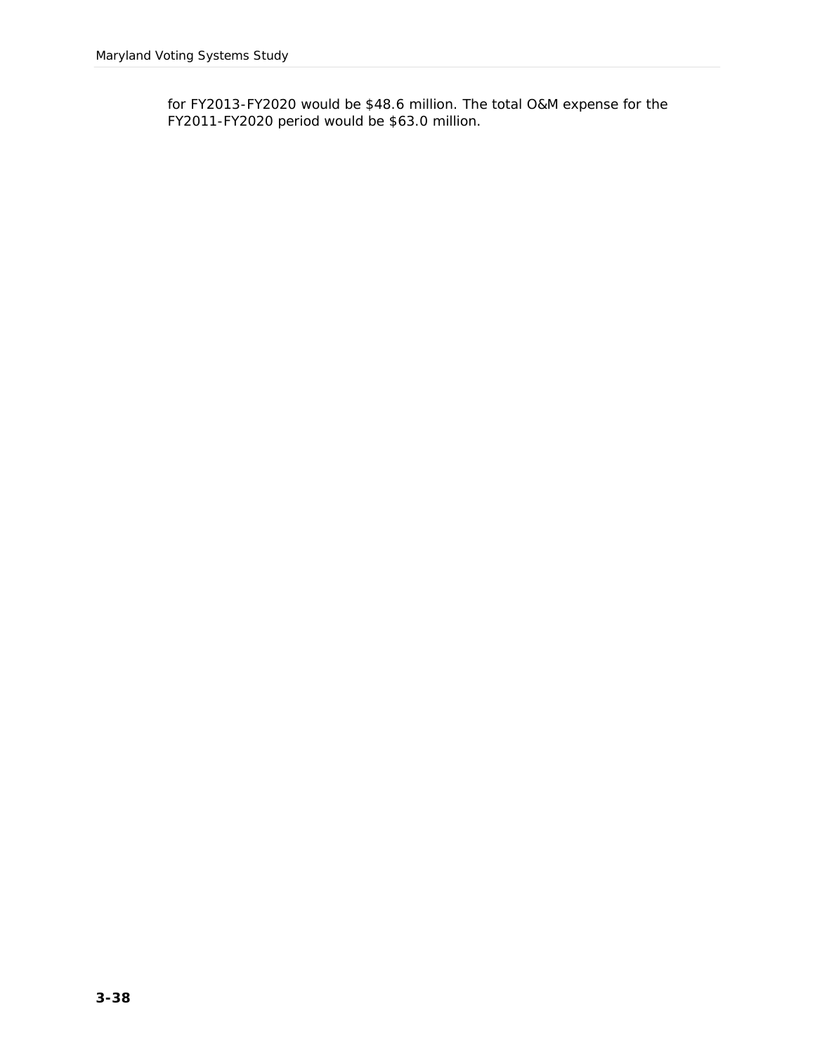for FY2013-FY2020 would be $48.6 million. The total O&M expense for the FY2011-FY2020 period would be $63.0 million.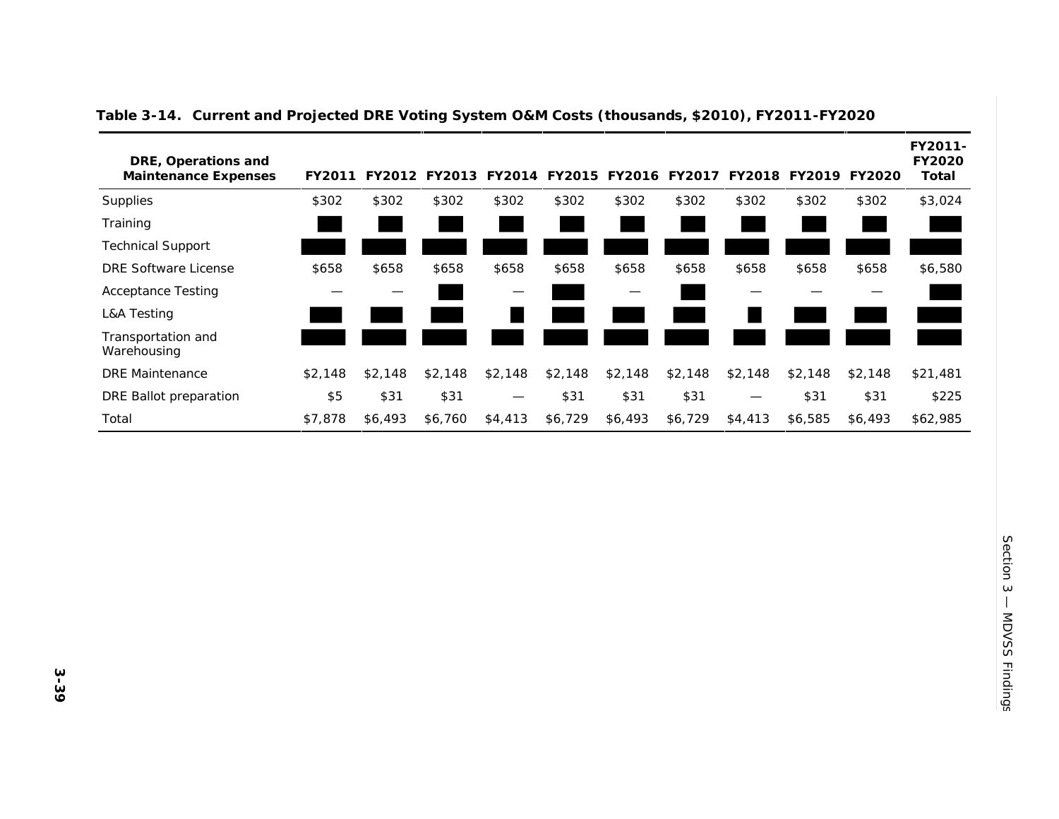**Table 3-14. Current and Projected DRE Voting System O&M Costs (thousands, $2010), FY2011-FY2020**

| DRE, Operations and Maintenance Expenses | FY2011 | FY2012 | FY2013 | FY2014 | FY2015 | FY2016 | FY2017 | FY2018 | FY2019 | FY2020 | FY2011-FY2020 Total |
|---|---|---|---|---|---|---|---|---|---|---|---|
| Supplies | $302 | $302 | $302 | $302 | $302 | $302 | $302 | $302 | $302 | $302 | $3,024 |
| Training | | | | | | | | | | | |
| Technical Support | | | | | | | | | | | |
| DRE Software License | $658 | $658 | $658 | $658 | $658 | $658 | $658 | $658 | $658 | $658 | $6,580 |
| Acceptance Testing | — | — | | — | | — | | — | — | — | |
| L&A Testing | | | | | | | | | | | |
| Transportation and Warehousing | | | | | | | | | | | |
| DRE Maintenance | $2,148 | $2,148 | $2,148 | $2,148 | $2,148 | $2,148 | $2,148 | $2,148 | $2,148 | $2,148 | $21,481 |
| DRE Ballot preparation | $5 | $31 | $31 | — | $31 | $31 | $31 | — | $31 | $31 | $225 |
| Total | $7,878 | $6,493 | $6,760 | $4,413 | $6,729 | $6,493 | $6,729 | $4,413 | $6,585 | $6,493 | $62,985 |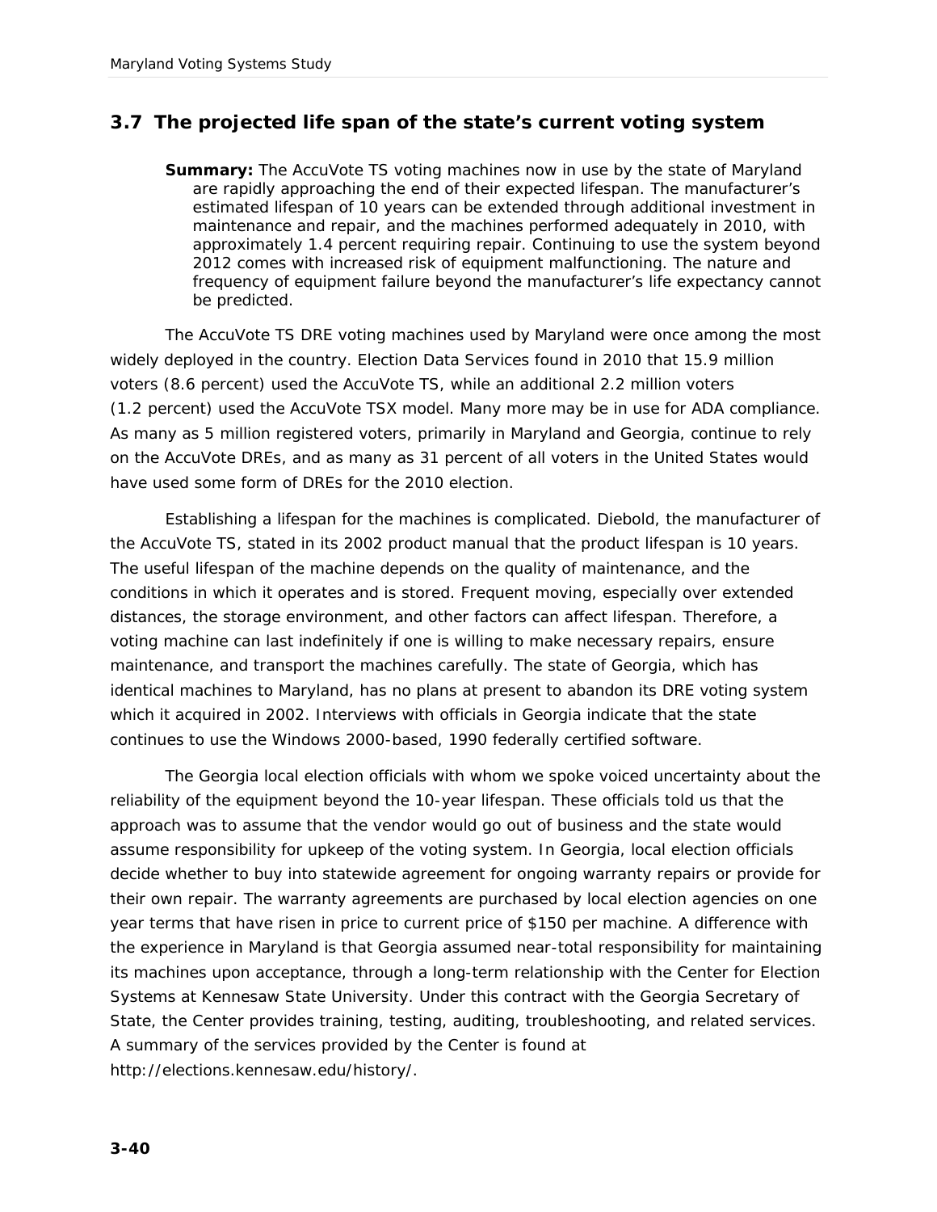## 3.7 The projected life span of the state's current voting system

**Summary:** The AccuVote TS voting machines now in use by the state of Maryland are rapidly approaching the end of their expected lifespan. The manufacturer's estimated lifespan of 10 years can be extended through additional investment in maintenance and repair, and the machines performed adequately in 2010, with approximately 1.4 percent requiring repair. Continuing to use the system beyond 2012 comes with increased risk of equipment malfunctioning. The nature and frequency of equipment failure beyond the manufacturer's life expectancy cannot be predicted.

The AccuVote TS DRE voting machines used by Maryland were once among the most widely deployed in the country. Election Data Services found in 2010 that 15.9 million voters (8.6 percent) used the AccuVote TS, while an additional 2.2 million voters (1.2 percent) used the AccuVote TSX model. Many more may be in use for ADA compliance. As many as 5 million registered voters, primarily in Maryland and Georgia, continue to rely on the AccuVote DREs, and as many as 31 percent of all voters in the United States would have used some form of DREs for the 2010 election.

Establishing a lifespan for the machines is complicated. Diebold, the manufacturer of the AccuVote TS, stated in its 2002 product manual that the product lifespan is 10 years. The useful lifespan of the machine depends on the quality of maintenance, and the conditions in which it operates and is stored. Frequent moving, especially over extended distances, the storage environment, and other factors can affect lifespan. Therefore, a voting machine can last indefinitely if one is willing to make necessary repairs, ensure maintenance, and transport the machines carefully. The state of Georgia, which has identical machines to Maryland, has no plans at present to abandon its DRE voting system which it acquired in 2002. Interviews with officials in Georgia indicate that the state continues to use the Windows 2000-based, 1990 federally certified software.

The Georgia local election officials with whom we spoke voiced uncertainty about the reliability of the equipment beyond the 10-year lifespan. These officials told us that the approach was to assume that the vendor would go out of business and the state would assume responsibility for upkeep of the voting system. In Georgia, local election officials decide whether to buy into statewide agreement for ongoing warranty repairs or provide for their own repair. The warranty agreements are purchased by local election agencies on one year terms that have risen in price to current price of $150 per machine. A difference with the experience in Maryland is that Georgia assumed near-total responsibility for maintaining its machines upon acceptance, through a long-term relationship with the Center for Election Systems at Kennesaw State University. Under this contract with the Georgia Secretary of State, the Center provides training, testing, auditing, troubleshooting, and related services. A summary of the services provided by the Center is found at http://elections.kennesaw.edu/history/.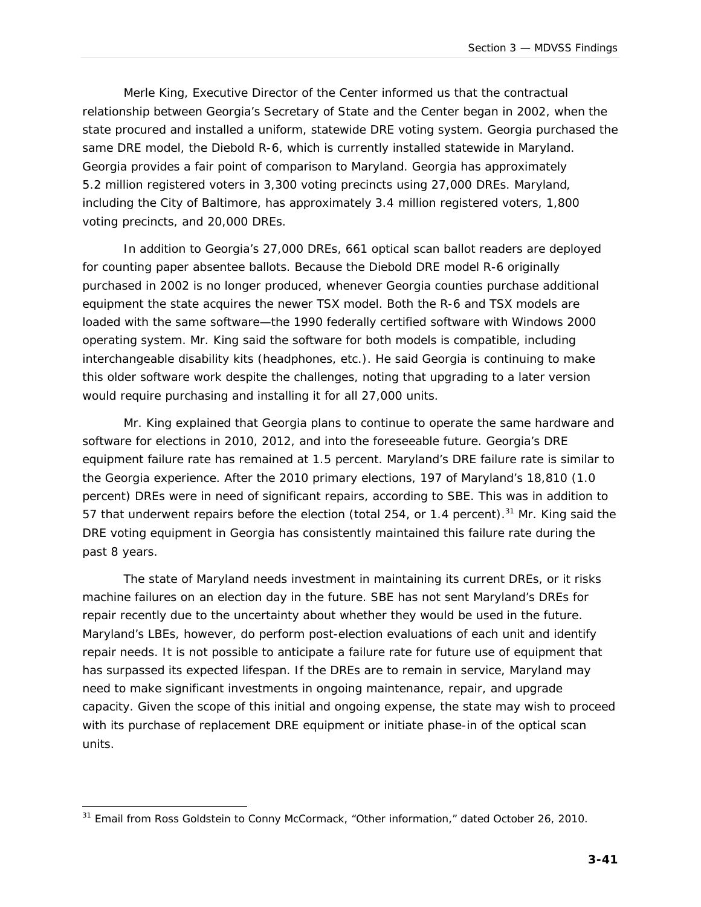Merle King, Executive Director of the Center informed us that the contractual relationship between Georgia's Secretary of State and the Center began in 2002, when the state procured and installed a uniform, statewide DRE voting system. Georgia purchased the same DRE model, the Diebold R-6, which is currently installed statewide in Maryland. Georgia provides a fair point of comparison to Maryland. Georgia has approximately 5.2 million registered voters in 3,300 voting precincts using 27,000 DREs. Maryland, including the City of Baltimore, has approximately 3.4 million registered voters, 1,800 voting precincts, and 20,000 DREs.

In addition to Georgia's 27,000 DREs, 661 optical scan ballot readers are deployed for counting paper absentee ballots. Because the Diebold DRE model R-6 originally purchased in 2002 is no longer produced, whenever Georgia counties purchase additional equipment the state acquires the newer TSX model. Both the R-6 and TSX models are loaded with the same software—the 1990 federally certified software with Windows 2000 operating system. Mr. King said the software for both models is compatible, including interchangeable disability kits (headphones, etc.). He said Georgia is continuing to make this older software work despite the challenges, noting that upgrading to a later version would require purchasing and installing it for all 27,000 units.

Mr. King explained that Georgia plans to continue to operate the same hardware and software for elections in 2010, 2012, and into the foreseeable future. Georgia's DRE equipment failure rate has remained at 1.5 percent. Maryland's DRE failure rate is similar to the Georgia experience. After the 2010 primary elections, 197 of Maryland's 18,810 (1.0 percent) DREs were in need of significant repairs, according to SBE. This was in addition to 57 that underwent repairs before the election (total 254, or 1.4 percent).[31] Mr. King said the DRE voting equipment in Georgia has consistently maintained this failure rate during the past 8 years.

The state of Maryland needs investment in maintaining its current DREs, or it risks machine failures on an election day in the future. SBE has not sent Maryland's DREs for repair recently due to the uncertainty about whether they would be used in the future. Maryland's LBEs, however, do perform post-election evaluations of each unit and identify repair needs. It is not possible to anticipate a failure rate for future use of equipment that has surpassed its expected lifespan. If the DREs are to remain in service, Maryland may need to make significant investments in ongoing maintenance, repair, and upgrade capacity. Given the scope of this initial and ongoing expense, the state may wish to proceed with its purchase of replacement DRE equipment or initiate phase-in of the optical scan units.

---

[31] Email from Ross Goldstein to Conny McCormack, "Other information," dated October 26, 2010.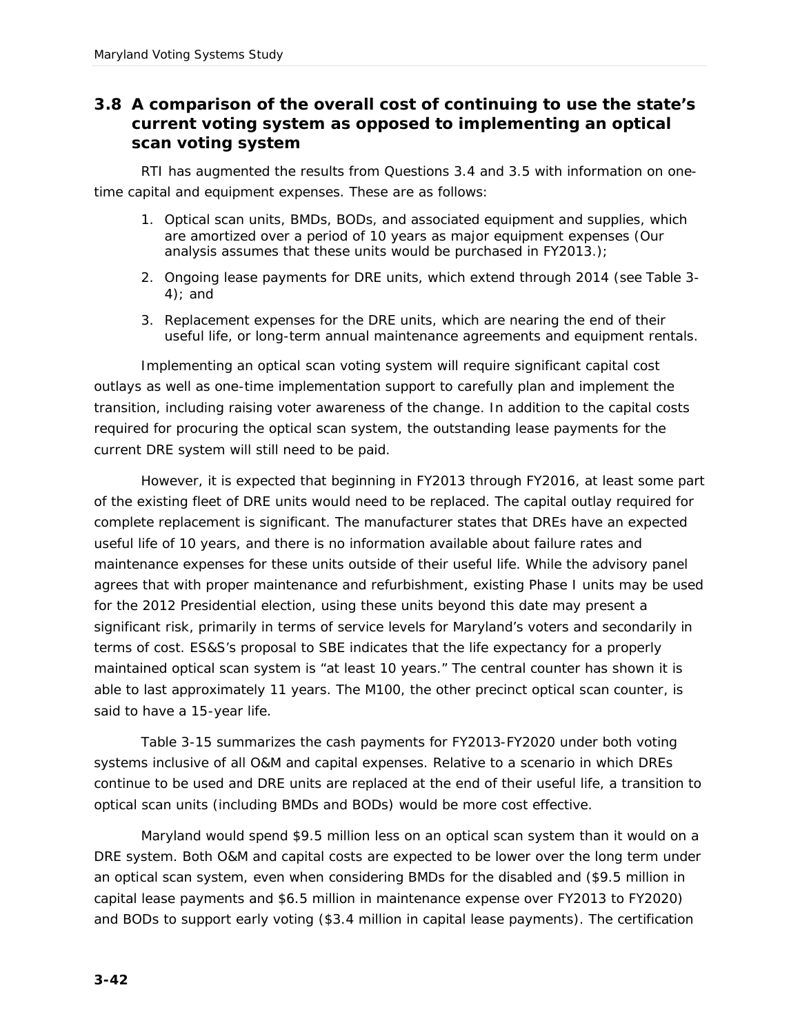## 3.8 A comparison of the overall cost of continuing to use the state's current voting system as opposed to implementing an optical scan voting system

RTI has augmented the results from Questions 3.4 and 3.5 with information on one-time capital and equipment expenses. These are as follows:

1. Optical scan units, BMDs, BODs, and associated equipment and supplies, which are amortized over a period of 10 years as major equipment expenses (Our analysis assumes that these units would be purchased in FY2013.);
2. Ongoing lease payments for DRE units, which extend through 2014 (see Table 3-4); and
3. Replacement expenses for the DRE units, which are nearing the end of their useful life, or long-term annual maintenance agreements and equipment rentals.

Implementing an optical scan voting system will require significant capital cost outlays as well as one-time implementation support to carefully plan and implement the transition, including raising voter awareness of the change. In addition to the capital costs required for procuring the optical scan system, the outstanding lease payments for the current DRE system will still need to be paid.

However, it is expected that beginning in FY2013 through FY2016, at least some part of the existing fleet of DRE units would need to be replaced. The capital outlay required for complete replacement is significant. The manufacturer states that DREs have an expected useful life of 10 years, and there is no information available about failure rates and maintenance expenses for these units outside of their useful life. While the advisory panel agrees that with proper maintenance and refurbishment, existing Phase I units may be used for the 2012 Presidential election, using these units beyond this date may present a significant risk, primarily in terms of service levels for Maryland's voters and secondarily in terms of cost. ES&S's proposal to SBE indicates that the life expectancy for a properly maintained optical scan system is "at least 10 years." The central counter has shown it is able to last approximately 11 years. The M100, the other precinct optical scan counter, is said to have a 15-year life.

Table 3-15 summarizes the cash payments for FY2013-FY2020 under both voting systems inclusive of all O&M and capital expenses. Relative to a scenario in which DREs continue to be used and DRE units are replaced at the end of their useful life, a transition to optical scan units (including BMDs and BODs) would be more cost effective.

Maryland would spend $9.5 million less on an optical scan system than it would on a DRE system. Both O&M and capital costs are expected to be lower over the long term under an optical scan system, even when considering BMDs for the disabled and ($9.5 million in capital lease payments and $6.5 million in maintenance expense over FY2013 to FY2020) and BODs to support early voting ($3.4 million in capital lease payments). The certification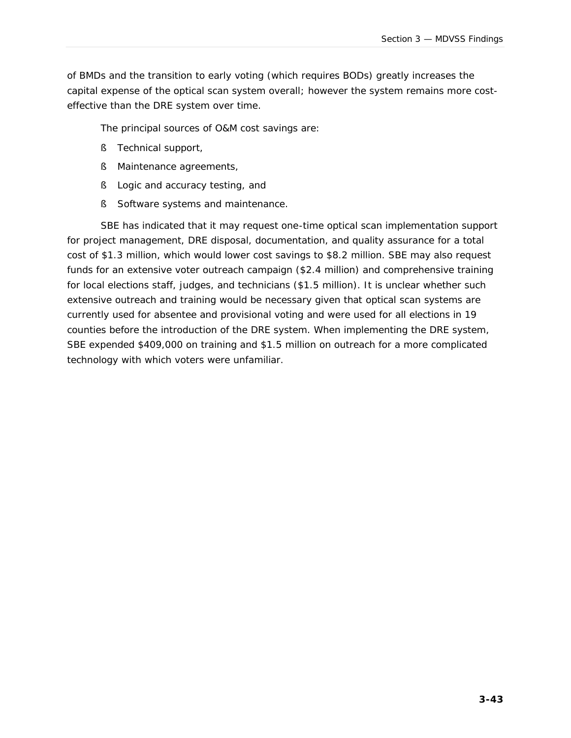of BMDs and the transition to early voting (which requires BODs) greatly increases the capital expense of the optical scan system overall; however the system remains more cost-effective than the DRE system over time.

The principal sources of O&M cost savings are:

- Technical support,
- Maintenance agreements,
- Logic and accuracy testing, and
- Software systems and maintenance.

SBE has indicated that it may request one-time optical scan implementation support for project management, DRE disposal, documentation, and quality assurance for a total cost of $1.3 million, which would lower cost savings to $8.2 million. SBE may also request funds for an extensive voter outreach campaign ($2.4 million) and comprehensive training for local elections staff, judges, and technicians ($1.5 million). It is unclear whether such extensive outreach and training would be necessary given that optical scan systems are currently used for absentee and provisional voting and were used for all elections in 19 counties before the introduction of the DRE system. When implementing the DRE system, SBE expended $409,000 on training and $1.5 million on outreach for a more complicated technology with which voters were unfamiliar.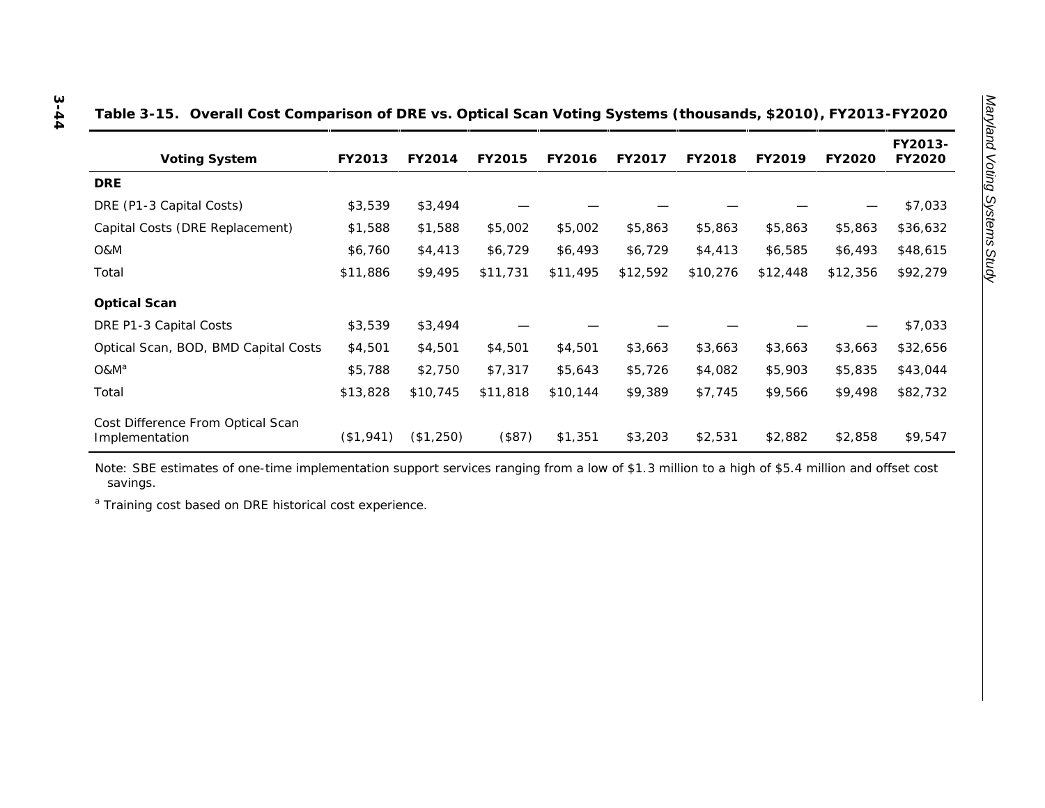**Table 3-15. Overall Cost Comparison of DRE vs. Optical Scan Voting Systems (thousands, $2010), FY2013-FY2020**

| Voting System | FY2013 | FY2014 | FY2015 | FY2016 | FY2017 | FY2018 | FY2019 | FY2020 | FY2013-FY2020 |
|---|---|---|---|---|---|---|---|---|---|
| **DRE** | | | | | | | | | |
| DRE (P1-3 Capital Costs) | $3,539 | $3,494 | — | — | — | — | — | — | $7,033 |
| Capital Costs (DRE Replacement) | $1,588 | $1,588 | $5,002 | $5,002 | $5,863 | $5,863 | $5,863 | $5,863 | $36,632 |
| O&M | $6,760 | $4,413 | $6,729 | $6,493 | $6,729 | $4,413 | $6,585 | $6,493 | $48,615 |
| Total | $11,886 | $9,495 | $11,731 | $11,495 | $12,592 | $10,276 | $12,448 | $12,356 | $92,279 |
| **Optical Scan** | | | | | | | | | |
| DRE P1-3 Capital Costs | $3,539 | $3,494 | — | — | — | — | — | — | $7,033 |
| Optical Scan, BOD, BMD Capital Costs | $4,501 | $4,501 | $4,501 | $4,501 | $3,663 | $3,663 | $3,663 | $3,663 | $32,656 |
| O&M[a] | $5,788 | $2,750 | $7,317 | $5,643 | $5,726 | $4,082 | $5,903 | $5,835 | $43,044 |
| Total | $13,828 | $10,745 | $11,818 | $10,144 | $9,389 | $7,745 | $9,566 | $9,498 | $82,732 |
| Cost Difference From Optical Scan Implementation | ($1,941) | ($1,250) | ($87) | $1,351 | $3,203 | $2,531 | $2,882 | $2,858 | $9,547 |

Note: SBE estimates of one-time implementation support services ranging from a low of $1.3 million to a high of $5.4 million and offset cost savings.

[a] Training cost based on DRE historical cost experience.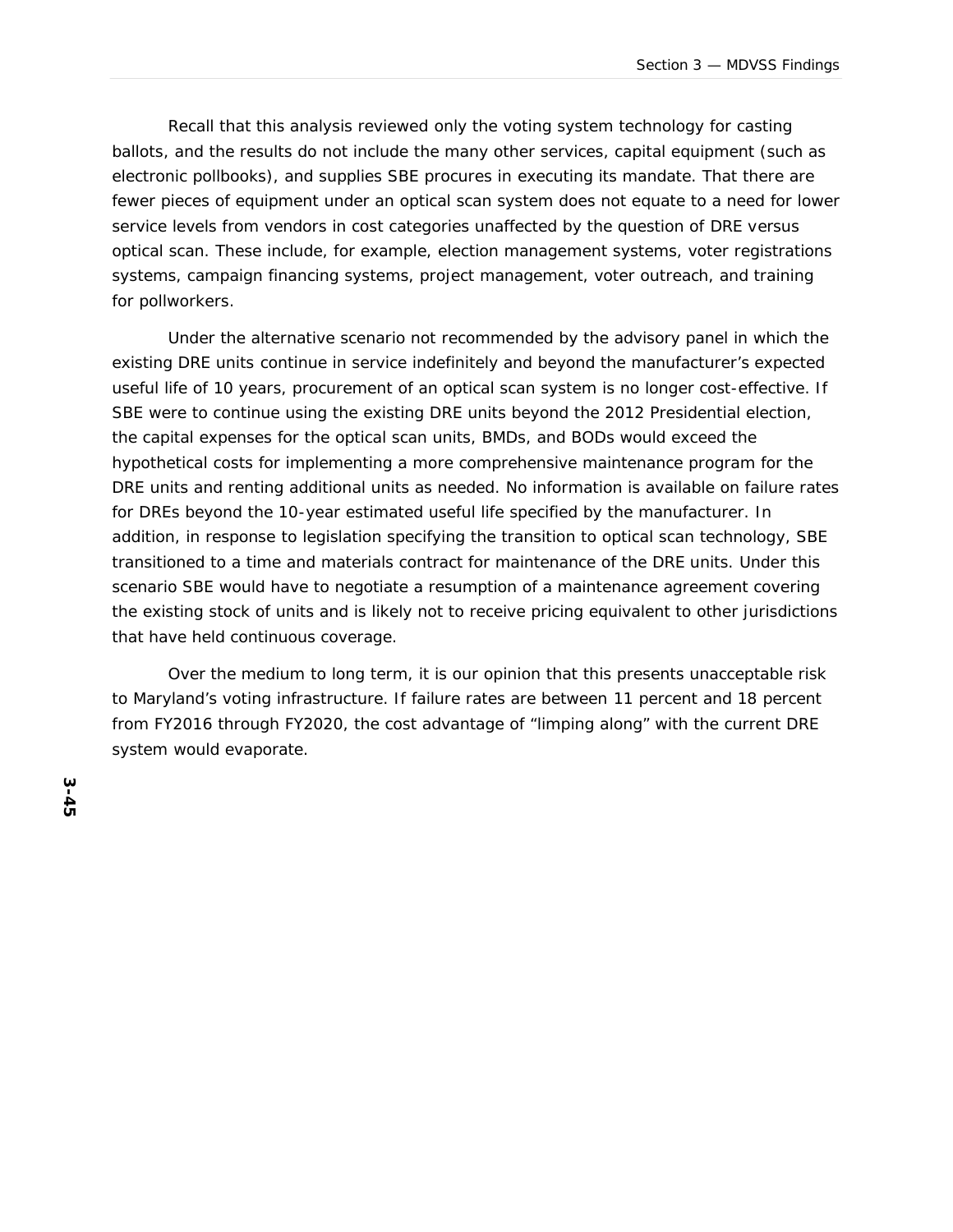Recall that this analysis reviewed only the voting system technology for casting ballots, and the results do not include the many other services, capital equipment (such as electronic pollbooks), and supplies SBE procures in executing its mandate. That there are fewer pieces of equipment under an optical scan system does not equate to a need for lower service levels from vendors in cost categories unaffected by the question of DRE versus optical scan. These include, for example, election management systems, voter registrations systems, campaign financing systems, project management, voter outreach, and training for pollworkers.

Under the alternative scenario not recommended by the advisory panel in which the existing DRE units continue in service indefinitely and beyond the manufacturer's expected useful life of 10 years, procurement of an optical scan system is no longer cost-effective. If SBE were to continue using the existing DRE units beyond the 2012 Presidential election, the capital expenses for the optical scan units, BMDs, and BODs would exceed the hypothetical costs for implementing a more comprehensive maintenance program for the DRE units and renting additional units as needed. No information is available on failure rates for DREs beyond the 10-year estimated useful life specified by the manufacturer. In addition, in response to legislation specifying the transition to optical scan technology, SBE transitioned to a time and materials contract for maintenance of the DRE units. Under this scenario SBE would have to negotiate a resumption of a maintenance agreement covering the existing stock of units and is likely not to receive pricing equivalent to other jurisdictions that have held continuous coverage.

Over the medium to long term, it is our opinion that this presents unacceptable risk to Maryland's voting infrastructure. If failure rates are between 11 percent and 18 percent from FY2016 through FY2020, the cost advantage of "limping along" with the current DRE system would evaporate.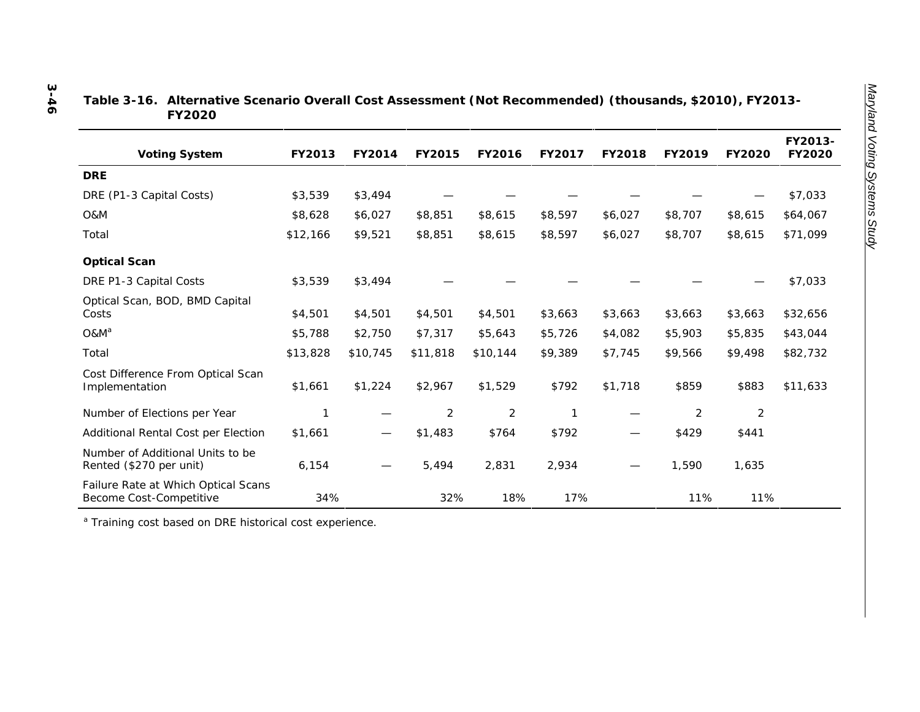**Table 3-16. Alternative Scenario Overall Cost Assessment (Not Recommended) (thousands, $2010), FY2013-FY2020**

| Voting System | FY2013 | FY2014 | FY2015 | FY2016 | FY2017 | FY2018 | FY2019 | FY2020 | FY2013-FY2020 |
|---|---|---|---|---|---|---|---|---|---|
| **DRE** | | | | | | | | | |
| DRE (P1-3 Capital Costs) | $3,539 | $3,494 | — | — | — | — | — | — | $7,033 |
| O&M | $8,628 | $6,027 | $8,851 | $8,615 | $8,597 | $6,027 | $8,707 | $8,615 | $64,067 |
| Total | $12,166 | $9,521 | $8,851 | $8,615 | $8,597 | $6,027 | $8,707 | $8,615 | $71,099 |
| **Optical Scan** | | | | | | | | | |
| DRE P1-3 Capital Costs | $3,539 | $3,494 | — | — | — | — | — | — | $7,033 |
| Optical Scan, BOD, BMD Capital Costs | $4,501 | $4,501 | $4,501 | $4,501 | $3,663 | $3,663 | $3,663 | $3,663 | $32,656 |
| O&M[a] | $5,788 | $2,750 | $7,317 | $5,643 | $5,726 | $4,082 | $5,903 | $5,835 | $43,044 |
| Total | $13,828 | $10,745 | $11,818 | $10,144 | $9,389 | $7,745 | $9,566 | $9,498 | $82,732 |
| Cost Difference From Optical Scan Implementation | $1,661 | $1,224 | $2,967 | $1,529 | $792 | $1,718 | $859 | $883 | $11,633 |
| Number of Elections per Year | 1 | — | 2 | 2 | 1 | — | 2 | 2 | |
| Additional Rental Cost per Election | $1,661 | — | $1,483 | $764 | $792 | — | $429 | $441 | |
| Number of Additional Units to be Rented ($270 per unit) | 6,154 | — | 5,494 | 2,831 | 2,934 | — | 1,590 | 1,635 | |
| Failure Rate at Which Optical Scans Become Cost-Competitive | 34% | | 32% | 18% | 17% | | 11% | 11% | |

[a] Training cost based on DRE historical cost experience.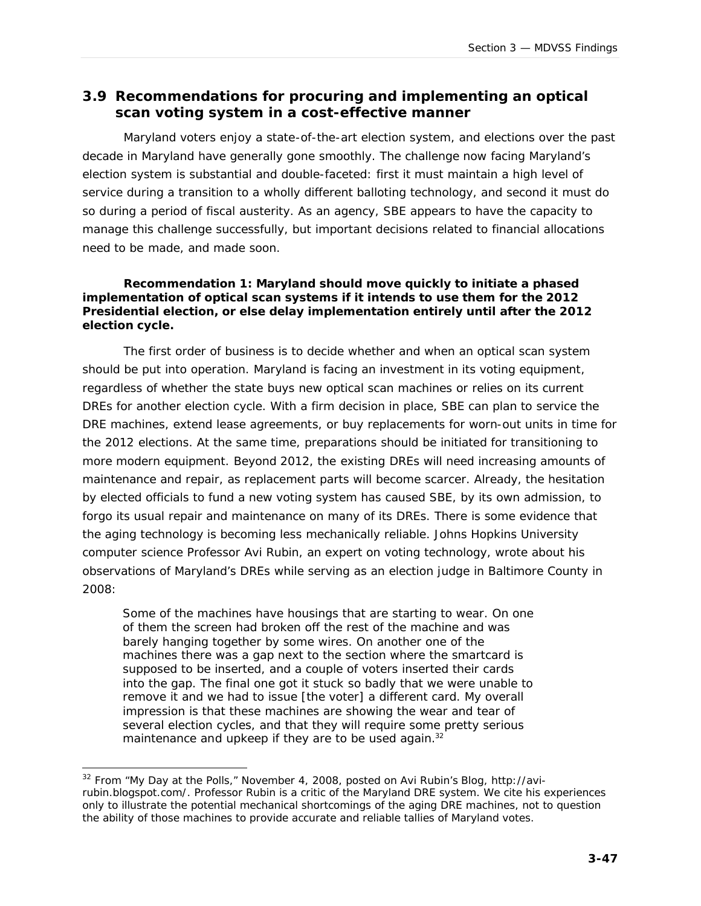## 3.9 Recommendations for procuring and implementing an optical scan voting system in a cost-effective manner

Maryland voters enjoy a state-of-the-art election system, and elections over the past decade in Maryland have generally gone smoothly. The challenge now facing Maryland's election system is substantial and double-faceted: first it must maintain a high level of service during a transition to a wholly different balloting technology, and second it must do so during a period of fiscal austerity. As an agency, SBE appears to have the capacity to manage this challenge successfully, but important decisions related to financial allocations need to be made, and made soon.

**Recommendation 1: Maryland should move quickly to initiate a phased implementation of optical scan systems if it intends to use them for the 2012 Presidential election, or else delay implementation entirely until after the 2012 election cycle.**

The first order of business is to decide whether and when an optical scan system should be put into operation. Maryland is facing an investment in its voting equipment, regardless of whether the state buys new optical scan machines or relies on its current DREs for another election cycle. With a firm decision in place, SBE can plan to service the DRE machines, extend lease agreements, or buy replacements for worn-out units in time for the 2012 elections. At the same time, preparations should be initiated for transitioning to more modern equipment. Beyond 2012, the existing DREs will need increasing amounts of maintenance and repair, as replacement parts will become scarcer. Already, the hesitation by elected officials to fund a new voting system has caused SBE, by its own admission, to forgo its usual repair and maintenance on many of its DREs. There is some evidence that the aging technology is becoming less mechanically reliable. Johns Hopkins University computer science Professor Avi Rubin, an expert on voting technology, wrote about his observations of Maryland's DREs while serving as an election judge in Baltimore County in 2008:

> Some of the machines have housings that are starting to wear. On one of them the screen had broken off the rest of the machine and was barely hanging together by some wires. On another one of the machines there was a gap next to the section where the smartcard is supposed to be inserted, and a couple of voters inserted their cards into the gap. The final one got it stuck so badly that we were unable to remove it and we had to issue [the voter] a different card. My overall impression is that these machines are showing the wear and tear of several election cycles, and that they will require some pretty serious maintenance and upkeep if they are to be used again.[32]

---

[32] From "My Day at the Polls," November 4, 2008, posted on Avi Rubin's Blog, http://avi-rubin.blogspot.com/. Professor Rubin is a critic of the Maryland DRE system. We cite his experiences only to illustrate the potential mechanical shortcomings of the aging DRE machines, not to question the ability of those machines to provide accurate and reliable tallies of Maryland votes.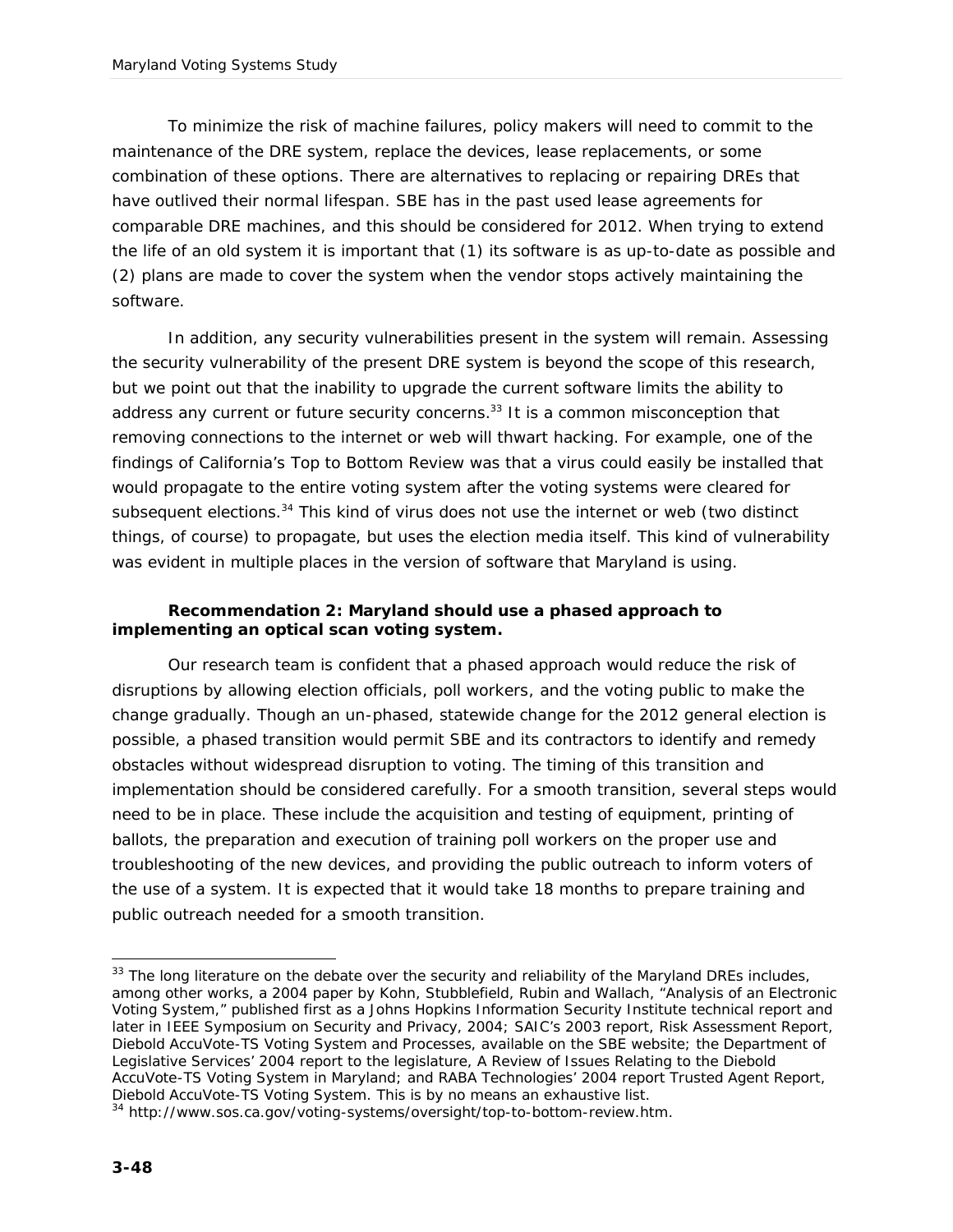To minimize the risk of machine failures, policy makers will need to commit to the maintenance of the DRE system, replace the devices, lease replacements, or some combination of these options. There are alternatives to replacing or repairing DREs that have outlived their normal lifespan. SBE has in the past used lease agreements for comparable DRE machines, and this should be considered for 2012. When trying to extend the life of an old system it is important that (1) its software is as up-to-date as possible and (2) plans are made to cover the system when the vendor stops actively maintaining the software.

In addition, any security vulnerabilities present in the system will remain. Assessing the security vulnerability of the present DRE system is beyond the scope of this research, but we point out that the inability to upgrade the current software limits the ability to address any current or future security concerns.[33] It is a common misconception that removing connections to the internet or web will thwart hacking. For example, one of the findings of California's Top to Bottom Review was that a virus could easily be installed that would propagate to the entire voting system after the voting systems were cleared for subsequent elections.[34] This kind of virus does not use the internet or web (two distinct things, of course) to propagate, but uses the election media itself. This kind of vulnerability was evident in multiple places in the version of software that Maryland is using.

**Recommendation 2: Maryland should use a phased approach to implementing an optical scan voting system.**

Our research team is confident that a phased approach would reduce the risk of disruptions by allowing election officials, poll workers, and the voting public to make the change gradually. Though an un-phased, statewide change for the 2012 general election is possible, a phased transition would permit SBE and its contractors to identify and remedy obstacles without widespread disruption to voting. The timing of this transition and implementation should be considered carefully. For a smooth transition, several steps would need to be in place. These include the acquisition and testing of equipment, printing of ballots, the preparation and execution of training poll workers on the proper use and troubleshooting of the new devices, and providing the public outreach to inform voters of the use of a system. It is expected that it would take 18 months to prepare training and public outreach needed for a smooth transition.

---

[33] The long literature on the debate over the security and reliability of the Maryland DREs includes, among other works, a 2004 paper by Kohn, Stubblefield, Rubin and Wallach, "Analysis of an Electronic Voting System," published first as a Johns Hopkins Information Security Institute technical report and later in IEEE Symposium on Security and Privacy, 2004; SAIC's 2003 report, Risk Assessment Report, Diebold AccuVote-TS Voting System and Processes, available on the SBE website; the Department of Legislative Services' 2004 report to the legislature, A Review of Issues Relating to the Diebold AccuVote-TS Voting System in Maryland; and RABA Technologies' 2004 report Trusted Agent Report, Diebold AccuVote-TS Voting System. This is by no means an exhaustive list.

[34] http://www.sos.ca.gov/voting-systems/oversight/top-to-bottom-review.htm.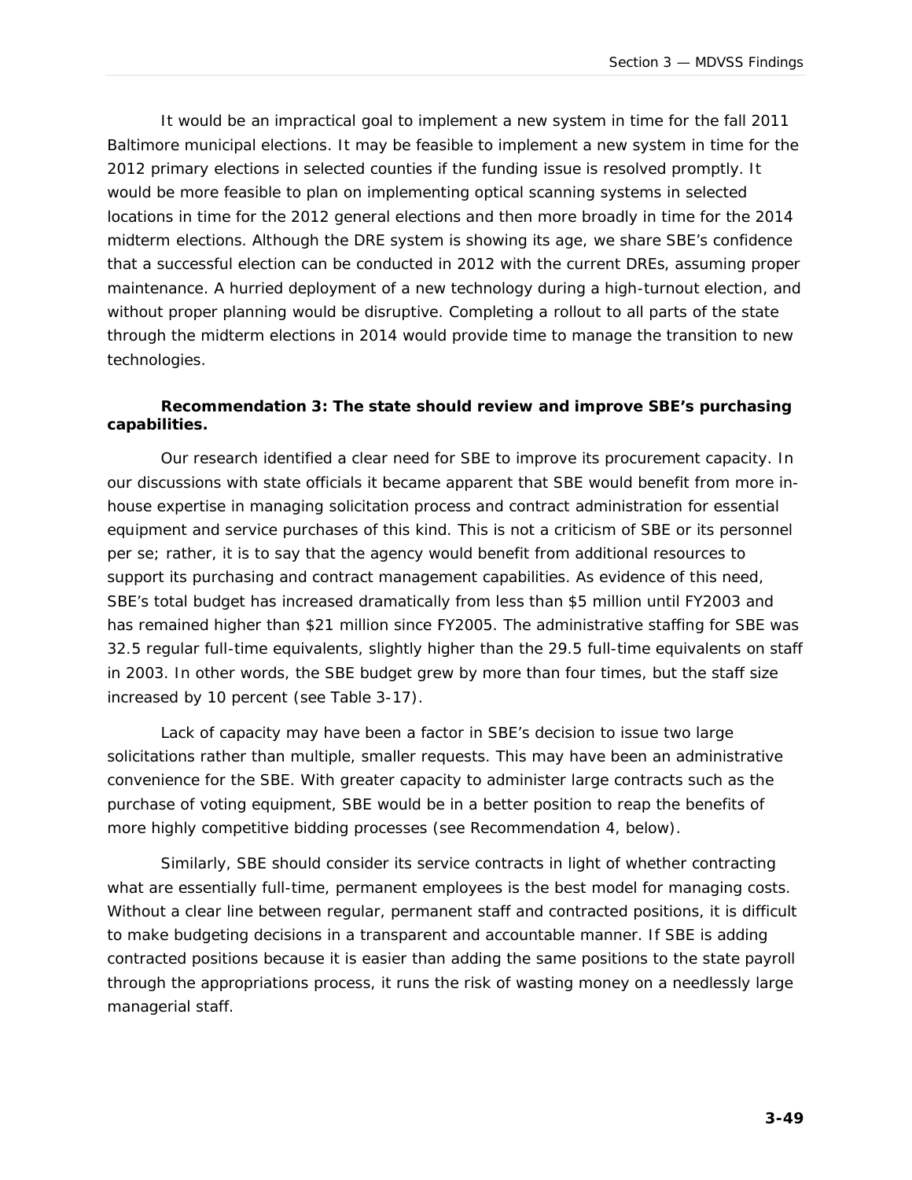It would be an impractical goal to implement a new system in time for the fall 2011 Baltimore municipal elections. It may be feasible to implement a new system in time for the 2012 primary elections in selected counties if the funding issue is resolved promptly. It would be more feasible to plan on implementing optical scanning systems in selected locations in time for the 2012 general elections and then more broadly in time for the 2014 midterm elections. Although the DRE system is showing its age, we share SBE's confidence that a successful election can be conducted in 2012 with the current DREs, assuming proper maintenance. A hurried deployment of a new technology during a high-turnout election, and without proper planning would be disruptive. Completing a rollout to all parts of the state through the midterm elections in 2014 would provide time to manage the transition to new technologies.

**Recommendation 3: The state should review and improve SBE's purchasing capabilities.**

Our research identified a clear need for SBE to improve its procurement capacity. In our discussions with state officials it became apparent that SBE would benefit from more in-house expertise in managing solicitation process and contract administration for essential equipment and service purchases of this kind. This is not a criticism of SBE or its personnel per se; rather, it is to say that the agency would benefit from additional resources to support its purchasing and contract management capabilities. As evidence of this need, SBE's total budget has increased dramatically from less than $5 million until FY2003 and has remained higher than $21 million since FY2005. The administrative staffing for SBE was 32.5 regular full-time equivalents, slightly higher than the 29.5 full-time equivalents on staff in 2003. In other words, the SBE budget grew by more than four times, but the staff size increased by 10 percent (see Table 3-17).

Lack of capacity may have been a factor in SBE's decision to issue two large solicitations rather than multiple, smaller requests. This may have been an administrative convenience for the SBE. With greater capacity to administer large contracts such as the purchase of voting equipment, SBE would be in a better position to reap the benefits of more highly competitive bidding processes (see Recommendation 4, below).

Similarly, SBE should consider its service contracts in light of whether contracting what are essentially full-time, permanent employees is the best model for managing costs. Without a clear line between regular, permanent staff and contracted positions, it is difficult to make budgeting decisions in a transparent and accountable manner. If SBE is adding contracted positions because it is easier than adding the same positions to the state payroll through the appropriations process, it runs the risk of wasting money on a needlessly large managerial staff.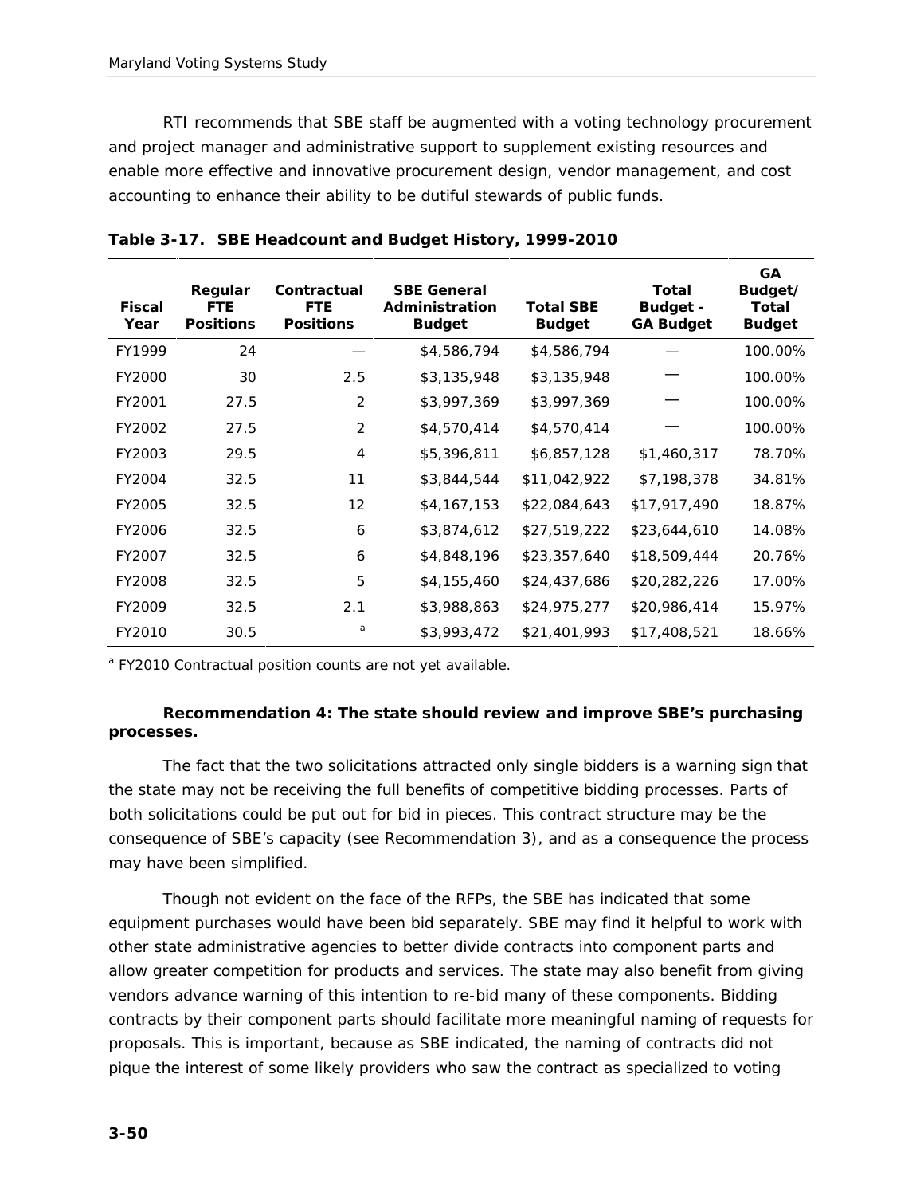RTI recommends that SBE staff be augmented with a voting technology procurement and project manager and administrative support to supplement existing resources and enable more effective and innovative procurement design, vendor management, and cost accounting to enhance their ability to be dutiful stewards of public funds.

**Table 3-17. SBE Headcount and Budget History, 1999-2010**

| Fiscal Year | Regular FTE Positions | Contractual FTE Positions | SBE General Administration Budget | Total SBE Budget | Total Budget - GA Budget | GA Budget/ Total Budget |
|---|---|---|---|---|---|---|
| FY1999 | 24 | — | $4,586,794 | $4,586,794 | — | 100.00% |
| FY2000 | 30 | 2.5 | $3,135,948 | $3,135,948 | — | 100.00% |
| FY2001 | 27.5 | 2 | $3,997,369 | $3,997,369 | — | 100.00% |
| FY2002 | 27.5 | 2 | $4,570,414 | $4,570,414 | — | 100.00% |
| FY2003 | 29.5 | 4 | $5,396,811 | $6,857,128 | $1,460,317 | 78.70% |
| FY2004 | 32.5 | 11 | $3,844,544 | $11,042,922 | $7,198,378 | 34.81% |
| FY2005 | 32.5 | 12 | $4,167,153 | $22,084,643 | $17,917,490 | 18.87% |
| FY2006 | 32.5 | 6 | $3,874,612 | $27,519,222 | $23,644,610 | 14.08% |
| FY2007 | 32.5 | 6 | $4,848,196 | $23,357,640 | $18,509,444 | 20.76% |
| FY2008 | 32.5 | 5 | $4,155,460 | $24,437,686 | $20,282,226 | 17.00% |
| FY2009 | 32.5 | 2.1 | $3,988,863 | $24,975,277 | $20,986,414 | 15.97% |
| FY2010 | 30.5 | [a] | $3,993,472 | $21,401,993 | $17,408,521 | 18.66% |

[a] FY2010 Contractual position counts are not yet available.

**Recommendation 4: The state should review and improve SBE's purchasing processes.**

The fact that the two solicitations attracted only single bidders is a warning sign that the state may not be receiving the full benefits of competitive bidding processes. Parts of both solicitations could be put out for bid in pieces. This contract structure may be the consequence of SBE's capacity (see Recommendation 3), and as a consequence the process may have been simplified.

Though not evident on the face of the RFPs, the SBE has indicated that some equipment purchases would have been bid separately. SBE may find it helpful to work with other state administrative agencies to better divide contracts into component parts and allow greater competition for products and services. The state may also benefit from giving vendors advance warning of this intention to re-bid many of these components. Bidding contracts by their component parts should facilitate more meaningful naming of requests for proposals. This is important, because as SBE indicated, the naming of contracts did not pique the interest of some likely providers who saw the contract as specialized to voting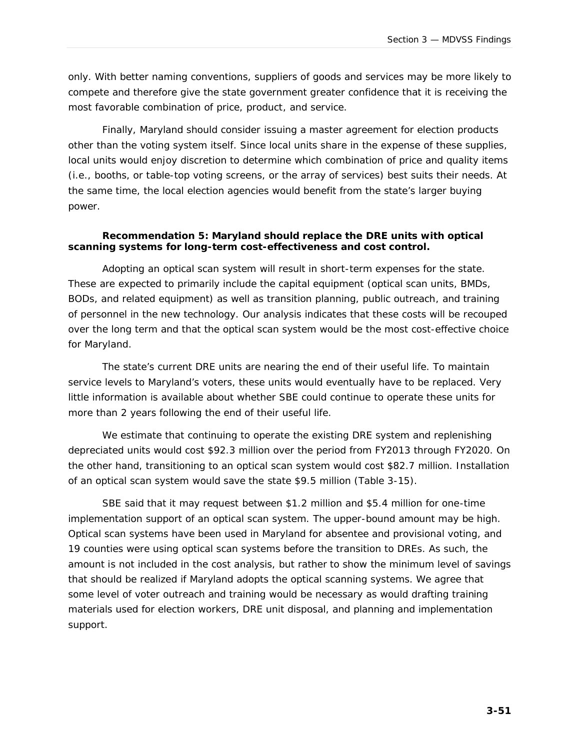only. With better naming conventions, suppliers of goods and services may be more likely to compete and therefore give the state government greater confidence that it is receiving the most favorable combination of price, product, and service.

Finally, Maryland should consider issuing a master agreement for election products other than the voting system itself. Since local units share in the expense of these supplies, local units would enjoy discretion to determine which combination of price and quality items (i.e., booths, or table-top voting screens, or the array of services) best suits their needs. At the same time, the local election agencies would benefit from the state's larger buying power.

**Recommendation 5: Maryland should replace the DRE units with optical scanning systems for long-term cost-effectiveness and cost control.**

Adopting an optical scan system will result in short-term expenses for the state. These are expected to primarily include the capital equipment (optical scan units, BMDs, BODs, and related equipment) as well as transition planning, public outreach, and training of personnel in the new technology. Our analysis indicates that these costs will be recouped over the long term and that the optical scan system would be the most cost-effective choice for Maryland.

The state's current DRE units are nearing the end of their useful life. To maintain service levels to Maryland's voters, these units would eventually have to be replaced. Very little information is available about whether SBE could continue to operate these units for more than 2 years following the end of their useful life.

We estimate that continuing to operate the existing DRE system and replenishing depreciated units would cost $92.3 million over the period from FY2013 through FY2020. On the other hand, transitioning to an optical scan system would cost $82.7 million. Installation of an optical scan system would save the state $9.5 million (Table 3-15).

SBE said that it may request between $1.2 million and $5.4 million for one-time implementation support of an optical scan system. The upper-bound amount may be high. Optical scan systems have been used in Maryland for absentee and provisional voting, and 19 counties were using optical scan systems before the transition to DREs. As such, the amount is not included in the cost analysis, but rather to show the minimum level of savings that should be realized if Maryland adopts the optical scanning systems. We agree that some level of voter outreach and training would be necessary as would drafting training materials used for election workers, DRE unit disposal, and planning and implementation support.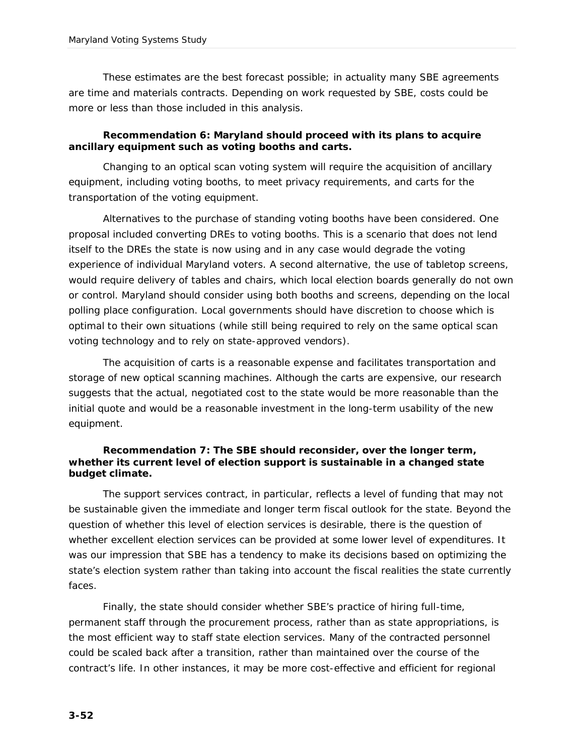These estimates are the best forecast possible; in actuality many SBE agreements are time and materials contracts. Depending on work requested by SBE, costs could be more or less than those included in this analysis.

**Recommendation 6: Maryland should proceed with its plans to acquire ancillary equipment such as voting booths and carts.**

Changing to an optical scan voting system will require the acquisition of ancillary equipment, including voting booths, to meet privacy requirements, and carts for the transportation of the voting equipment.

Alternatives to the purchase of standing voting booths have been considered. One proposal included converting DREs to voting booths. This is a scenario that does not lend itself to the DREs the state is now using and in any case would degrade the voting experience of individual Maryland voters. A second alternative, the use of tabletop screens, would require delivery of tables and chairs, which local election boards generally do not own or control. Maryland should consider using both booths and screens, depending on the local polling place configuration. Local governments should have discretion to choose which is optimal to their own situations (while still being required to rely on the same optical scan voting technology and to rely on state-approved vendors).

The acquisition of carts is a reasonable expense and facilitates transportation and storage of new optical scanning machines. Although the carts are expensive, our research suggests that the actual, negotiated cost to the state would be more reasonable than the initial quote and would be a reasonable investment in the long-term usability of the new equipment.

**Recommendation 7: The SBE should reconsider, over the longer term, whether its current level of election support is sustainable in a changed state budget climate.**

The support services contract, in particular, reflects a level of funding that may not be sustainable given the immediate and longer term fiscal outlook for the state. Beyond the question of whether this level of election services is desirable, there is the question of whether excellent election services can be provided at some lower level of expenditures. It was our impression that SBE has a tendency to make its decisions based on optimizing the state's election system rather than taking into account the fiscal realities the state currently faces.

Finally, the state should consider whether SBE's practice of hiring full-time, permanent staff through the procurement process, rather than as state appropriations, is the most efficient way to staff state election services. Many of the contracted personnel could be scaled back after a transition, rather than maintained over the course of the contract's life. In other instances, it may be more cost-effective and efficient for regional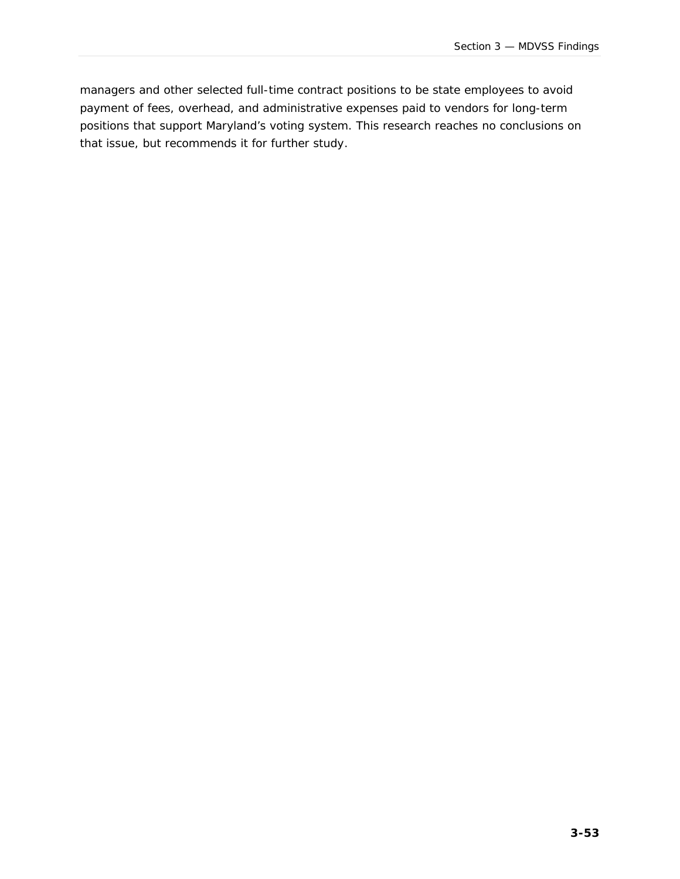managers and other selected full-time contract positions to be state employees to avoid payment of fees, overhead, and administrative expenses paid to vendors for long-term positions that support Maryland's voting system. This research reaches no conclusions on that issue, but recommends it for further study.